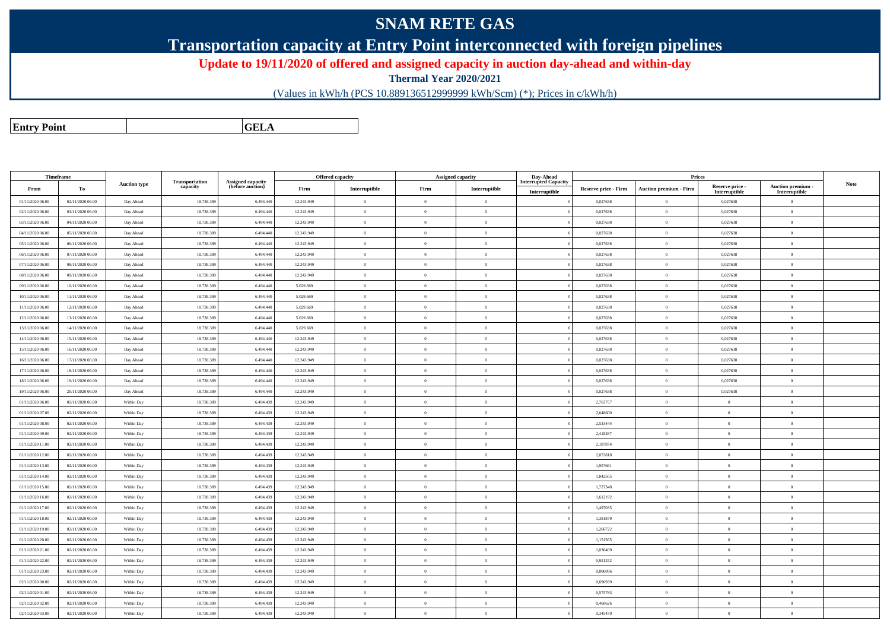# SNAM RETE GAS

## Transportation capacity at Entry Point interconnected with foreign pipelines

**Update to 19/11/2020 of offered and assigned capacity in auction day-ahead and within-day**

**Thermal Year 2020/2021**

(Values in kWh/h (PCS 10.889136512999999 kWh/Scm) (*); Prices in c/kWh/h)

| **Entry Point** | | **GELA** |
|---|---|---|

| Timeframe | | Auction type | Transportation capacity | Assigned capacity (before auction) | Offered capacity | | Assigned capacity | | Day-Ahead Interrupted Capacity | Prices | | | | Note |
|---|---|---|---|---|---|---|---|---|---|---|---|---|---|---|
| From | To | | | | Firm | Interruptible | Firm | Interruptible | Interruptible | Reserve price - Firm | Auction premium - Firm | Reserve price - Interruptible | Auction premium - Interruptible | |
| 01/11/2020 06.00 | 02/11/2020 06.00 | Day Ahead | 18.738.389 | 6.494.440 | 12.243.949 | 0 | 0 | 0 | 0 | 0,027638 | 0 | 0,027638 | 0 | |
| 02/11/2020 06.00 | 03/11/2020 06.00 | Day Ahead | 18.738.389 | 6.494.440 | 12.243.949 | 0 | 0 | 0 | 0 | 0,027638 | 0 | 0,027638 | 0 | |
| 03/11/2020 06.00 | 04/11/2020 06.00 | Day Ahead | 18.738.389 | 6.494.440 | 12.243.949 | 0 | 0 | 0 | 0 | 0,027638 | 0 | 0,027638 | 0 | |
| 04/11/2020 06.00 | 05/11/2020 06.00 | Day Ahead | 18.738.389 | 6.494.440 | 12.243.949 | 0 | 0 | 0 | 0 | 0,027638 | 0 | 0,027638 | 0 | |
| 05/11/2020 06.00 | 06/11/2020 06.00 | Day Ahead | 18.738.389 | 6.494.440 | 12.243.949 | 0 | 0 | 0 | 0 | 0,027638 | 0 | 0,027638 | 0 | |
| 06/11/2020 06.00 | 07/11/2020 06.00 | Day Ahead | 18.738.389 | 6.494.440 | 12.243.949 | 0 | 0 | 0 | 0 | 0,027638 | 0 | 0,027638 | 0 | |
| 07/11/2020 06.00 | 08/11/2020 06.00 | Day Ahead | 18.738.389 | 6.494.440 | 12.243.949 | 0 | 0 | 0 | 0 | 0,027638 | 0 | 0,027638 | 0 | |
| 08/11/2020 06.00 | 09/11/2020 06.00 | Day Ahead | 18.738.389 | 6.494.440 | 12.243.949 | 0 | 0 | 0 | 0 | 0,027638 | 0 | 0,027638 | 0 | |
| 09/11/2020 06.00 | 10/11/2020 06.00 | Day Ahead | 18.738.389 | 6.494.440 | 5.029.669 | 0 | 0 | 0 | 0 | 0,027638 | 0 | 0,027638 | 0 | |
| 10/11/2020 06.00 | 11/11/2020 06.00 | Day Ahead | 18.738.389 | 6.494.440 | 5.029.669 | 0 | 0 | 0 | 0 | 0,027638 | 0 | 0,027638 | 0 | |
| 11/11/2020 06.00 | 12/11/2020 06.00 | Day Ahead | 18.738.389 | 6.494.440 | 5.029.669 | 0 | 0 | 0 | 0 | 0,027638 | 0 | 0,027638 | 0 | |
| 12/11/2020 06.00 | 13/11/2020 06.00 | Day Ahead | 18.738.389 | 6.494.440 | 5.029.669 | 0 | 0 | 0 | 0 | 0,027638 | 0 | 0,027638 | 0 | |
| 13/11/2020 06.00 | 14/11/2020 06.00 | Day Ahead | 18.738.389 | 6.494.440 | 5.029.669 | 0 | 0 | 0 | 0 | 0,027638 | 0 | 0,027638 | 0 | |
| 14/11/2020 06.00 | 15/11/2020 06.00 | Day Ahead | 18.738.389 | 6.494.440 | 12.243.949 | 0 | 0 | 0 | 0 | 0,027638 | 0 | 0,027638 | 0 | |
| 15/11/2020 06.00 | 16/11/2020 06.00 | Day Ahead | 18.738.389 | 6.494.440 | 12.243.949 | 0 | 0 | 0 | 0 | 0,027638 | 0 | 0,027638 | 0 | |
| 16/11/2020 06.00 | 17/11/2020 06.00 | Day Ahead | 18.738.389 | 6.494.440 | 12.243.949 | 0 | 0 | 0 | 0 | 0,027638 | 0 | 0,027638 | 0 | |
| 17/11/2020 06.00 | 18/11/2020 06.00 | Day Ahead | 18.738.389 | 6.494.440 | 12.243.949 | 0 | 0 | 0 | 0 | 0,027638 | 0 | 0,027638 | 0 | |
| 18/11/2020 06.00 | 19/11/2020 06.00 | Day Ahead | 18.738.389 | 6.494.440 | 12.243.949 | 0 | 0 | 0 | 0 | 0,027638 | 0 | 0,027638 | 0 | |
| 19/11/2020 06.00 | 20/11/2020 06.00 | Day Ahead | 18.738.389 | 6.494.440 | 12.243.949 | 0 | 0 | 0 | 0 | 0,027638 | 0 | 0,027638 | 0 | |
| 01/11/2020 06.00 | 02/11/2020 06.00 | Within Day | 18.738.389 | 6.494.439 | 12.243.949 | 0 | 0 | 0 | 0 | 2,763757 | 0 | 0 | 0 | |
| 01/11/2020 07.00 | 02/11/2020 06.00 | Within Day | 18.738.389 | 6.494.439 | 12.243.949 | 0 | 0 | 0 | 0 | 2,648600 | 0 | 0 | 0 | |
| 01/11/2020 08.00 | 02/11/2020 06.00 | Within Day | 18.738.389 | 6.494.439 | 12.243.949 | 0 | 0 | 0 | 0 | 2,533444 | 0 | 0 | 0 | |
| 01/11/2020 09.00 | 02/11/2020 06.00 | Within Day | 18.738.389 | 6.494.439 | 12.243.949 | 0 | 0 | 0 | 0 | 2,418287 | 0 | 0 | 0 | |
| 01/11/2020 11.00 | 02/11/2020 06.00 | Within Day | 18.738.389 | 6.494.439 | 12.243.949 | 0 | 0 | 0 | 0 | 2,187974 | 0 | 0 | 0 | |
| 01/11/2020 12.00 | 02/11/2020 06.00 | Within Day | 18.738.389 | 6.494.439 | 12.243.949 | 0 | 0 | 0 | 0 | 2,072818 | 0 | 0 | 0 | |
| 01/11/2020 13.00 | 02/11/2020 06.00 | Within Day | 18.738.389 | 6.494.439 | 12.243.949 | 0 | 0 | 0 | 0 | 1,957661 | 0 | 0 | 0 | |
| 01/11/2020 14.00 | 02/11/2020 06.00 | Within Day | 18.738.389 | 6.494.439 | 12.243.949 | 0 | 0 | 0 | 0 | 1,842505 | 0 | 0 | 0 | |
| 01/11/2020 15.00 | 02/11/2020 06.00 | Within Day | 18.738.389 | 6.494.439 | 12.243.949 | 0 | 0 | 0 | 0 | 1,727348 | 0 | 0 | 0 | |
| 01/11/2020 16.00 | 02/11/2020 06.00 | Within Day | 18.738.389 | 6.494.439 | 12.243.949 | 0 | 0 | 0 | 0 | 1,612192 | 0 | 0 | 0 | |
| 01/11/2020 17.00 | 02/11/2020 06.00 | Within Day | 18.738.389 | 6.494.439 | 12.243.949 | 0 | 0 | 0 | 0 | 1,497035 | 0 | 0 | 0 | |
| 01/11/2020 18.00 | 02/11/2020 06.00 | Within Day | 18.738.389 | 6.494.439 | 12.243.949 | 0 | 0 | 0 | 0 | 1,381879 | 0 | 0 | 0 | |
| 01/11/2020 19.00 | 02/11/2020 06.00 | Within Day | 18.738.389 | 6.494.439 | 12.243.949 | 0 | 0 | 0 | 0 | 1,266722 | 0 | 0 | 0 | |
| 01/11/2020 20.00 | 02/11/2020 06.00 | Within Day | 18.738.389 | 6.494.439 | 12.243.949 | 0 | 0 | 0 | 0 | 1,151565 | 0 | 0 | 0 | |
| 01/11/2020 21.00 | 02/11/2020 06.00 | Within Day | 18.738.389 | 6.494.439 | 12.243.949 | 0 | 0 | 0 | 0 | 1,036409 | 0 | 0 | 0 | |
| 01/11/2020 22.00 | 02/11/2020 06.00 | Within Day | 18.738.389 | 6.494.439 | 12.243.949 | 0 | 0 | 0 | 0 | 0,921252 | 0 | 0 | 0 | |
| 01/11/2020 23.00 | 02/11/2020 06.00 | Within Day | 18.738.389 | 6.494.439 | 12.243.949 | 0 | 0 | 0 | 0 | 0,806096 | 0 | 0 | 0 | |
| 02/11/2020 00.00 | 02/11/2020 06.00 | Within Day | 18.738.389 | 6.494.439 | 12.243.949 | 0 | 0 | 0 | 0 | 0,690939 | 0 | 0 | 0 | |
| 02/11/2020 01.00 | 02/11/2020 06.00 | Within Day | 18.738.389 | 6.494.439 | 12.243.949 | 0 | 0 | 0 | 0 | 0,575783 | 0 | 0 | 0 | |
| 02/11/2020 02.00 | 02/11/2020 06.00 | Within Day | 18.738.389 | 6.494.439 | 12.243.949 | 0 | 0 | 0 | 0 | 0,460626 | 0 | 0 | 0 | |
| 02/11/2020 03.00 | 02/11/2020 06.00 | Within Day | 18.738.389 | 6.494.439 | 12.243.949 | 0 | 0 | 0 | 0 | 0,345470 | 0 | 0 | 0 | |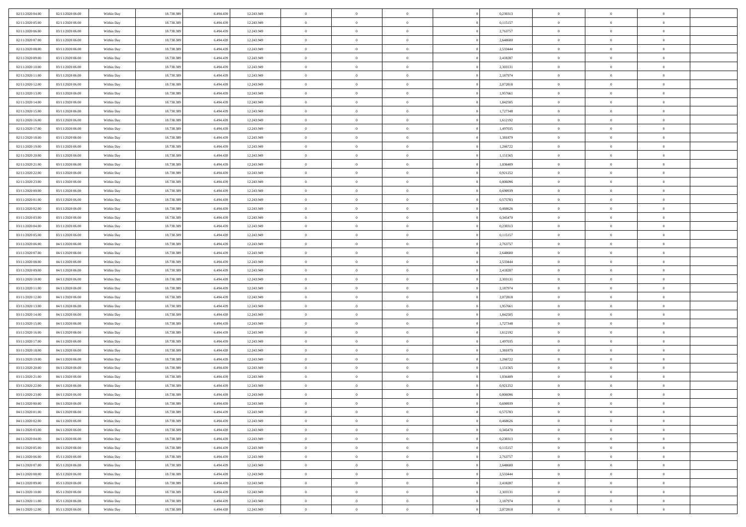| | | | | | | | | | | | | | | |
|---|---|---|---|---|---|---|---|---|---|---|---|---|---|---|
| 02/11/2020 04:00 | 02/11/2020 06:00 | Within Day | 18.738.389 | 6.494.439 | 12.243.949 | 0 | 0 | 0 | | 0,230313 | 0 | 0 | 0 | |
| 02/11/2020 05:00 | 02/11/2020 06:00 | Within Day | 18.738.389 | 6.494.439 | 12.243.949 | 0 | 0 | 0 | | 0,115157 | 0 | 0 | 0 | |
| 02/11/2020 06:00 | 03/11/2020 06:00 | Within Day | 18.738.389 | 6.494.439 | 12.243.949 | 0 | 0 | 0 | | 2,763757 | 0 | 0 | 0 | |
| 02/11/2020 07:00 | 03/11/2020 06:00 | Within Day | 18.738.389 | 6.494.439 | 12.243.949 | 0 | 0 | 0 | | 2,648600 | 0 | 0 | 0 | |
| 02/11/2020 08:00 | 03/11/2020 06:00 | Within Day | 18.738.389 | 6.494.439 | 12.243.949 | 0 | 0 | 0 | | 2,533444 | 0 | 0 | 0 | |
| 02/11/2020 09:00 | 03/11/2020 06:00 | Within Day | 18.738.389 | 6.494.439 | 12.243.949 | 0 | 0 | 0 | | 2,418287 | 0 | 0 | 0 | |
| 02/11/2020 10:00 | 03/11/2020 06:00 | Within Day | 18.738.389 | 6.494.439 | 12.243.949 | 0 | 0 | 0 | | 2,303131 | 0 | 0 | 0 | |
| 02/11/2020 11:00 | 03/11/2020 06:00 | Within Day | 18.738.389 | 6.494.439 | 12.243.949 | 0 | 0 | 0 | | 2,187974 | 0 | 0 | 0 | |
| 02/11/2020 12:00 | 03/11/2020 06:00 | Within Day | 18.738.389 | 6.494.439 | 12.243.949 | 0 | 0 | 0 | | 2,072818 | 0 | 0 | 0 | |
| 02/11/2020 13:00 | 03/11/2020 06:00 | Within Day | 18.738.389 | 6.494.439 | 12.243.949 | 0 | 0 | 0 | | 1,957661 | 0 | 0 | 0 | |
| 02/11/2020 14:00 | 03/11/2020 06:00 | Within Day | 18.738.389 | 6.494.439 | 12.243.949 | 0 | 0 | 0 | | 1,842505 | 0 | 0 | 0 | |
| 02/11/2020 15:00 | 03/11/2020 06:00 | Within Day | 18.738.389 | 6.494.439 | 12.243.949 | 0 | 0 | 0 | | 1,727348 | 0 | 0 | 0 | |
| 02/11/2020 16:00 | 03/11/2020 06:00 | Within Day | 18.738.389 | 6.494.439 | 12.243.949 | 0 | 0 | 0 | | 1,612192 | 0 | 0 | 0 | |
| 02/11/2020 17:00 | 03/11/2020 06:00 | Within Day | 18.738.389 | 6.494.439 | 12.243.949 | 0 | 0 | 0 | | 1,497035 | 0 | 0 | 0 | |
| 02/11/2020 18:00 | 03/11/2020 06:00 | Within Day | 18.738.389 | 6.494.439 | 12.243.949 | 0 | 0 | 0 | | 1,381879 | 0 | 0 | 0 | |
| 02/11/2020 19:00 | 03/11/2020 06:00 | Within Day | 18.738.389 | 6.494.439 | 12.243.949 | 0 | 0 | 0 | | 1,266722 | 0 | 0 | 0 | |
| 02/11/2020 20:00 | 03/11/2020 06:00 | Within Day | 18.738.389 | 6.494.439 | 12.243.949 | 0 | 0 | 0 | | 1,151565 | 0 | 0 | 0 | |
| 02/11/2020 21:00 | 03/11/2020 06:00 | Within Day | 18.738.389 | 6.494.439 | 12.243.949 | 0 | 0 | 0 | | 1,036409 | 0 | 0 | 0 | |
| 02/11/2020 22:00 | 03/11/2020 06:00 | Within Day | 18.738.389 | 6.494.439 | 12.243.949 | 0 | 0 | 0 | | 0,921252 | 0 | 0 | 0 | |
| 02/11/2020 23:00 | 03/11/2020 06:00 | Within Day | 18.738.389 | 6.494.439 | 12.243.949 | 0 | 0 | 0 | | 0,806096 | 0 | 0 | 0 | |
| 03/11/2020 00:00 | 03/11/2020 06:00 | Within Day | 18.738.389 | 6.494.439 | 12.243.949 | 0 | 0 | 0 | | 0,690939 | 0 | 0 | 0 | |
| 03/11/2020 01:00 | 03/11/2020 06:00 | Within Day | 18.738.389 | 6.494.439 | 12.243.949 | 0 | 0 | 0 | | 0,575783 | 0 | 0 | 0 | |
| 03/11/2020 02:00 | 03/11/2020 06:00 | Within Day | 18.738.389 | 6.494.439 | 12.243.949 | 0 | 0 | 0 | | 0,460626 | 0 | 0 | 0 | |
| 03/11/2020 03:00 | 03/11/2020 06:00 | Within Day | 18.738.389 | 6.494.439 | 12.243.949 | 0 | 0 | 0 | | 0,345470 | 0 | 0 | 0 | |
| 03/11/2020 04:00 | 03/11/2020 06:00 | Within Day | 18.738.389 | 6.494.439 | 12.243.949 | 0 | 0 | 0 | | 0,230313 | 0 | 0 | 0 | |
| 03/11/2020 05:00 | 03/11/2020 06:00 | Within Day | 18.738.389 | 6.494.439 | 12.243.949 | 0 | 0 | 0 | | 0,115157 | 0 | 0 | 0 | |
| 03/11/2020 06:00 | 04/11/2020 06:00 | Within Day | 18.738.389 | 6.494.439 | 12.243.949 | 0 | 0 | 0 | | 2,763757 | 0 | 0 | 0 | |
| 03/11/2020 07:00 | 04/11/2020 06:00 | Within Day | 18.738.389 | 6.494.439 | 12.243.949 | 0 | 0 | 0 | | 2,648600 | 0 | 0 | 0 | |
| 03/11/2020 08:00 | 04/11/2020 06:00 | Within Day | 18.738.389 | 6.494.439 | 12.243.949 | 0 | 0 | 0 | | 2,533444 | 0 | 0 | 0 | |
| 03/11/2020 09:00 | 04/11/2020 06:00 | Within Day | 18.738.389 | 6.494.439 | 12.243.949 | 0 | 0 | 0 | | 2,418287 | 0 | 0 | 0 | |
| 03/11/2020 10:00 | 04/11/2020 06:00 | Within Day | 18.738.389 | 6.494.439 | 12.243.949 | 0 | 0 | 0 | | 2,303131 | 0 | 0 | 0 | |
| 03/11/2020 11:00 | 04/11/2020 06:00 | Within Day | 18.738.389 | 6.494.439 | 12.243.949 | 0 | 0 | 0 | | 2,187974 | 0 | 0 | 0 | |
| 03/11/2020 12:00 | 04/11/2020 06:00 | Within Day | 18.738.389 | 6.494.439 | 12.243.949 | 0 | 0 | 0 | | 2,072818 | 0 | 0 | 0 | |
| 03/11/2020 13:00 | 04/11/2020 06:00 | Within Day | 18.738.389 | 6.494.439 | 12.243.949 | 0 | 0 | 0 | | 1,957661 | 0 | 0 | 0 | |
| 03/11/2020 14:00 | 04/11/2020 06:00 | Within Day | 18.738.389 | 6.494.439 | 12.243.949 | 0 | 0 | 0 | | 1,842505 | 0 | 0 | 0 | |
| 03/11/2020 15:00 | 04/11/2020 06:00 | Within Day | 18.738.389 | 6.494.439 | 12.243.949 | 0 | 0 | 0 | | 1,727348 | 0 | 0 | 0 | |
| 03/11/2020 16:00 | 04/11/2020 06:00 | Within Day | 18.738.389 | 6.494.439 | 12.243.949 | 0 | 0 | 0 | | 1,612192 | 0 | 0 | 0 | |
| 03/11/2020 17:00 | 04/11/2020 06:00 | Within Day | 18.738.389 | 6.494.439 | 12.243.949 | 0 | 0 | 0 | | 1,497035 | 0 | 0 | 0 | |
| 03/11/2020 18:00 | 04/11/2020 06:00 | Within Day | 18.738.389 | 6.494.439 | 12.243.949 | 0 | 0 | 0 | | 1,381879 | 0 | 0 | 0 | |
| 03/11/2020 19:00 | 04/11/2020 06:00 | Within Day | 18.738.389 | 6.494.439 | 12.243.949 | 0 | 0 | 0 | | 1,266722 | 0 | 0 | 0 | |
| 03/11/2020 20:00 | 04/11/2020 06:00 | Within Day | 18.738.389 | 6.494.439 | 12.243.949 | 0 | 0 | 0 | | 1,151565 | 0 | 0 | 0 | |
| 03/11/2020 21:00 | 04/11/2020 06:00 | Within Day | 18.738.389 | 6.494.439 | 12.243.949 | 0 | 0 | 0 | | 1,036409 | 0 | 0 | 0 | |
| 03/11/2020 22:00 | 04/11/2020 06:00 | Within Day | 18.738.389 | 6.494.439 | 12.243.949 | 0 | 0 | 0 | | 0,921252 | 0 | 0 | 0 | |
| 03/11/2020 23:00 | 04/11/2020 06:00 | Within Day | 18.738.389 | 6.494.439 | 12.243.949 | 0 | 0 | 0 | | 0,806096 | 0 | 0 | 0 | |
| 04/11/2020 00:00 | 04/11/2020 06:00 | Within Day | 18.738.389 | 6.494.439 | 12.243.949 | 0 | 0 | 0 | | 0,690939 | 0 | 0 | 0 | |
| 04/11/2020 01:00 | 04/11/2020 06:00 | Within Day | 18.738.389 | 6.494.439 | 12.243.949 | 0 | 0 | 0 | | 0,575783 | 0 | 0 | 0 | |
| 04/11/2020 02:00 | 04/11/2020 06:00 | Within Day | 18.738.389 | 6.494.439 | 12.243.949 | 0 | 0 | 0 | | 0,460626 | 0 | 0 | 0 | |
| 04/11/2020 03:00 | 04/11/2020 06:00 | Within Day | 18.738.389 | 6.494.439 | 12.243.949 | 0 | 0 | 0 | | 0,345470 | 0 | 0 | 0 | |
| 04/11/2020 04:00 | 04/11/2020 06:00 | Within Day | 18.738.389 | 6.494.439 | 12.243.949 | 0 | 0 | 0 | | 0,230313 | 0 | 0 | 0 | |
| 04/11/2020 05:00 | 04/11/2020 06:00 | Within Day | 18.738.389 | 6.494.439 | 12.243.949 | 0 | 0 | 0 | | 0,115157 | 0 | 0 | 0 | |
| 04/11/2020 06:00 | 05/11/2020 06:00 | Within Day | 18.738.389 | 6.494.439 | 12.243.949 | 0 | 0 | 0 | | 2,763757 | 0 | 0 | 0 | |
| 04/11/2020 07:00 | 05/11/2020 06:00 | Within Day | 18.738.389 | 6.494.439 | 12.243.949 | 0 | 0 | 0 | | 2,648600 | 0 | 0 | 0 | |
| 04/11/2020 08:00 | 05/11/2020 06:00 | Within Day | 18.738.389 | 6.494.439 | 12.243.949 | 0 | 0 | 0 | | 2,533444 | 0 | 0 | 0 | |
| 04/11/2020 09:00 | 05/11/2020 06:00 | Within Day | 18.738.389 | 6.494.439 | 12.243.949 | 0 | 0 | 0 | | 2,418287 | 0 | 0 | 0 | |
| 04/11/2020 10:00 | 05/11/2020 06:00 | Within Day | 18.738.389 | 6.494.439 | 12.243.949 | 0 | 0 | 0 | | 2,303131 | 0 | 0 | 0 | |
| 04/11/2020 11:00 | 05/11/2020 06:00 | Within Day | 18.738.389 | 6.494.439 | 12.243.949 | 0 | 0 | 0 | | 2,187974 | 0 | 0 | 0 | |
| 04/11/2020 12:00 | 05/11/2020 06:00 | Within Day | 18.738.389 | 6.494.439 | 12.243.949 | 0 | 0 | 0 | | 2,072818 | 0 | 0 | 0 | |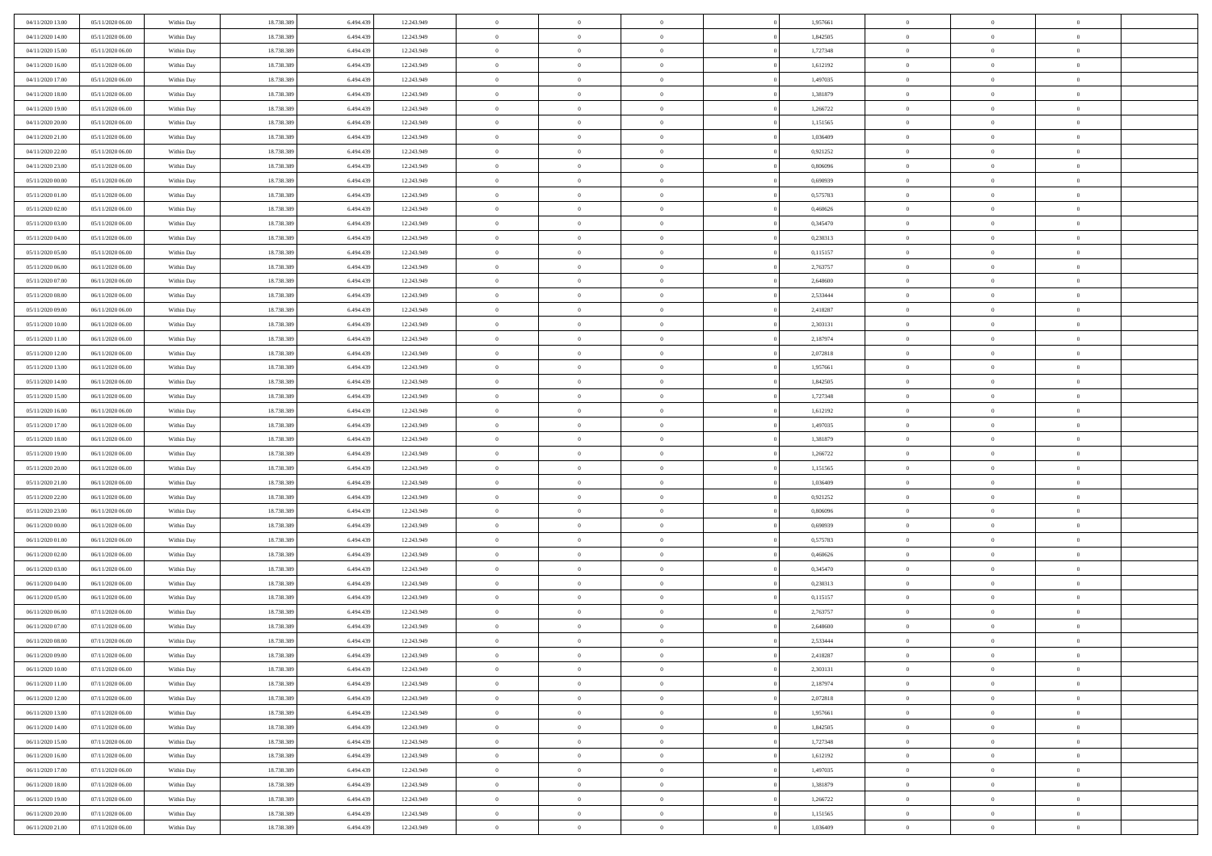| | | | | | | | | | | | | | | |
|---|---|---|---|---|---|---|---|---|---|---|---|---|---|---|
| 04/11/2020 13.00 | 05/11/2020 06.00 | Within Day | 18.738.389 | 6.494.439 | 12.243.949 | 0 | 0 | 0 | | 1,957661 | 0 | 0 | 0 | |
| 04/11/2020 14.00 | 05/11/2020 06.00 | Within Day | 18.738.389 | 6.494.439 | 12.243.949 | 0 | 0 | 0 | | 1,842505 | 0 | 0 | 0 | |
| 04/11/2020 15.00 | 05/11/2020 06.00 | Within Day | 18.738.389 | 6.494.439 | 12.243.949 | 0 | 0 | 0 | | 1,727348 | 0 | 0 | 0 | |
| 04/11/2020 16.00 | 05/11/2020 06.00 | Within Day | 18.738.389 | 6.494.439 | 12.243.949 | 0 | 0 | 0 | | 1,612192 | 0 | 0 | 0 | |
| 04/11/2020 17.00 | 05/11/2020 06.00 | Within Day | 18.738.389 | 6.494.439 | 12.243.949 | 0 | 0 | 0 | | 1,497035 | 0 | 0 | 0 | |
| 04/11/2020 18.00 | 05/11/2020 06.00 | Within Day | 18.738.389 | 6.494.439 | 12.243.949 | 0 | 0 | 0 | | 1,381879 | 0 | 0 | 0 | |
| 04/11/2020 19.00 | 05/11/2020 06.00 | Within Day | 18.738.389 | 6.494.439 | 12.243.949 | 0 | 0 | 0 | | 1,266722 | 0 | 0 | 0 | |
| 04/11/2020 20.00 | 05/11/2020 06.00 | Within Day | 18.738.389 | 6.494.439 | 12.243.949 | 0 | 0 | 0 | | 1,151565 | 0 | 0 | 0 | |
| 04/11/2020 21.00 | 05/11/2020 06.00 | Within Day | 18.738.389 | 6.494.439 | 12.243.949 | 0 | 0 | 0 | | 1,036409 | 0 | 0 | 0 | |
| 04/11/2020 22.00 | 05/11/2020 06.00 | Within Day | 18.738.389 | 6.494.439 | 12.243.949 | 0 | 0 | 0 | | 0,921252 | 0 | 0 | 0 | |
| 04/11/2020 23.00 | 05/11/2020 06.00 | Within Day | 18.738.389 | 6.494.439 | 12.243.949 | 0 | 0 | 0 | | 0,806096 | 0 | 0 | 0 | |
| 05/11/2020 00.00 | 05/11/2020 06.00 | Within Day | 18.738.389 | 6.494.439 | 12.243.949 | 0 | 0 | 0 | | 0,690939 | 0 | 0 | 0 | |
| 05/11/2020 01.00 | 05/11/2020 06.00 | Within Day | 18.738.389 | 6.494.439 | 12.243.949 | 0 | 0 | 0 | | 0,575783 | 0 | 0 | 0 | |
| 05/11/2020 02.00 | 05/11/2020 06.00 | Within Day | 18.738.389 | 6.494.439 | 12.243.949 | 0 | 0 | 0 | | 0,460626 | 0 | 0 | 0 | |
| 05/11/2020 03.00 | 05/11/2020 06.00 | Within Day | 18.738.389 | 6.494.439 | 12.243.949 | 0 | 0 | 0 | | 0,345470 | 0 | 0 | 0 | |
| 05/11/2020 04.00 | 05/11/2020 06.00 | Within Day | 18.738.389 | 6.494.439 | 12.243.949 | 0 | 0 | 0 | | 0,230313 | 0 | 0 | 0 | |
| 05/11/2020 05.00 | 05/11/2020 06.00 | Within Day | 18.738.389 | 6.494.439 | 12.243.949 | 0 | 0 | 0 | | 0,115157 | 0 | 0 | 0 | |
| 05/11/2020 06.00 | 06/11/2020 06.00 | Within Day | 18.738.389 | 6.494.439 | 12.243.949 | 0 | 0 | 0 | | 2,763757 | 0 | 0 | 0 | |
| 05/11/2020 07.00 | 06/11/2020 06.00 | Within Day | 18.738.389 | 6.494.439 | 12.243.949 | 0 | 0 | 0 | | 2,648600 | 0 | 0 | 0 | |
| 05/11/2020 08.00 | 06/11/2020 06.00 | Within Day | 18.738.389 | 6.494.439 | 12.243.949 | 0 | 0 | 0 | | 2,533444 | 0 | 0 | 0 | |
| 05/11/2020 09.00 | 06/11/2020 06.00 | Within Day | 18.738.389 | 6.494.439 | 12.243.949 | 0 | 0 | 0 | | 2,418287 | 0 | 0 | 0 | |
| 05/11/2020 10.00 | 06/11/2020 06.00 | Within Day | 18.738.389 | 6.494.439 | 12.243.949 | 0 | 0 | 0 | | 2,303131 | 0 | 0 | 0 | |
| 05/11/2020 11.00 | 06/11/2020 06.00 | Within Day | 18.738.389 | 6.494.439 | 12.243.949 | 0 | 0 | 0 | | 2,187974 | 0 | 0 | 0 | |
| 05/11/2020 12.00 | 06/11/2020 06.00 | Within Day | 18.738.389 | 6.494.439 | 12.243.949 | 0 | 0 | 0 | | 2,072818 | 0 | 0 | 0 | |
| 05/11/2020 13.00 | 06/11/2020 06.00 | Within Day | 18.738.389 | 6.494.439 | 12.243.949 | 0 | 0 | 0 | | 1,957661 | 0 | 0 | 0 | |
| 05/11/2020 14.00 | 06/11/2020 06.00 | Within Day | 18.738.389 | 6.494.439 | 12.243.949 | 0 | 0 | 0 | | 1,842505 | 0 | 0 | 0 | |
| 05/11/2020 15.00 | 06/11/2020 06.00 | Within Day | 18.738.389 | 6.494.439 | 12.243.949 | 0 | 0 | 0 | | 1,727348 | 0 | 0 | 0 | |
| 05/11/2020 16.00 | 06/11/2020 06.00 | Within Day | 18.738.389 | 6.494.439 | 12.243.949 | 0 | 0 | 0 | | 1,612192 | 0 | 0 | 0 | |
| 05/11/2020 17.00 | 06/11/2020 06.00 | Within Day | 18.738.389 | 6.494.439 | 12.243.949 | 0 | 0 | 0 | | 1,497035 | 0 | 0 | 0 | |
| 05/11/2020 18.00 | 06/11/2020 06.00 | Within Day | 18.738.389 | 6.494.439 | 12.243.949 | 0 | 0 | 0 | | 1,381879 | 0 | 0 | 0 | |
| 05/11/2020 19.00 | 06/11/2020 06.00 | Within Day | 18.738.389 | 6.494.439 | 12.243.949 | 0 | 0 | 0 | | 1,266722 | 0 | 0 | 0 | |
| 05/11/2020 20.00 | 06/11/2020 06.00 | Within Day | 18.738.389 | 6.494.439 | 12.243.949 | 0 | 0 | 0 | | 1,151565 | 0 | 0 | 0 | |
| 05/11/2020 21.00 | 06/11/2020 06.00 | Within Day | 18.738.389 | 6.494.439 | 12.243.949 | 0 | 0 | 0 | | 1,036409 | 0 | 0 | 0 | |
| 05/11/2020 22.00 | 06/11/2020 06.00 | Within Day | 18.738.389 | 6.494.439 | 12.243.949 | 0 | 0 | 0 | | 0,921252 | 0 | 0 | 0 | |
| 05/11/2020 23.00 | 06/11/2020 06.00 | Within Day | 18.738.389 | 6.494.439 | 12.243.949 | 0 | 0 | 0 | | 0,806096 | 0 | 0 | 0 | |
| 06/11/2020 00.00 | 06/11/2020 06.00 | Within Day | 18.738.389 | 6.494.439 | 12.243.949 | 0 | 0 | 0 | | 0,690939 | 0 | 0 | 0 | |
| 06/11/2020 01.00 | 06/11/2020 06.00 | Within Day | 18.738.389 | 6.494.439 | 12.243.949 | 0 | 0 | 0 | | 0,575783 | 0 | 0 | 0 | |
| 06/11/2020 02.00 | 06/11/2020 06.00 | Within Day | 18.738.389 | 6.494.439 | 12.243.949 | 0 | 0 | 0 | | 0,460626 | 0 | 0 | 0 | |
| 06/11/2020 03.00 | 06/11/2020 06.00 | Within Day | 18.738.389 | 6.494.439 | 12.243.949 | 0 | 0 | 0 | | 0,345470 | 0 | 0 | 0 | |
| 06/11/2020 04.00 | 06/11/2020 06.00 | Within Day | 18.738.389 | 6.494.439 | 12.243.949 | 0 | 0 | 0 | | 0,230313 | 0 | 0 | 0 | |
| 06/11/2020 05.00 | 06/11/2020 06.00 | Within Day | 18.738.389 | 6.494.439 | 12.243.949 | 0 | 0 | 0 | | 0,115157 | 0 | 0 | 0 | |
| 06/11/2020 06.00 | 07/11/2020 06.00 | Within Day | 18.738.389 | 6.494.439 | 12.243.949 | 0 | 0 | 0 | | 2,763757 | 0 | 0 | 0 | |
| 06/11/2020 07.00 | 07/11/2020 06.00 | Within Day | 18.738.389 | 6.494.439 | 12.243.949 | 0 | 0 | 0 | | 2,648600 | 0 | 0 | 0 | |
| 06/11/2020 08.00 | 07/11/2020 06.00 | Within Day | 18.738.389 | 6.494.439 | 12.243.949 | 0 | 0 | 0 | | 2,533444 | 0 | 0 | 0 | |
| 06/11/2020 09.00 | 07/11/2020 06.00 | Within Day | 18.738.389 | 6.494.439 | 12.243.949 | 0 | 0 | 0 | | 2,418287 | 0 | 0 | 0 | |
| 06/11/2020 10.00 | 07/11/2020 06.00 | Within Day | 18.738.389 | 6.494.439 | 12.243.949 | 0 | 0 | 0 | | 2,303131 | 0 | 0 | 0 | |
| 06/11/2020 11.00 | 07/11/2020 06.00 | Within Day | 18.738.389 | 6.494.439 | 12.243.949 | 0 | 0 | 0 | | 2,187974 | 0 | 0 | 0 | |
| 06/11/2020 12.00 | 07/11/2020 06.00 | Within Day | 18.738.389 | 6.494.439 | 12.243.949 | 0 | 0 | 0 | | 2,072818 | 0 | 0 | 0 | |
| 06/11/2020 13.00 | 07/11/2020 06.00 | Within Day | 18.738.389 | 6.494.439 | 12.243.949 | 0 | 0 | 0 | | 1,957661 | 0 | 0 | 0 | |
| 06/11/2020 14.00 | 07/11/2020 06.00 | Within Day | 18.738.389 | 6.494.439 | 12.243.949 | 0 | 0 | 0 | | 1,842505 | 0 | 0 | 0 | |
| 06/11/2020 15.00 | 07/11/2020 06.00 | Within Day | 18.738.389 | 6.494.439 | 12.243.949 | 0 | 0 | 0 | | 1,727348 | 0 | 0 | 0 | |
| 06/11/2020 16.00 | 07/11/2020 06.00 | Within Day | 18.738.389 | 6.494.439 | 12.243.949 | 0 | 0 | 0 | | 1,612192 | 0 | 0 | 0 | |
| 06/11/2020 17.00 | 07/11/2020 06.00 | Within Day | 18.738.389 | 6.494.439 | 12.243.949 | 0 | 0 | 0 | | 1,497035 | 0 | 0 | 0 | |
| 06/11/2020 18.00 | 07/11/2020 06.00 | Within Day | 18.738.389 | 6.494.439 | 12.243.949 | 0 | 0 | 0 | | 1,381879 | 0 | 0 | 0 | |
| 06/11/2020 19.00 | 07/11/2020 06.00 | Within Day | 18.738.389 | 6.494.439 | 12.243.949 | 0 | 0 | 0 | | 1,266722 | 0 | 0 | 0 | |
| 06/11/2020 20.00 | 07/11/2020 06.00 | Within Day | 18.738.389 | 6.494.439 | 12.243.949 | 0 | 0 | 0 | | 1,151565 | 0 | 0 | 0 | |
| 06/11/2020 21.00 | 07/11/2020 06.00 | Within Day | 18.738.389 | 6.494.439 | 12.243.949 | 0 | 0 | 0 | | 1,036409 | 0 | 0 | 0 | |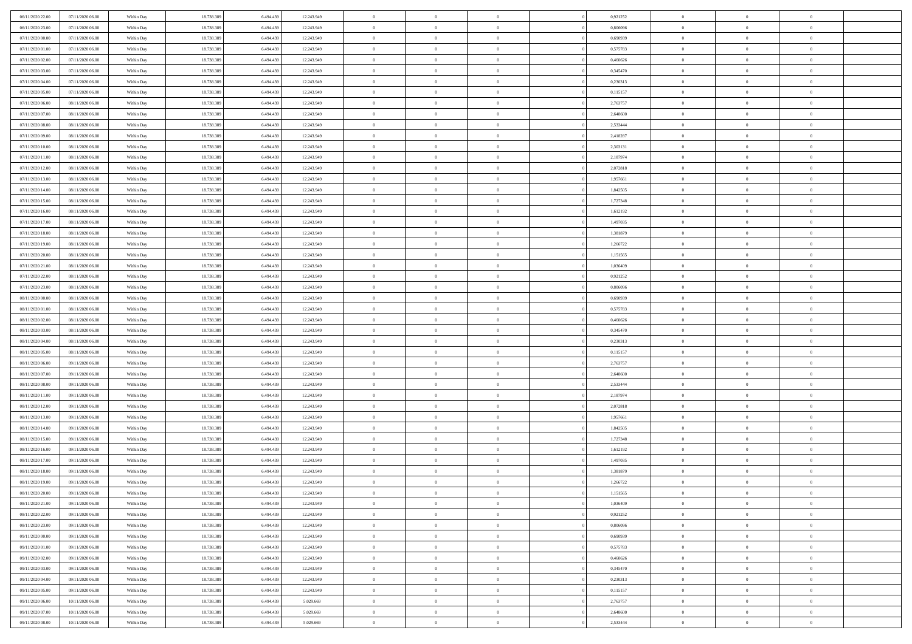| | | | | | | | | | | | | | | |
|---|---|---|---|---|---|---|---|---|---|---|---|---|---|---|
| 06/11/2020 22:00 | 07/11/2020 06.00 | Within Day | 18.738.389 | 6.494.439 | 12.243.949 | 0 | 0 | 0 | | 0,921252 | 0 | 0 | 0 | |
| 06/11/2020 23.00 | 07/11/2020 06.00 | Within Day | 18.738.389 | 6.494.439 | 12.243.949 | 0 | 0 | 0 | | 0,806096 | 0 | 0 | 0 | |
| 07/11/2020 00.00 | 07/11/2020 06.00 | Within Day | 18.738.389 | 6.494.439 | 12.243.949 | 0 | 0 | 0 | | 0,690939 | 0 | 0 | 0 | |
| 07/11/2020 01.00 | 07/11/2020 06.00 | Within Day | 18.738.389 | 6.494.439 | 12.243.949 | 0 | 0 | 0 | | 0,575783 | 0 | 0 | 0 | |
| 07/11/2020 02.00 | 07/11/2020 06.00 | Within Day | 18.738.389 | 6.494.439 | 12.243.949 | 0 | 0 | 0 | | 0,460626 | 0 | 0 | 0 | |
| 07/11/2020 03.00 | 07/11/2020 06.00 | Within Day | 18.738.389 | 6.494.439 | 12.243.949 | 0 | 0 | 0 | | 0,345470 | 0 | 0 | 0 | |
| 07/11/2020 04.00 | 07/11/2020 06.00 | Within Day | 18.738.389 | 6.494.439 | 12.243.949 | 0 | 0 | 0 | | 0,230313 | 0 | 0 | 0 | |
| 07/11/2020 05.00 | 07/11/2020 06.00 | Within Day | 18.738.389 | 6.494.439 | 12.243.949 | 0 | 0 | 0 | | 0,115157 | 0 | 0 | 0 | |
| 07/11/2020 06.00 | 08/11/2020 06.00 | Within Day | 18.738.389 | 6.494.439 | 12.243.949 | 0 | 0 | 0 | | 2,763757 | 0 | 0 | 0 | |
| 07/11/2020 07.00 | 08/11/2020 06.00 | Within Day | 18.738.389 | 6.494.439 | 12.243.949 | 0 | 0 | 0 | | 2,648600 | 0 | 0 | 0 | |
| 07/11/2020 08.00 | 08/11/2020 06.00 | Within Day | 18.738.389 | 6.494.439 | 12.243.949 | 0 | 0 | 0 | | 2,533444 | 0 | 0 | 0 | |
| 07/11/2020 09.00 | 08/11/2020 06.00 | Within Day | 18.738.389 | 6.494.439 | 12.243.949 | 0 | 0 | 0 | | 2,418287 | 0 | 0 | 0 | |
| 07/11/2020 10.00 | 08/11/2020 06.00 | Within Day | 18.738.389 | 6.494.439 | 12.243.949 | 0 | 0 | 0 | | 2,303131 | 0 | 0 | 0 | |
| 07/11/2020 11.00 | 08/11/2020 06.00 | Within Day | 18.738.389 | 6.494.439 | 12.243.949 | 0 | 0 | 0 | | 2,187974 | 0 | 0 | 0 | |
| 07/11/2020 12.00 | 08/11/2020 06.00 | Within Day | 18.738.389 | 6.494.439 | 12.243.949 | 0 | 0 | 0 | | 2,072818 | 0 | 0 | 0 | |
| 07/11/2020 13.00 | 08/11/2020 06.00 | Within Day | 18.738.389 | 6.494.439 | 12.243.949 | 0 | 0 | 0 | | 1,957661 | 0 | 0 | 0 | |
| 07/11/2020 14.00 | 08/11/2020 06.00 | Within Day | 18.738.389 | 6.494.439 | 12.243.949 | 0 | 0 | 0 | | 1,842505 | 0 | 0 | 0 | |
| 07/11/2020 15.00 | 08/11/2020 06.00 | Within Day | 18.738.389 | 6.494.439 | 12.243.949 | 0 | 0 | 0 | | 1,727348 | 0 | 0 | 0 | |
| 07/11/2020 16.00 | 08/11/2020 06.00 | Within Day | 18.738.389 | 6.494.439 | 12.243.949 | 0 | 0 | 0 | | 1,612192 | 0 | 0 | 0 | |
| 07/11/2020 17.00 | 08/11/2020 06.00 | Within Day | 18.738.389 | 6.494.439 | 12.243.949 | 0 | 0 | 0 | | 1,497035 | 0 | 0 | 0 | |
| 07/11/2020 18.00 | 08/11/2020 06.00 | Within Day | 18.738.389 | 6.494.439 | 12.243.949 | 0 | 0 | 0 | | 1,381879 | 0 | 0 | 0 | |
| 07/11/2020 19.00 | 08/11/2020 06.00 | Within Day | 18.738.389 | 6.494.439 | 12.243.949 | 0 | 0 | 0 | | 1,266722 | 0 | 0 | 0 | |
| 07/11/2020 20.00 | 08/11/2020 06.00 | Within Day | 18.738.389 | 6.494.439 | 12.243.949 | 0 | 0 | 0 | | 1,151565 | 0 | 0 | 0 | |
| 07/11/2020 21.00 | 08/11/2020 06.00 | Within Day | 18.738.389 | 6.494.439 | 12.243.949 | 0 | 0 | 0 | | 1,036409 | 0 | 0 | 0 | |
| 07/11/2020 22.00 | 08/11/2020 06.00 | Within Day | 18.738.389 | 6.494.439 | 12.243.949 | 0 | 0 | 0 | | 0,921252 | 0 | 0 | 0 | |
| 07/11/2020 23.00 | 08/11/2020 06.00 | Within Day | 18.738.389 | 6.494.439 | 12.243.949 | 0 | 0 | 0 | | 0,806096 | 0 | 0 | 0 | |
| 08/11/2020 00.00 | 08/11/2020 06.00 | Within Day | 18.738.389 | 6.494.439 | 12.243.949 | 0 | 0 | 0 | | 0,690939 | 0 | 0 | 0 | |
| 08/11/2020 01.00 | 08/11/2020 06.00 | Within Day | 18.738.389 | 6.494.439 | 12.243.949 | 0 | 0 | 0 | | 0,575783 | 0 | 0 | 0 | |
| 08/11/2020 02.00 | 08/11/2020 06.00 | Within Day | 18.738.389 | 6.494.439 | 12.243.949 | 0 | 0 | 0 | | 0,460626 | 0 | 0 | 0 | |
| 08/11/2020 03.00 | 08/11/2020 06.00 | Within Day | 18.738.389 | 6.494.439 | 12.243.949 | 0 | 0 | 0 | | 0,345470 | 0 | 0 | 0 | |
| 08/11/2020 04.00 | 08/11/2020 06.00 | Within Day | 18.738.389 | 6.494.439 | 12.243.949 | 0 | 0 | 0 | | 0,230313 | 0 | 0 | 0 | |
| 08/11/2020 05.00 | 08/11/2020 06.00 | Within Day | 18.738.389 | 6.494.439 | 12.243.949 | 0 | 0 | 0 | | 0,115157 | 0 | 0 | 0 | |
| 08/11/2020 06.00 | 09/11/2020 06.00 | Within Day | 18.738.389 | 6.494.439 | 12.243.949 | 0 | 0 | 0 | | 2,763757 | 0 | 0 | 0 | |
| 08/11/2020 07.00 | 09/11/2020 06.00 | Within Day | 18.738.389 | 6.494.439 | 12.243.949 | 0 | 0 | 0 | | 2,648600 | 0 | 0 | 0 | |
| 08/11/2020 08.00 | 09/11/2020 06.00 | Within Day | 18.738.389 | 6.494.439 | 12.243.949 | 0 | 0 | 0 | | 2,533444 | 0 | 0 | 0 | |
| 08/11/2020 11.00 | 09/11/2020 06.00 | Within Day | 18.738.389 | 6.494.439 | 12.243.949 | 0 | 0 | 0 | | 2,187974 | 0 | 0 | 0 | |
| 08/11/2020 12.00 | 09/11/2020 06.00 | Within Day | 18.738.389 | 6.494.439 | 12.243.949 | 0 | 0 | 0 | | 2,072818 | 0 | 0 | 0 | |
| 08/11/2020 13.00 | 09/11/2020 06.00 | Within Day | 18.738.389 | 6.494.439 | 12.243.949 | 0 | 0 | 0 | | 1,957661 | 0 | 0 | 0 | |
| 08/11/2020 14.00 | 09/11/2020 06.00 | Within Day | 18.738.389 | 6.494.439 | 12.243.949 | 0 | 0 | 0 | | 1,842505 | 0 | 0 | 0 | |
| 08/11/2020 15.00 | 09/11/2020 06.00 | Within Day | 18.738.389 | 6.494.439 | 12.243.949 | 0 | 0 | 0 | | 1,727348 | 0 | 0 | 0 | |
| 08/11/2020 16.00 | 09/11/2020 06.00 | Within Day | 18.738.389 | 6.494.439 | 12.243.949 | 0 | 0 | 0 | | 1,612192 | 0 | 0 | 0 | |
| 08/11/2020 17.00 | 09/11/2020 06.00 | Within Day | 18.738.389 | 6.494.439 | 12.243.949 | 0 | 0 | 0 | | 1,497035 | 0 | 0 | 0 | |
| 08/11/2020 18.00 | 09/11/2020 06.00 | Within Day | 18.738.389 | 6.494.439 | 12.243.949 | 0 | 0 | 0 | | 1,381879 | 0 | 0 | 0 | |
| 08/11/2020 19.00 | 09/11/2020 06.00 | Within Day | 18.738.389 | 6.494.439 | 12.243.949 | 0 | 0 | 0 | | 1,266722 | 0 | 0 | 0 | |
| 08/11/2020 20.00 | 09/11/2020 06.00 | Within Day | 18.738.389 | 6.494.439 | 12.243.949 | 0 | 0 | 0 | | 1,151565 | 0 | 0 | 0 | |
| 08/11/2020 21.00 | 09/11/2020 06.00 | Within Day | 18.738.389 | 6.494.439 | 12.243.949 | 0 | 0 | 0 | | 1,036409 | 0 | 0 | 0 | |
| 08/11/2020 22.00 | 09/11/2020 06.00 | Within Day | 18.738.389 | 6.494.439 | 12.243.949 | 0 | 0 | 0 | | 0,921252 | 0 | 0 | 0 | |
| 08/11/2020 23.00 | 09/11/2020 06.00 | Within Day | 18.738.389 | 6.494.439 | 12.243.949 | 0 | 0 | 0 | | 0,806096 | 0 | 0 | 0 | |
| 09/11/2020 00.00 | 09/11/2020 06.00 | Within Day | 18.738.389 | 6.494.439 | 12.243.949 | 0 | 0 | 0 | | 0,690939 | 0 | 0 | 0 | |
| 09/11/2020 01.00 | 09/11/2020 06.00 | Within Day | 18.738.389 | 6.494.439 | 12.243.949 | 0 | 0 | 0 | | 0,575783 | 0 | 0 | 0 | |
| 09/11/2020 02.00 | 09/11/2020 06.00 | Within Day | 18.738.389 | 6.494.439 | 12.243.949 | 0 | 0 | 0 | | 0,460626 | 0 | 0 | 0 | |
| 09/11/2020 03.00 | 09/11/2020 06.00 | Within Day | 18.738.389 | 6.494.439 | 12.243.949 | 0 | 0 | 0 | | 0,345470 | 0 | 0 | 0 | |
| 09/11/2020 04.00 | 09/11/2020 06.00 | Within Day | 18.738.389 | 6.494.439 | 12.243.949 | 0 | 0 | 0 | | 0,230313 | 0 | 0 | 0 | |
| 09/11/2020 05.00 | 09/11/2020 06.00 | Within Day | 18.738.389 | 6.494.439 | 12.243.949 | 0 | 0 | 0 | | 0,115157 | 0 | 0 | 0 | |
| 09/11/2020 06.00 | 10/11/2020 06.00 | Within Day | 18.738.389 | 6.494.439 | 5.029.669 | 0 | 0 | 0 | | 2,763757 | 0 | 0 | 0 | |
| 09/11/2020 07.00 | 10/11/2020 06.00 | Within Day | 18.738.389 | 6.494.439 | 5.029.669 | 0 | 0 | 0 | | 2,648600 | 0 | 0 | 0 | |
| 09/11/2020 08.00 | 10/11/2020 06.00 | Within Day | 18.738.389 | 6.494.439 | 5.029.669 | 0 | 0 | 0 | | 2,533444 | 0 | 0 | 0 | |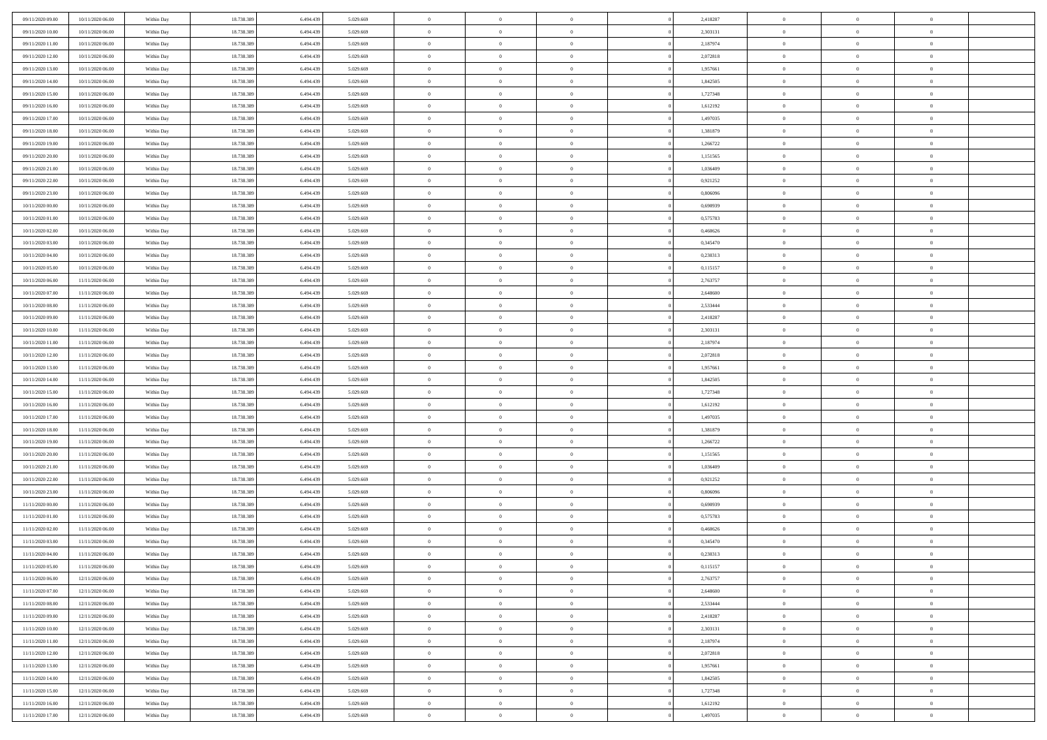| | | | | | | | | | | | | | | |
|---|---|---|---|---|---|---|---|---|---|---|---|---|---|---|
| 09/11/2020 09.00 | 10/11/2020 06.00 | Within Day | 18.738.389 | 6.494.439 | 5.029.669 | 0 | 0 | 0 | | 2,418287 | 0 | 0 | 0 | |
| 09/11/2020 10.00 | 10/11/2020 06.00 | Within Day | 18.738.389 | 6.494.439 | 5.029.669 | 0 | 0 | 0 | | 2,303131 | 0 | 0 | 0 | |
| 09/11/2020 11.00 | 10/11/2020 06.00 | Within Day | 18.738.389 | 6.494.439 | 5.029.669 | 0 | 0 | 0 | | 2,187974 | 0 | 0 | 0 | |
| 09/11/2020 12.00 | 10/11/2020 06.00 | Within Day | 18.738.389 | 6.494.439 | 5.029.669 | 0 | 0 | 0 | | 2,072818 | 0 | 0 | 0 | |
| 09/11/2020 13.00 | 10/11/2020 06.00 | Within Day | 18.738.389 | 6.494.439 | 5.029.669 | 0 | 0 | 0 | | 1,957661 | 0 | 0 | 0 | |
| 09/11/2020 14.00 | 10/11/2020 06.00 | Within Day | 18.738.389 | 6.494.439 | 5.029.669 | 0 | 0 | 0 | | 1,842505 | 0 | 0 | 0 | |
| 09/11/2020 15.00 | 10/11/2020 06.00 | Within Day | 18.738.389 | 6.494.439 | 5.029.669 | 0 | 0 | 0 | | 1,727348 | 0 | 0 | 0 | |
| 09/11/2020 16.00 | 10/11/2020 06.00 | Within Day | 18.738.389 | 6.494.439 | 5.029.669 | 0 | 0 | 0 | | 1,612192 | 0 | 0 | 0 | |
| 09/11/2020 17.00 | 10/11/2020 06.00 | Within Day | 18.738.389 | 6.494.439 | 5.029.669 | 0 | 0 | 0 | | 1,497035 | 0 | 0 | 0 | |
| 09/11/2020 18.00 | 10/11/2020 06.00 | Within Day | 18.738.389 | 6.494.439 | 5.029.669 | 0 | 0 | 0 | | 1,381879 | 0 | 0 | 0 | |
| 09/11/2020 19.00 | 10/11/2020 06.00 | Within Day | 18.738.389 | 6.494.439 | 5.029.669 | 0 | 0 | 0 | | 1,266722 | 0 | 0 | 0 | |
| 09/11/2020 20.00 | 10/11/2020 06.00 | Within Day | 18.738.389 | 6.494.439 | 5.029.669 | 0 | 0 | 0 | | 1,151565 | 0 | 0 | 0 | |
| 09/11/2020 21.00 | 10/11/2020 06.00 | Within Day | 18.738.389 | 6.494.439 | 5.029.669 | 0 | 0 | 0 | | 1,036409 | 0 | 0 | 0 | |
| 09/11/2020 22.00 | 10/11/2020 06.00 | Within Day | 18.738.389 | 6.494.439 | 5.029.669 | 0 | 0 | 0 | | 0,921252 | 0 | 0 | 0 | |
| 09/11/2020 23.00 | 10/11/2020 06.00 | Within Day | 18.738.389 | 6.494.439 | 5.029.669 | 0 | 0 | 0 | | 0,806096 | 0 | 0 | 0 | |
| 10/11/2020 00.00 | 10/11/2020 06.00 | Within Day | 18.738.389 | 6.494.439 | 5.029.669 | 0 | 0 | 0 | | 0,690939 | 0 | 0 | 0 | |
| 10/11/2020 01.00 | 10/11/2020 06.00 | Within Day | 18.738.389 | 6.494.439 | 5.029.669 | 0 | 0 | 0 | | 0,575783 | 0 | 0 | 0 | |
| 10/11/2020 02.00 | 10/11/2020 06.00 | Within Day | 18.738.389 | 6.494.439 | 5.029.669 | 0 | 0 | 0 | | 0,460626 | 0 | 0 | 0 | |
| 10/11/2020 03.00 | 10/11/2020 06.00 | Within Day | 18.738.389 | 6.494.439 | 5.029.669 | 0 | 0 | 0 | | 0,345470 | 0 | 0 | 0 | |
| 10/11/2020 04.00 | 10/11/2020 06.00 | Within Day | 18.738.389 | 6.494.439 | 5.029.669 | 0 | 0 | 0 | | 0,230313 | 0 | 0 | 0 | |
| 10/11/2020 05.00 | 10/11/2020 06.00 | Within Day | 18.738.389 | 6.494.439 | 5.029.669 | 0 | 0 | 0 | | 0,115157 | 0 | 0 | 0 | |
| 10/11/2020 06.00 | 11/11/2020 06.00 | Within Day | 18.738.389 | 6.494.439 | 5.029.669 | 0 | 0 | 0 | | 2,763757 | 0 | 0 | 0 | |
| 10/11/2020 07.00 | 11/11/2020 06.00 | Within Day | 18.738.389 | 6.494.439 | 5.029.669 | 0 | 0 | 0 | | 2,648600 | 0 | 0 | 0 | |
| 10/11/2020 08.00 | 11/11/2020 06.00 | Within Day | 18.738.389 | 6.494.439 | 5.029.669 | 0 | 0 | 0 | | 2,533444 | 0 | 0 | 0 | |
| 10/11/2020 09.00 | 11/11/2020 06.00 | Within Day | 18.738.389 | 6.494.439 | 5.029.669 | 0 | 0 | 0 | | 2,418287 | 0 | 0 | 0 | |
| 10/11/2020 10.00 | 11/11/2020 06.00 | Within Day | 18.738.389 | 6.494.439 | 5.029.669 | 0 | 0 | 0 | | 2,303131 | 0 | 0 | 0 | |
| 10/11/2020 11.00 | 11/11/2020 06.00 | Within Day | 18.738.389 | 6.494.439 | 5.029.669 | 0 | 0 | 0 | | 2,187974 | 0 | 0 | 0 | |
| 10/11/2020 12.00 | 11/11/2020 06.00 | Within Day | 18.738.389 | 6.494.439 | 5.029.669 | 0 | 0 | 0 | | 2,072818 | 0 | 0 | 0 | |
| 10/11/2020 13.00 | 11/11/2020 06.00 | Within Day | 18.738.389 | 6.494.439 | 5.029.669 | 0 | 0 | 0 | | 1,957661 | 0 | 0 | 0 | |
| 10/11/2020 14.00 | 11/11/2020 06.00 | Within Day | 18.738.389 | 6.494.439 | 5.029.669 | 0 | 0 | 0 | | 1,842505 | 0 | 0 | 0 | |
| 10/11/2020 15.00 | 11/11/2020 06.00 | Within Day | 18.738.389 | 6.494.439 | 5.029.669 | 0 | 0 | 0 | | 1,727348 | 0 | 0 | 0 | |
| 10/11/2020 16.00 | 11/11/2020 06.00 | Within Day | 18.738.389 | 6.494.439 | 5.029.669 | 0 | 0 | 0 | | 1,612192 | 0 | 0 | 0 | |
| 10/11/2020 17.00 | 11/11/2020 06.00 | Within Day | 18.738.389 | 6.494.439 | 5.029.669 | 0 | 0 | 0 | | 1,497035 | 0 | 0 | 0 | |
| 10/11/2020 18.00 | 11/11/2020 06.00 | Within Day | 18.738.389 | 6.494.439 | 5.029.669 | 0 | 0 | 0 | | 1,381879 | 0 | 0 | 0 | |
| 10/11/2020 19.00 | 11/11/2020 06.00 | Within Day | 18.738.389 | 6.494.439 | 5.029.669 | 0 | 0 | 0 | | 1,266722 | 0 | 0 | 0 | |
| 10/11/2020 20.00 | 11/11/2020 06.00 | Within Day | 18.738.389 | 6.494.439 | 5.029.669 | 0 | 0 | 0 | | 1,151565 | 0 | 0 | 0 | |
| 10/11/2020 21.00 | 11/11/2020 06.00 | Within Day | 18.738.389 | 6.494.439 | 5.029.669 | 0 | 0 | 0 | | 1,036409 | 0 | 0 | 0 | |
| 10/11/2020 22.00 | 11/11/2020 06.00 | Within Day | 18.738.389 | 6.494.439 | 5.029.669 | 0 | 0 | 0 | | 0,921252 | 0 | 0 | 0 | |
| 10/11/2020 23.00 | 11/11/2020 06.00 | Within Day | 18.738.389 | 6.494.439 | 5.029.669 | 0 | 0 | 0 | | 0,806096 | 0 | 0 | 0 | |
| 11/11/2020 00.00 | 11/11/2020 06.00 | Within Day | 18.738.389 | 6.494.439 | 5.029.669 | 0 | 0 | 0 | | 0,690939 | 0 | 0 | 0 | |
| 11/11/2020 01.00 | 11/11/2020 06.00 | Within Day | 18.738.389 | 6.494.439 | 5.029.669 | 0 | 0 | 0 | | 0,575783 | 0 | 0 | 0 | |
| 11/11/2020 02.00 | 11/11/2020 06.00 | Within Day | 18.738.389 | 6.494.439 | 5.029.669 | 0 | 0 | 0 | | 0,460626 | 0 | 0 | 0 | |
| 11/11/2020 03.00 | 11/11/2020 06.00 | Within Day | 18.738.389 | 6.494.439 | 5.029.669 | 0 | 0 | 0 | | 0,345470 | 0 | 0 | 0 | |
| 11/11/2020 04.00 | 11/11/2020 06.00 | Within Day | 18.738.389 | 6.494.439 | 5.029.669 | 0 | 0 | 0 | | 0,230313 | 0 | 0 | 0 | |
| 11/11/2020 05.00 | 11/11/2020 06.00 | Within Day | 18.738.389 | 6.494.439 | 5.029.669 | 0 | 0 | 0 | | 0,115157 | 0 | 0 | 0 | |
| 11/11/2020 06.00 | 12/11/2020 06.00 | Within Day | 18.738.389 | 6.494.439 | 5.029.669 | 0 | 0 | 0 | | 2,763757 | 0 | 0 | 0 | |
| 11/11/2020 07.00 | 12/11/2020 06.00 | Within Day | 18.738.389 | 6.494.439 | 5.029.669 | 0 | 0 | 0 | | 2,648600 | 0 | 0 | 0 | |
| 11/11/2020 08.00 | 12/11/2020 06.00 | Within Day | 18.738.389 | 6.494.439 | 5.029.669 | 0 | 0 | 0 | | 2,533444 | 0 | 0 | 0 | |
| 11/11/2020 09.00 | 12/11/2020 06.00 | Within Day | 18.738.389 | 6.494.439 | 5.029.669 | 0 | 0 | 0 | | 2,418287 | 0 | 0 | 0 | |
| 11/11/2020 10.00 | 12/11/2020 06.00 | Within Day | 18.738.389 | 6.494.439 | 5.029.669 | 0 | 0 | 0 | | 2,303131 | 0 | 0 | 0 | |
| 11/11/2020 11.00 | 12/11/2020 06.00 | Within Day | 18.738.389 | 6.494.439 | 5.029.669 | 0 | 0 | 0 | | 2,187974 | 0 | 0 | 0 | |
| 11/11/2020 12.00 | 12/11/2020 06.00 | Within Day | 18.738.389 | 6.494.439 | 5.029.669 | 0 | 0 | 0 | | 2,072818 | 0 | 0 | 0 | |
| 11/11/2020 13.00 | 12/11/2020 06.00 | Within Day | 18.738.389 | 6.494.439 | 5.029.669 | 0 | 0 | 0 | | 1,957661 | 0 | 0 | 0 | |
| 11/11/2020 14.00 | 12/11/2020 06.00 | Within Day | 18.738.389 | 6.494.439 | 5.029.669 | 0 | 0 | 0 | | 1,842505 | 0 | 0 | 0 | |
| 11/11/2020 15.00 | 12/11/2020 06.00 | Within Day | 18.738.389 | 6.494.439 | 5.029.669 | 0 | 0 | 0 | | 1,727348 | 0 | 0 | 0 | |
| 11/11/2020 16.00 | 12/11/2020 06.00 | Within Day | 18.738.389 | 6.494.439 | 5.029.669 | 0 | 0 | 0 | | 1,612192 | 0 | 0 | 0 | |
| 11/11/2020 17.00 | 12/11/2020 06.00 | Within Day | 18.738.389 | 6.494.439 | 5.029.669 | 0 | 0 | 0 | | 1,497035 | 0 | 0 | 0 | |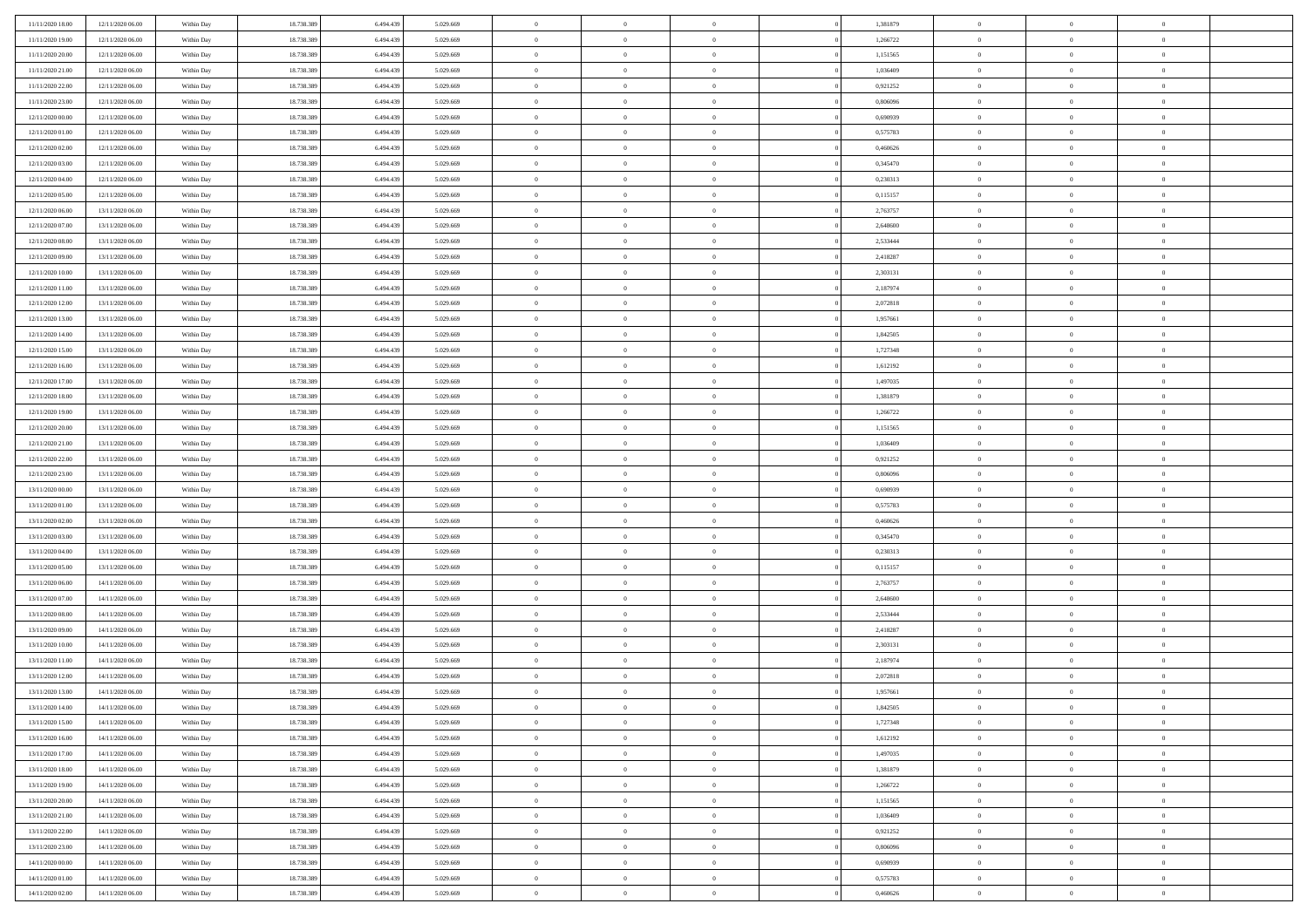| 11/11/2020 18:00 | 12/11/2020 06:00 | Within Day | 18.738.389 | 6.494.439 | 5.029.669 | 0 | 0 | 0 | | 1,381879 | 0 | 0 | 0 | |
|---|---|---|---|---|---|---|---|---|---|---|---|---|---|---|
| 11/11/2020 19:00 | 12/11/2020 06:00 | Within Day | 18.738.389 | 6.494.439 | 5.029.669 | 0 | 0 | 0 | | 1,266722 | 0 | 0 | 0 | |
| 11/11/2020 20:00 | 12/11/2020 06:00 | Within Day | 18.738.389 | 6.494.439 | 5.029.669 | 0 | 0 | 0 | | 1,151565 | 0 | 0 | 0 | |
| 11/11/2020 21:00 | 12/11/2020 06:00 | Within Day | 18.738.389 | 6.494.439 | 5.029.669 | 0 | 0 | 0 | | 1,036409 | 0 | 0 | 0 | |
| 11/11/2020 22:00 | 12/11/2020 06:00 | Within Day | 18.738.389 | 6.494.439 | 5.029.669 | 0 | 0 | 0 | | 0,921252 | 0 | 0 | 0 | |
| 11/11/2020 23:00 | 12/11/2020 06:00 | Within Day | 18.738.389 | 6.494.439 | 5.029.669 | 0 | 0 | 0 | | 0,806096 | 0 | 0 | 0 | |
| 12/11/2020 00:00 | 12/11/2020 06:00 | Within Day | 18.738.389 | 6.494.439 | 5.029.669 | 0 | 0 | 0 | | 0,690939 | 0 | 0 | 0 | |
| 12/11/2020 01:00 | 12/11/2020 06:00 | Within Day | 18.738.389 | 6.494.439 | 5.029.669 | 0 | 0 | 0 | | 0,575783 | 0 | 0 | 0 | |
| 12/11/2020 02:00 | 12/11/2020 06:00 | Within Day | 18.738.389 | 6.494.439 | 5.029.669 | 0 | 0 | 0 | | 0,460626 | 0 | 0 | 0 | |
| 12/11/2020 03:00 | 12/11/2020 06:00 | Within Day | 18.738.389 | 6.494.439 | 5.029.669 | 0 | 0 | 0 | | 0,345470 | 0 | 0 | 0 | |
| 12/11/2020 04:00 | 12/11/2020 06:00 | Within Day | 18.738.389 | 6.494.439 | 5.029.669 | 0 | 0 | 0 | | 0,230313 | 0 | 0 | 0 | |
| 12/11/2020 05:00 | 12/11/2020 06:00 | Within Day | 18.738.389 | 6.494.439 | 5.029.669 | 0 | 0 | 0 | | 0,115157 | 0 | 0 | 0 | |
| 12/11/2020 06:00 | 13/11/2020 06:00 | Within Day | 18.738.389 | 6.494.439 | 5.029.669 | 0 | 0 | 0 | | 2,763757 | 0 | 0 | 0 | |
| 12/11/2020 07:00 | 13/11/2020 06:00 | Within Day | 18.738.389 | 6.494.439 | 5.029.669 | 0 | 0 | 0 | | 2,648600 | 0 | 0 | 0 | |
| 12/11/2020 08:00 | 13/11/2020 06:00 | Within Day | 18.738.389 | 6.494.439 | 5.029.669 | 0 | 0 | 0 | | 2,533444 | 0 | 0 | 0 | |
| 12/11/2020 09:00 | 13/11/2020 06:00 | Within Day | 18.738.389 | 6.494.439 | 5.029.669 | 0 | 0 | 0 | | 2,418287 | 0 | 0 | 0 | |
| 12/11/2020 10:00 | 13/11/2020 06:00 | Within Day | 18.738.389 | 6.494.439 | 5.029.669 | 0 | 0 | 0 | | 2,303131 | 0 | 0 | 0 | |
| 12/11/2020 11:00 | 13/11/2020 06:00 | Within Day | 18.738.389 | 6.494.439 | 5.029.669 | 0 | 0 | 0 | | 2,187974 | 0 | 0 | 0 | |
| 12/11/2020 12:00 | 13/11/2020 06:00 | Within Day | 18.738.389 | 6.494.439 | 5.029.669 | 0 | 0 | 0 | | 2,072818 | 0 | 0 | 0 | |
| 12/11/2020 13:00 | 13/11/2020 06:00 | Within Day | 18.738.389 | 6.494.439 | 5.029.669 | 0 | 0 | 0 | | 1,957661 | 0 | 0 | 0 | |
| 12/11/2020 14:00 | 13/11/2020 06:00 | Within Day | 18.738.389 | 6.494.439 | 5.029.669 | 0 | 0 | 0 | | 1,842505 | 0 | 0 | 0 | |
| 12/11/2020 15:00 | 13/11/2020 06:00 | Within Day | 18.738.389 | 6.494.439 | 5.029.669 | 0 | 0 | 0 | | 1,727348 | 0 | 0 | 0 | |
| 12/11/2020 16:00 | 13/11/2020 06:00 | Within Day | 18.738.389 | 6.494.439 | 5.029.669 | 0 | 0 | 0 | | 1,612192 | 0 | 0 | 0 | |
| 12/11/2020 17:00 | 13/11/2020 06:00 | Within Day | 18.738.389 | 6.494.439 | 5.029.669 | 0 | 0 | 0 | | 1,497035 | 0 | 0 | 0 | |
| 12/11/2020 18:00 | 13/11/2020 06:00 | Within Day | 18.738.389 | 6.494.439 | 5.029.669 | 0 | 0 | 0 | | 1,381879 | 0 | 0 | 0 | |
| 12/11/2020 19:00 | 13/11/2020 06:00 | Within Day | 18.738.389 | 6.494.439 | 5.029.669 | 0 | 0 | 0 | | 1,266722 | 0 | 0 | 0 | |
| 12/11/2020 20:00 | 13/11/2020 06:00 | Within Day | 18.738.389 | 6.494.439 | 5.029.669 | 0 | 0 | 0 | | 1,151565 | 0 | 0 | 0 | |
| 12/11/2020 21:00 | 13/11/2020 06:00 | Within Day | 18.738.389 | 6.494.439 | 5.029.669 | 0 | 0 | 0 | | 1,036409 | 0 | 0 | 0 | |
| 12/11/2020 22:00 | 13/11/2020 06:00 | Within Day | 18.738.389 | 6.494.439 | 5.029.669 | 0 | 0 | 0 | | 0,921252 | 0 | 0 | 0 | |
| 12/11/2020 23:00 | 13/11/2020 06:00 | Within Day | 18.738.389 | 6.494.439 | 5.029.669 | 0 | 0 | 0 | | 0,806096 | 0 | 0 | 0 | |
| 13/11/2020 00:00 | 13/11/2020 06:00 | Within Day | 18.738.389 | 6.494.439 | 5.029.669 | 0 | 0 | 0 | | 0,690939 | 0 | 0 | 0 | |
| 13/11/2020 01:00 | 13/11/2020 06:00 | Within Day | 18.738.389 | 6.494.439 | 5.029.669 | 0 | 0 | 0 | | 0,575783 | 0 | 0 | 0 | |
| 13/11/2020 02:00 | 13/11/2020 06:00 | Within Day | 18.738.389 | 6.494.439 | 5.029.669 | 0 | 0 | 0 | | 0,460626 | 0 | 0 | 0 | |
| 13/11/2020 03:00 | 13/11/2020 06:00 | Within Day | 18.738.389 | 6.494.439 | 5.029.669 | 0 | 0 | 0 | | 0,345470 | 0 | 0 | 0 | |
| 13/11/2020 04:00 | 13/11/2020 06:00 | Within Day | 18.738.389 | 6.494.439 | 5.029.669 | 0 | 0 | 0 | | 0,230313 | 0 | 0 | 0 | |
| 13/11/2020 05:00 | 13/11/2020 06:00 | Within Day | 18.738.389 | 6.494.439 | 5.029.669 | 0 | 0 | 0 | | 0,115157 | 0 | 0 | 0 | |
| 13/11/2020 06:00 | 14/11/2020 06:00 | Within Day | 18.738.389 | 6.494.439 | 5.029.669 | 0 | 0 | 0 | | 2,763757 | 0 | 0 | 0 | |
| 13/11/2020 07:00 | 14/11/2020 06:00 | Within Day | 18.738.389 | 6.494.439 | 5.029.669 | 0 | 0 | 0 | | 2,648600 | 0 | 0 | 0 | |
| 13/11/2020 08:00 | 14/11/2020 06:00 | Within Day | 18.738.389 | 6.494.439 | 5.029.669 | 0 | 0 | 0 | | 2,533444 | 0 | 0 | 0 | |
| 13/11/2020 09:00 | 14/11/2020 06:00 | Within Day | 18.738.389 | 6.494.439 | 5.029.669 | 0 | 0 | 0 | | 2,418287 | 0 | 0 | 0 | |
| 13/11/2020 10:00 | 14/11/2020 06:00 | Within Day | 18.738.389 | 6.494.439 | 5.029.669 | 0 | 0 | 0 | | 2,303131 | 0 | 0 | 0 | |
| 13/11/2020 11:00 | 14/11/2020 06:00 | Within Day | 18.738.389 | 6.494.439 | 5.029.669 | 0 | 0 | 0 | | 2,187974 | 0 | 0 | 0 | |
| 13/11/2020 12:00 | 14/11/2020 06:00 | Within Day | 18.738.389 | 6.494.439 | 5.029.669 | 0 | 0 | 0 | | 2,072818 | 0 | 0 | 0 | |
| 13/11/2020 13:00 | 14/11/2020 06:00 | Within Day | 18.738.389 | 6.494.439 | 5.029.669 | 0 | 0 | 0 | | 1,957661 | 0 | 0 | 0 | |
| 13/11/2020 14:00 | 14/11/2020 06:00 | Within Day | 18.738.389 | 6.494.439 | 5.029.669 | 0 | 0 | 0 | | 1,842505 | 0 | 0 | 0 | |
| 13/11/2020 15:00 | 14/11/2020 06:00 | Within Day | 18.738.389 | 6.494.439 | 5.029.669 | 0 | 0 | 0 | | 1,727348 | 0 | 0 | 0 | |
| 13/11/2020 16:00 | 14/11/2020 06:00 | Within Day | 18.738.389 | 6.494.439 | 5.029.669 | 0 | 0 | 0 | | 1,612192 | 0 | 0 | 0 | |
| 13/11/2020 17:00 | 14/11/2020 06:00 | Within Day | 18.738.389 | 6.494.439 | 5.029.669 | 0 | 0 | 0 | | 1,497035 | 0 | 0 | 0 | |
| 13/11/2020 18:00 | 14/11/2020 06:00 | Within Day | 18.738.389 | 6.494.439 | 5.029.669 | 0 | 0 | 0 | | 1,381879 | 0 | 0 | 0 | |
| 13/11/2020 19:00 | 14/11/2020 06:00 | Within Day | 18.738.389 | 6.494.439 | 5.029.669 | 0 | 0 | 0 | | 1,266722 | 0 | 0 | 0 | |
| 13/11/2020 20:00 | 14/11/2020 06:00 | Within Day | 18.738.389 | 6.494.439 | 5.029.669 | 0 | 0 | 0 | | 1,151565 | 0 | 0 | 0 | |
| 13/11/2020 21:00 | 14/11/2020 06:00 | Within Day | 18.738.389 | 6.494.439 | 5.029.669 | 0 | 0 | 0 | | 1,036409 | 0 | 0 | 0 | |
| 13/11/2020 22:00 | 14/11/2020 06:00 | Within Day | 18.738.389 | 6.494.439 | 5.029.669 | 0 | 0 | 0 | | 0,921252 | 0 | 0 | 0 | |
| 13/11/2020 23:00 | 14/11/2020 06:00 | Within Day | 18.738.389 | 6.494.439 | 5.029.669 | 0 | 0 | 0 | | 0,806096 | 0 | 0 | 0 | |
| 14/11/2020 00:00 | 14/11/2020 06:00 | Within Day | 18.738.389 | 6.494.439 | 5.029.669 | 0 | 0 | 0 | | 0,690939 | 0 | 0 | 0 | |
| 14/11/2020 01:00 | 14/11/2020 06:00 | Within Day | 18.738.389 | 6.494.439 | 5.029.669 | 0 | 0 | 0 | | 0,575783 | 0 | 0 | 0 | |
| 14/11/2020 02:00 | 14/11/2020 06:00 | Within Day | 18.738.389 | 6.494.439 | 5.029.669 | 0 | 0 | 0 | | 0,460626 | 0 | 0 | 0 | |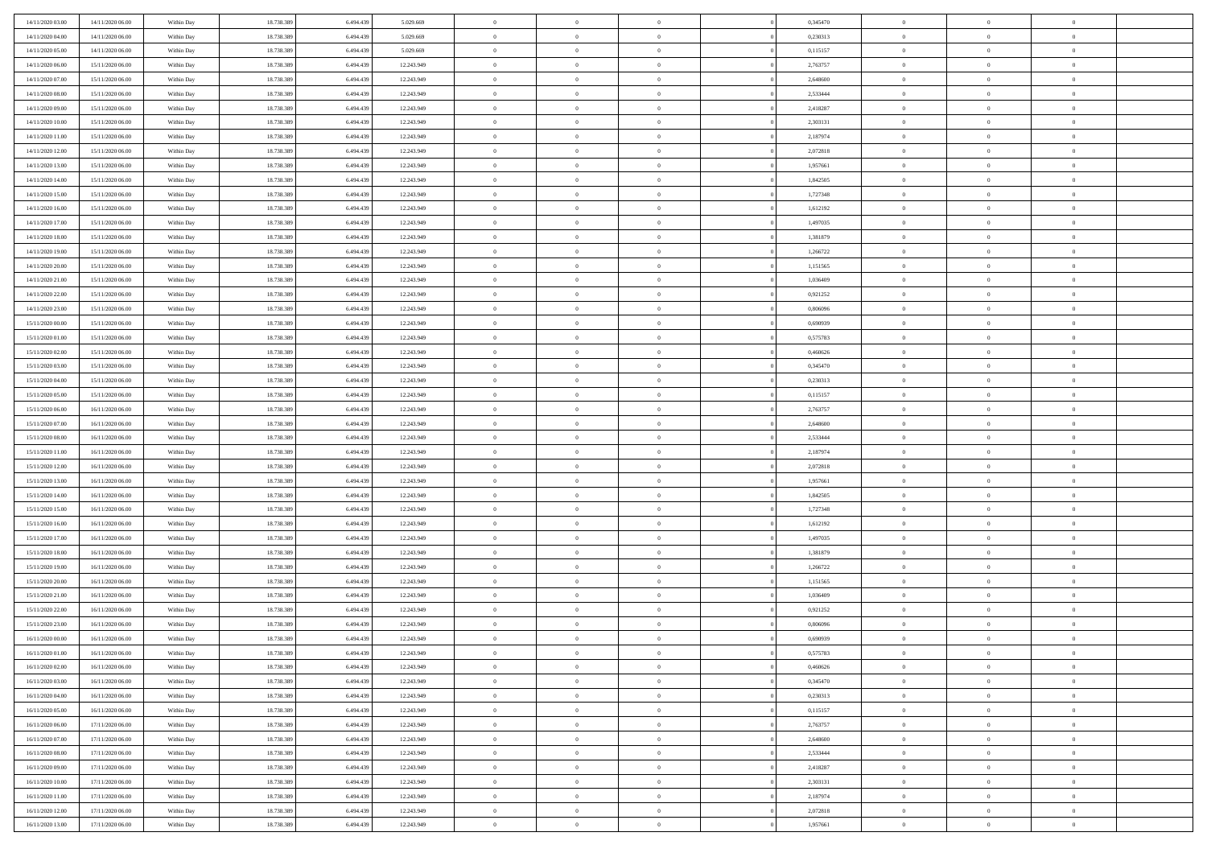| | | | | | | | | | | | | | | |
|---|---|---|---|---|---|---|---|---|---|---|---|---|---|---|
| 14/11/2020 03:00 | 14/11/2020 06:00 | Within Day | 18.738.389 | 6.494.439 | 5.029.669 | 0 | 0 | 0 | | 0 | 0,345470 | 0 | 0 | 0 |
| 14/11/2020 04:00 | 14/11/2020 06:00 | Within Day | 18.738.389 | 6.494.439 | 5.029.669 | 0 | 0 | 0 | | 0 | 0,230313 | 0 | 0 | 0 |
| 14/11/2020 05:00 | 14/11/2020 06:00 | Within Day | 18.738.389 | 6.494.439 | 5.029.669 | 0 | 0 | 0 | | 0 | 0,115157 | 0 | 0 | 0 |
| 14/11/2020 06:00 | 15/11/2020 06:00 | Within Day | 18.738.389 | 6.494.439 | 12.243.949 | 0 | 0 | 0 | | 0 | 2,763757 | 0 | 0 | 0 |
| 14/11/2020 07:00 | 15/11/2020 06:00 | Within Day | 18.738.389 | 6.494.439 | 12.243.949 | 0 | 0 | 0 | | 0 | 2,648600 | 0 | 0 | 0 |
| 14/11/2020 08:00 | 15/11/2020 06:00 | Within Day | 18.738.389 | 6.494.439 | 12.243.949 | 0 | 0 | 0 | | 0 | 2,533444 | 0 | 0 | 0 |
| 14/11/2020 09:00 | 15/11/2020 06:00 | Within Day | 18.738.389 | 6.494.439 | 12.243.949 | 0 | 0 | 0 | | 0 | 2,418287 | 0 | 0 | 0 |
| 14/11/2020 10:00 | 15/11/2020 06:00 | Within Day | 18.738.389 | 6.494.439 | 12.243.949 | 0 | 0 | 0 | | 0 | 2,303131 | 0 | 0 | 0 |
| 14/11/2020 11:00 | 15/11/2020 06:00 | Within Day | 18.738.389 | 6.494.439 | 12.243.949 | 0 | 0 | 0 | | 0 | 2,187974 | 0 | 0 | 0 |
| 14/11/2020 12:00 | 15/11/2020 06:00 | Within Day | 18.738.389 | 6.494.439 | 12.243.949 | 0 | 0 | 0 | | 0 | 2,072818 | 0 | 0 | 0 |
| 14/11/2020 13:00 | 15/11/2020 06:00 | Within Day | 18.738.389 | 6.494.439 | 12.243.949 | 0 | 0 | 0 | | 0 | 1,957661 | 0 | 0 | 0 |
| 14/11/2020 14:00 | 15/11/2020 06:00 | Within Day | 18.738.389 | 6.494.439 | 12.243.949 | 0 | 0 | 0 | | 0 | 1,842505 | 0 | 0 | 0 |
| 14/11/2020 15:00 | 15/11/2020 06:00 | Within Day | 18.738.389 | 6.494.439 | 12.243.949 | 0 | 0 | 0 | | 0 | 1,727348 | 0 | 0 | 0 |
| 14/11/2020 16:00 | 15/11/2020 06:00 | Within Day | 18.738.389 | 6.494.439 | 12.243.949 | 0 | 0 | 0 | | 0 | 1,612192 | 0 | 0 | 0 |
| 14/11/2020 17:00 | 15/11/2020 06:00 | Within Day | 18.738.389 | 6.494.439 | 12.243.949 | 0 | 0 | 0 | | 0 | 1,497035 | 0 | 0 | 0 |
| 14/11/2020 18:00 | 15/11/2020 06:00 | Within Day | 18.738.389 | 6.494.439 | 12.243.949 | 0 | 0 | 0 | | 0 | 1,381879 | 0 | 0 | 0 |
| 14/11/2020 19:00 | 15/11/2020 06:00 | Within Day | 18.738.389 | 6.494.439 | 12.243.949 | 0 | 0 | 0 | | 0 | 1,266722 | 0 | 0 | 0 |
| 14/11/2020 20:00 | 15/11/2020 06:00 | Within Day | 18.738.389 | 6.494.439 | 12.243.949 | 0 | 0 | 0 | | 0 | 1,151565 | 0 | 0 | 0 |
| 14/11/2020 21:00 | 15/11/2020 06:00 | Within Day | 18.738.389 | 6.494.439 | 12.243.949 | 0 | 0 | 0 | | 0 | 1,036409 | 0 | 0 | 0 |
| 14/11/2020 22:00 | 15/11/2020 06:00 | Within Day | 18.738.389 | 6.494.439 | 12.243.949 | 0 | 0 | 0 | | 0 | 0,921252 | 0 | 0 | 0 |
| 14/11/2020 23:00 | 15/11/2020 06:00 | Within Day | 18.738.389 | 6.494.439 | 12.243.949 | 0 | 0 | 0 | | 0 | 0,806096 | 0 | 0 | 0 |
| 15/11/2020 00:00 | 15/11/2020 06:00 | Within Day | 18.738.389 | 6.494.439 | 12.243.949 | 0 | 0 | 0 | | 0 | 0,690939 | 0 | 0 | 0 |
| 15/11/2020 01:00 | 15/11/2020 06:00 | Within Day | 18.738.389 | 6.494.439 | 12.243.949 | 0 | 0 | 0 | | 0 | 0,575783 | 0 | 0 | 0 |
| 15/11/2020 02:00 | 15/11/2020 06:00 | Within Day | 18.738.389 | 6.494.439 | 12.243.949 | 0 | 0 | 0 | | 0 | 0,460626 | 0 | 0 | 0 |
| 15/11/2020 03:00 | 15/11/2020 06:00 | Within Day | 18.738.389 | 6.494.439 | 12.243.949 | 0 | 0 | 0 | | 0 | 0,345470 | 0 | 0 | 0 |
| 15/11/2020 04:00 | 15/11/2020 06:00 | Within Day | 18.738.389 | 6.494.439 | 12.243.949 | 0 | 0 | 0 | | 0 | 0,230313 | 0 | 0 | 0 |
| 15/11/2020 05:00 | 15/11/2020 06:00 | Within Day | 18.738.389 | 6.494.439 | 12.243.949 | 0 | 0 | 0 | | 0 | 0,115157 | 0 | 0 | 0 |
| 15/11/2020 06:00 | 16/11/2020 06:00 | Within Day | 18.738.389 | 6.494.439 | 12.243.949 | 0 | 0 | 0 | | 0 | 2,763757 | 0 | 0 | 0 |
| 15/11/2020 07:00 | 16/11/2020 06:00 | Within Day | 18.738.389 | 6.494.439 | 12.243.949 | 0 | 0 | 0 | | 0 | 2,648600 | 0 | 0 | 0 |
| 15/11/2020 08:00 | 16/11/2020 06:00 | Within Day | 18.738.389 | 6.494.439 | 12.243.949 | 0 | 0 | 0 | | 0 | 2,533444 | 0 | 0 | 0 |
| 15/11/2020 11:00 | 16/11/2020 06:00 | Within Day | 18.738.389 | 6.494.439 | 12.243.949 | 0 | 0 | 0 | | 0 | 2,187974 | 0 | 0 | 0 |
| 15/11/2020 12:00 | 16/11/2020 06:00 | Within Day | 18.738.389 | 6.494.439 | 12.243.949 | 0 | 0 | 0 | | 0 | 2,072818 | 0 | 0 | 0 |
| 15/11/2020 13:00 | 16/11/2020 06:00 | Within Day | 18.738.389 | 6.494.439 | 12.243.949 | 0 | 0 | 0 | | 0 | 1,957661 | 0 | 0 | 0 |
| 15/11/2020 14:00 | 16/11/2020 06:00 | Within Day | 18.738.389 | 6.494.439 | 12.243.949 | 0 | 0 | 0 | | 0 | 1,842505 | 0 | 0 | 0 |
| 15/11/2020 15:00 | 16/11/2020 06:00 | Within Day | 18.738.389 | 6.494.439 | 12.243.949 | 0 | 0 | 0 | | 0 | 1,727348 | 0 | 0 | 0 |
| 15/11/2020 16:00 | 16/11/2020 06:00 | Within Day | 18.738.389 | 6.494.439 | 12.243.949 | 0 | 0 | 0 | | 0 | 1,612192 | 0 | 0 | 0 |
| 15/11/2020 17:00 | 16/11/2020 06:00 | Within Day | 18.738.389 | 6.494.439 | 12.243.949 | 0 | 0 | 0 | | 0 | 1,497035 | 0 | 0 | 0 |
| 15/11/2020 18:00 | 16/11/2020 06:00 | Within Day | 18.738.389 | 6.494.439 | 12.243.949 | 0 | 0 | 0 | | 0 | 1,381879 | 0 | 0 | 0 |
| 15/11/2020 19:00 | 16/11/2020 06:00 | Within Day | 18.738.389 | 6.494.439 | 12.243.949 | 0 | 0 | 0 | | 0 | 1,266722 | 0 | 0 | 0 |
| 15/11/2020 20:00 | 16/11/2020 06:00 | Within Day | 18.738.389 | 6.494.439 | 12.243.949 | 0 | 0 | 0 | | 0 | 1,151565 | 0 | 0 | 0 |
| 15/11/2020 21:00 | 16/11/2020 06:00 | Within Day | 18.738.389 | 6.494.439 | 12.243.949 | 0 | 0 | 0 | | 0 | 1,036409 | 0 | 0 | 0 |
| 15/11/2020 22:00 | 16/11/2020 06:00 | Within Day | 18.738.389 | 6.494.439 | 12.243.949 | 0 | 0 | 0 | | 0 | 0,921252 | 0 | 0 | 0 |
| 15/11/2020 23:00 | 16/11/2020 06:00 | Within Day | 18.738.389 | 6.494.439 | 12.243.949 | 0 | 0 | 0 | | 0 | 0,806096 | 0 | 0 | 0 |
| 16/11/2020 00:00 | 16/11/2020 06:00 | Within Day | 18.738.389 | 6.494.439 | 12.243.949 | 0 | 0 | 0 | | 0 | 0,690939 | 0 | 0 | 0 |
| 16/11/2020 01:00 | 16/11/2020 06:00 | Within Day | 18.738.389 | 6.494.439 | 12.243.949 | 0 | 0 | 0 | | 0 | 0,575783 | 0 | 0 | 0 |
| 16/11/2020 02:00 | 16/11/2020 06:00 | Within Day | 18.738.389 | 6.494.439 | 12.243.949 | 0 | 0 | 0 | | 0 | 0,460626 | 0 | 0 | 0 |
| 16/11/2020 03:00 | 16/11/2020 06:00 | Within Day | 18.738.389 | 6.494.439 | 12.243.949 | 0 | 0 | 0 | | 0 | 0,345470 | 0 | 0 | 0 |
| 16/11/2020 04:00 | 16/11/2020 06:00 | Within Day | 18.738.389 | 6.494.439 | 12.243.949 | 0 | 0 | 0 | | 0 | 0,230313 | 0 | 0 | 0 |
| 16/11/2020 05:00 | 16/11/2020 06:00 | Within Day | 18.738.389 | 6.494.439 | 12.243.949 | 0 | 0 | 0 | | 0 | 0,115157 | 0 | 0 | 0 |
| 16/11/2020 06:00 | 17/11/2020 06:00 | Within Day | 18.738.389 | 6.494.439 | 12.243.949 | 0 | 0 | 0 | | 0 | 2,763757 | 0 | 0 | 0 |
| 16/11/2020 07:00 | 17/11/2020 06:00 | Within Day | 18.738.389 | 6.494.439 | 12.243.949 | 0 | 0 | 0 | | 0 | 2,648600 | 0 | 0 | 0 |
| 16/11/2020 08:00 | 17/11/2020 06:00 | Within Day | 18.738.389 | 6.494.439 | 12.243.949 | 0 | 0 | 0 | | 0 | 2,533444 | 0 | 0 | 0 |
| 16/11/2020 09:00 | 17/11/2020 06:00 | Within Day | 18.738.389 | 6.494.439 | 12.243.949 | 0 | 0 | 0 | | 0 | 2,418287 | 0 | 0 | 0 |
| 16/11/2020 10:00 | 17/11/2020 06:00 | Within Day | 18.738.389 | 6.494.439 | 12.243.949 | 0 | 0 | 0 | | 0 | 2,303131 | 0 | 0 | 0 |
| 16/11/2020 11:00 | 17/11/2020 06:00 | Within Day | 18.738.389 | 6.494.439 | 12.243.949 | 0 | 0 | 0 | | 0 | 2,187974 | 0 | 0 | 0 |
| 16/11/2020 12:00 | 17/11/2020 06:00 | Within Day | 18.738.389 | 6.494.439 | 12.243.949 | 0 | 0 | 0 | | 0 | 2,072818 | 0 | 0 | 0 |
| 16/11/2020 13:00 | 17/11/2020 06:00 | Within Day | 18.738.389 | 6.494.439 | 12.243.949 | 0 | 0 | 0 | | 0 | 1,957661 | 0 | 0 | 0 |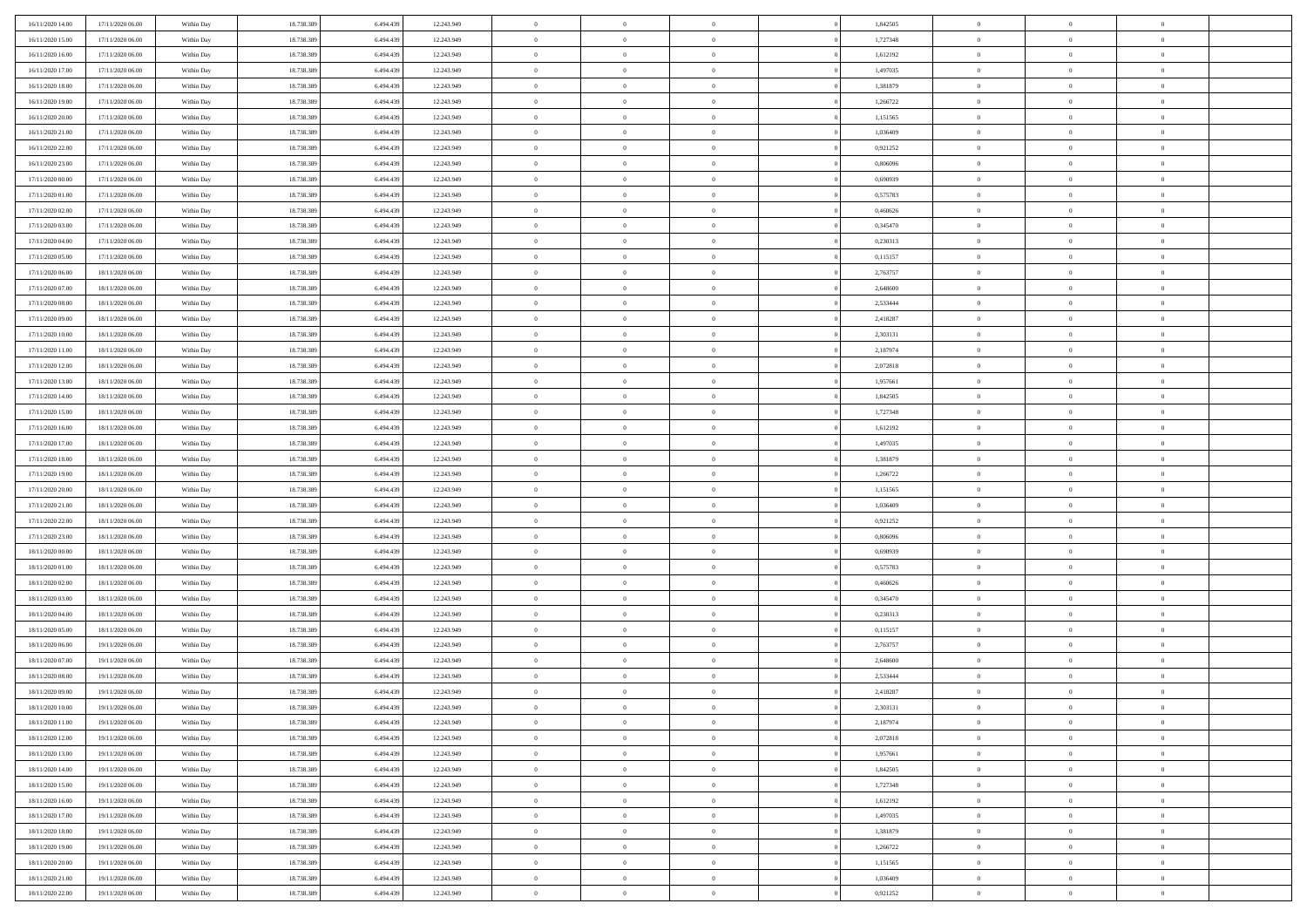| | | | | | | | | | | | | | | |
|---|---|---|---|---|---|---|---|---|---|---|---|---|---|---|
| 16/11/2020 14.00 | 17/11/2020 06.00 | Within Day | 18.738.389 | 6.494.439 | 12.243.949 | 0 | 0 | 0 | | 1,842505 | 0 | 0 | 0 | |
| 16/11/2020 15.00 | 17/11/2020 06.00 | Within Day | 18.738.389 | 6.494.439 | 12.243.949 | 0 | 0 | 0 | | 1,727348 | 0 | 0 | 0 | |
| 16/11/2020 16.00 | 17/11/2020 06.00 | Within Day | 18.738.389 | 6.494.439 | 12.243.949 | 0 | 0 | 0 | | 1,612192 | 0 | 0 | 0 | |
| 16/11/2020 17.00 | 17/11/2020 06.00 | Within Day | 18.738.389 | 6.494.439 | 12.243.949 | 0 | 0 | 0 | | 1,497035 | 0 | 0 | 0 | |
| 16/11/2020 18.00 | 17/11/2020 06.00 | Within Day | 18.738.389 | 6.494.439 | 12.243.949 | 0 | 0 | 0 | | 1,381879 | 0 | 0 | 0 | |
| 16/11/2020 19.00 | 17/11/2020 06.00 | Within Day | 18.738.389 | 6.494.439 | 12.243.949 | 0 | 0 | 0 | | 1,266722 | 0 | 0 | 0 | |
| 16/11/2020 20.00 | 17/11/2020 06.00 | Within Day | 18.738.389 | 6.494.439 | 12.243.949 | 0 | 0 | 0 | | 1,151565 | 0 | 0 | 0 | |
| 16/11/2020 21.00 | 17/11/2020 06.00 | Within Day | 18.738.389 | 6.494.439 | 12.243.949 | 0 | 0 | 0 | | 1,036409 | 0 | 0 | 0 | |
| 16/11/2020 22.00 | 17/11/2020 06.00 | Within Day | 18.738.389 | 6.494.439 | 12.243.949 | 0 | 0 | 0 | | 0,921252 | 0 | 0 | 0 | |
| 16/11/2020 23.00 | 17/11/2020 06.00 | Within Day | 18.738.389 | 6.494.439 | 12.243.949 | 0 | 0 | 0 | | 0,806096 | 0 | 0 | 0 | |
| 17/11/2020 00.00 | 17/11/2020 06.00 | Within Day | 18.738.389 | 6.494.439 | 12.243.949 | 0 | 0 | 0 | | 0,690939 | 0 | 0 | 0 | |
| 17/11/2020 01.00 | 17/11/2020 06.00 | Within Day | 18.738.389 | 6.494.439 | 12.243.949 | 0 | 0 | 0 | | 0,575783 | 0 | 0 | 0 | |
| 17/11/2020 02.00 | 17/11/2020 06.00 | Within Day | 18.738.389 | 6.494.439 | 12.243.949 | 0 | 0 | 0 | | 0,460626 | 0 | 0 | 0 | |
| 17/11/2020 03.00 | 17/11/2020 06.00 | Within Day | 18.738.389 | 6.494.439 | 12.243.949 | 0 | 0 | 0 | | 0,345470 | 0 | 0 | 0 | |
| 17/11/2020 04.00 | 17/11/2020 06.00 | Within Day | 18.738.389 | 6.494.439 | 12.243.949 | 0 | 0 | 0 | | 0,230313 | 0 | 0 | 0 | |
| 17/11/2020 05.00 | 17/11/2020 06.00 | Within Day | 18.738.389 | 6.494.439 | 12.243.949 | 0 | 0 | 0 | | 0,115157 | 0 | 0 | 0 | |
| 17/11/2020 06.00 | 18/11/2020 06.00 | Within Day | 18.738.389 | 6.494.439 | 12.243.949 | 0 | 0 | 0 | | 2,763757 | 0 | 0 | 0 | |
| 17/11/2020 07.00 | 18/11/2020 06.00 | Within Day | 18.738.389 | 6.494.439 | 12.243.949 | 0 | 0 | 0 | | 2,648600 | 0 | 0 | 0 | |
| 17/11/2020 08.00 | 18/11/2020 06.00 | Within Day | 18.738.389 | 6.494.439 | 12.243.949 | 0 | 0 | 0 | | 2,533444 | 0 | 0 | 0 | |
| 17/11/2020 09.00 | 18/11/2020 06.00 | Within Day | 18.738.389 | 6.494.439 | 12.243.949 | 0 | 0 | 0 | | 2,418287 | 0 | 0 | 0 | |
| 17/11/2020 10.00 | 18/11/2020 06.00 | Within Day | 18.738.389 | 6.494.439 | 12.243.949 | 0 | 0 | 0 | | 2,303131 | 0 | 0 | 0 | |
| 17/11/2020 11.00 | 18/11/2020 06.00 | Within Day | 18.738.389 | 6.494.439 | 12.243.949 | 0 | 0 | 0 | | 2,187974 | 0 | 0 | 0 | |
| 17/11/2020 12.00 | 18/11/2020 06.00 | Within Day | 18.738.389 | 6.494.439 | 12.243.949 | 0 | 0 | 0 | | 2,072818 | 0 | 0 | 0 | |
| 17/11/2020 13.00 | 18/11/2020 06.00 | Within Day | 18.738.389 | 6.494.439 | 12.243.949 | 0 | 0 | 0 | | 1,957661 | 0 | 0 | 0 | |
| 17/11/2020 14.00 | 18/11/2020 06.00 | Within Day | 18.738.389 | 6.494.439 | 12.243.949 | 0 | 0 | 0 | | 1,842505 | 0 | 0 | 0 | |
| 17/11/2020 15.00 | 18/11/2020 06.00 | Within Day | 18.738.389 | 6.494.439 | 12.243.949 | 0 | 0 | 0 | | 1,727348 | 0 | 0 | 0 | |
| 17/11/2020 16.00 | 18/11/2020 06.00 | Within Day | 18.738.389 | 6.494.439 | 12.243.949 | 0 | 0 | 0 | | 1,612192 | 0 | 0 | 0 | |
| 17/11/2020 17.00 | 18/11/2020 06.00 | Within Day | 18.738.389 | 6.494.439 | 12.243.949 | 0 | 0 | 0 | | 1,497035 | 0 | 0 | 0 | |
| 17/11/2020 18.00 | 18/11/2020 06.00 | Within Day | 18.738.389 | 6.494.439 | 12.243.949 | 0 | 0 | 0 | | 1,381879 | 0 | 0 | 0 | |
| 17/11/2020 19.00 | 18/11/2020 06.00 | Within Day | 18.738.389 | 6.494.439 | 12.243.949 | 0 | 0 | 0 | | 1,266722 | 0 | 0 | 0 | |
| 17/11/2020 20.00 | 18/11/2020 06.00 | Within Day | 18.738.389 | 6.494.439 | 12.243.949 | 0 | 0 | 0 | | 1,151565 | 0 | 0 | 0 | |
| 17/11/2020 21.00 | 18/11/2020 06.00 | Within Day | 18.738.389 | 6.494.439 | 12.243.949 | 0 | 0 | 0 | | 1,036409 | 0 | 0 | 0 | |
| 17/11/2020 22.00 | 18/11/2020 06.00 | Within Day | 18.738.389 | 6.494.439 | 12.243.949 | 0 | 0 | 0 | | 0,921252 | 0 | 0 | 0 | |
| 17/11/2020 23.00 | 18/11/2020 06.00 | Within Day | 18.738.389 | 6.494.439 | 12.243.949 | 0 | 0 | 0 | | 0,806096 | 0 | 0 | 0 | |
| 18/11/2020 00.00 | 18/11/2020 06.00 | Within Day | 18.738.389 | 6.494.439 | 12.243.949 | 0 | 0 | 0 | | 0,690939 | 0 | 0 | 0 | |
| 18/11/2020 01.00 | 18/11/2020 06.00 | Within Day | 18.738.389 | 6.494.439 | 12.243.949 | 0 | 0 | 0 | | 0,575783 | 0 | 0 | 0 | |
| 18/11/2020 02.00 | 18/11/2020 06.00 | Within Day | 18.738.389 | 6.494.439 | 12.243.949 | 0 | 0 | 0 | | 0,460626 | 0 | 0 | 0 | |
| 18/11/2020 03.00 | 18/11/2020 06.00 | Within Day | 18.738.389 | 6.494.439 | 12.243.949 | 0 | 0 | 0 | | 0,345470 | 0 | 0 | 0 | |
| 18/11/2020 04.00 | 18/11/2020 06.00 | Within Day | 18.738.389 | 6.494.439 | 12.243.949 | 0 | 0 | 0 | | 0,230313 | 0 | 0 | 0 | |
| 18/11/2020 05.00 | 18/11/2020 06.00 | Within Day | 18.738.389 | 6.494.439 | 12.243.949 | 0 | 0 | 0 | | 0,115157 | 0 | 0 | 0 | |
| 18/11/2020 06.00 | 19/11/2020 06.00 | Within Day | 18.738.389 | 6.494.439 | 12.243.949 | 0 | 0 | 0 | | 2,763757 | 0 | 0 | 0 | |
| 18/11/2020 07.00 | 19/11/2020 06.00 | Within Day | 18.738.389 | 6.494.439 | 12.243.949 | 0 | 0 | 0 | | 2,648600 | 0 | 0 | 0 | |
| 18/11/2020 08.00 | 19/11/2020 06.00 | Within Day | 18.738.389 | 6.494.439 | 12.243.949 | 0 | 0 | 0 | | 2,533444 | 0 | 0 | 0 | |
| 18/11/2020 09.00 | 19/11/2020 06.00 | Within Day | 18.738.389 | 6.494.439 | 12.243.949 | 0 | 0 | 0 | | 2,418287 | 0 | 0 | 0 | |
| 18/11/2020 10.00 | 19/11/2020 06.00 | Within Day | 18.738.389 | 6.494.439 | 12.243.949 | 0 | 0 | 0 | | 2,303131 | 0 | 0 | 0 | |
| 18/11/2020 11.00 | 19/11/2020 06.00 | Within Day | 18.738.389 | 6.494.439 | 12.243.949 | 0 | 0 | 0 | | 2,187974 | 0 | 0 | 0 | |
| 18/11/2020 12.00 | 19/11/2020 06.00 | Within Day | 18.738.389 | 6.494.439 | 12.243.949 | 0 | 0 | 0 | | 2,072818 | 0 | 0 | 0 | |
| 18/11/2020 13.00 | 19/11/2020 06.00 | Within Day | 18.738.389 | 6.494.439 | 12.243.949 | 0 | 0 | 0 | | 1,957661 | 0 | 0 | 0 | |
| 18/11/2020 14.00 | 19/11/2020 06.00 | Within Day | 18.738.389 | 6.494.439 | 12.243.949 | 0 | 0 | 0 | | 1,842505 | 0 | 0 | 0 | |
| 18/11/2020 15.00 | 19/11/2020 06.00 | Within Day | 18.738.389 | 6.494.439 | 12.243.949 | 0 | 0 | 0 | | 1,727348 | 0 | 0 | 0 | |
| 18/11/2020 16.00 | 19/11/2020 06.00 | Within Day | 18.738.389 | 6.494.439 | 12.243.949 | 0 | 0 | 0 | | 1,612192 | 0 | 0 | 0 | |
| 18/11/2020 17.00 | 19/11/2020 06.00 | Within Day | 18.738.389 | 6.494.439 | 12.243.949 | 0 | 0 | 0 | | 1,497035 | 0 | 0 | 0 | |
| 18/11/2020 18.00 | 19/11/2020 06.00 | Within Day | 18.738.389 | 6.494.439 | 12.243.949 | 0 | 0 | 0 | | 1,381879 | 0 | 0 | 0 | |
| 18/11/2020 19.00 | 19/11/2020 06.00 | Within Day | 18.738.389 | 6.494.439 | 12.243.949 | 0 | 0 | 0 | | 1,266722 | 0 | 0 | 0 | |
| 18/11/2020 20.00 | 19/11/2020 06.00 | Within Day | 18.738.389 | 6.494.439 | 12.243.949 | 0 | 0 | 0 | | 1,151565 | 0 | 0 | 0 | |
| 18/11/2020 21.00 | 19/11/2020 06.00 | Within Day | 18.738.389 | 6.494.439 | 12.243.949 | 0 | 0 | 0 | | 1,036409 | 0 | 0 | 0 | |
| 18/11/2020 22.00 | 19/11/2020 06.00 | Within Day | 18.738.389 | 6.494.439 | 12.243.949 | 0 | 0 | 0 | | 0,921252 | 0 | 0 | 0 | |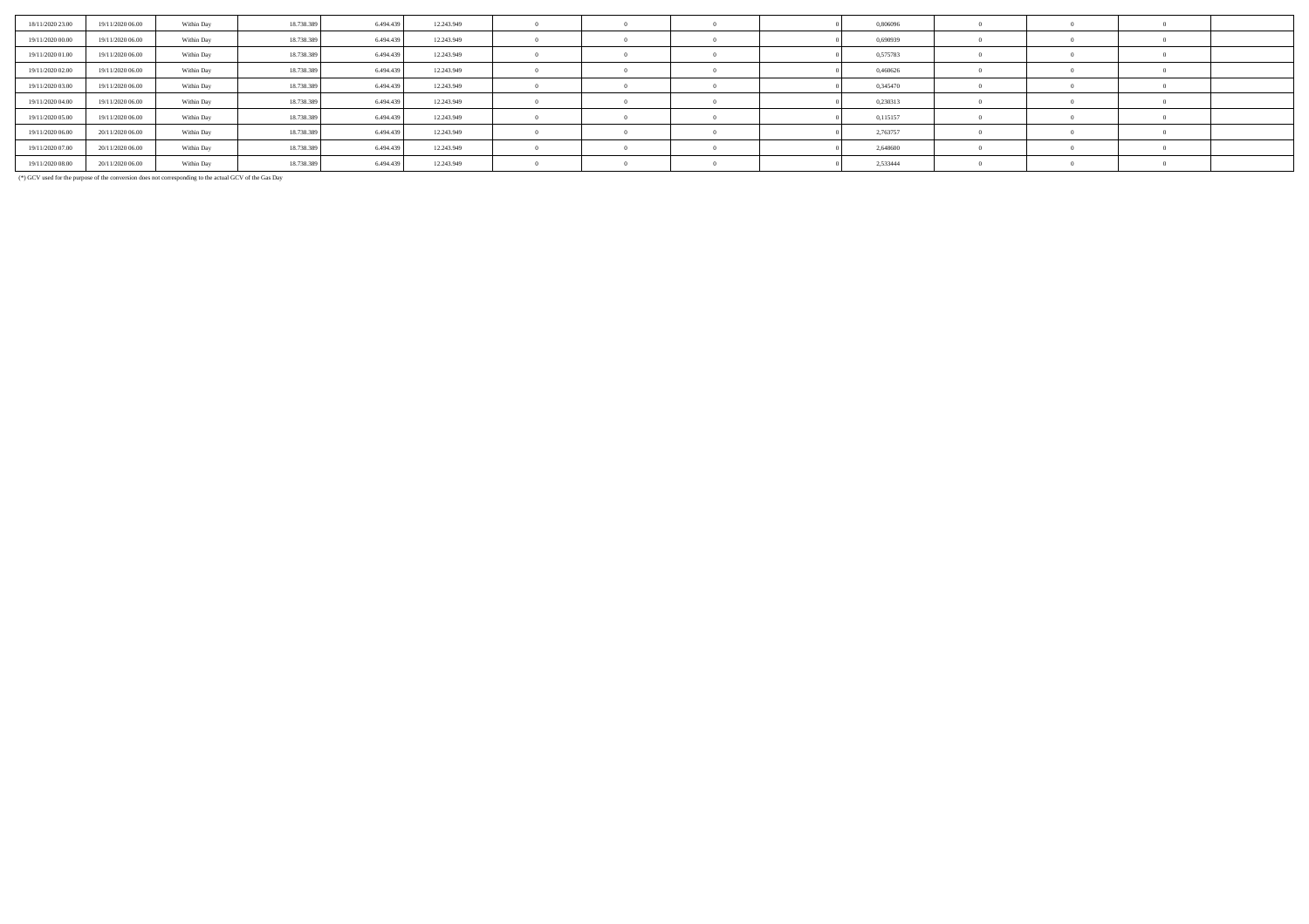| | | | | | | | | | | | | | | |
|---|---|---|---|---|---|---|---|---|---|---|---|---|---|---|
| 18/11/2020 23.00 | 19/11/2020 06.00 | Within Day | 18.738.389 | 6.494.439 | 12.243.949 | 0 | 0 | 0 | 0 | 0,806096 | 0 | 0 | 0 | |
| 19/11/2020 00.00 | 19/11/2020 06.00 | Within Day | 18.738.389 | 6.494.439 | 12.243.949 | 0 | 0 | 0 | 0 | 0,690939 | 0 | 0 | 0 | |
| 19/11/2020 01.00 | 19/11/2020 06.00 | Within Day | 18.738.389 | 6.494.439 | 12.243.949 | 0 | 0 | 0 | 0 | 0,575783 | 0 | 0 | 0 | |
| 19/11/2020 02.00 | 19/11/2020 06.00 | Within Day | 18.738.389 | 6.494.439 | 12.243.949 | 0 | 0 | 0 | 0 | 0,460626 | 0 | 0 | 0 | |
| 19/11/2020 03.00 | 19/11/2020 06.00 | Within Day | 18.738.389 | 6.494.439 | 12.243.949 | 0 | 0 | 0 | 0 | 0,345470 | 0 | 0 | 0 | |
| 19/11/2020 04.00 | 19/11/2020 06.00 | Within Day | 18.738.389 | 6.494.439 | 12.243.949 | 0 | 0 | 0 | 0 | 0,230313 | 0 | 0 | 0 | |
| 19/11/2020 05.00 | 19/11/2020 06.00 | Within Day | 18.738.389 | 6.494.439 | 12.243.949 | 0 | 0 | 0 | 0 | 0,115157 | 0 | 0 | 0 | |
| 19/11/2020 06.00 | 20/11/2020 06.00 | Within Day | 18.738.389 | 6.494.439 | 12.243.949 | 0 | 0 | 0 | 0 | 2,763757 | 0 | 0 | 0 | |
| 19/11/2020 07.00 | 20/11/2020 06.00 | Within Day | 18.738.389 | 6.494.439 | 12.243.949 | 0 | 0 | 0 | 0 | 2,648600 | 0 | 0 | 0 | |
| 19/11/2020 08.00 | 20/11/2020 06.00 | Within Day | 18.738.389 | 6.494.439 | 12.243.949 | 0 | 0 | 0 | 0 | 2,533444 | 0 | 0 | 0 | |

(*) GCV used for the purpose of the conversion does not corresponding to the actual GCV of the Gas Day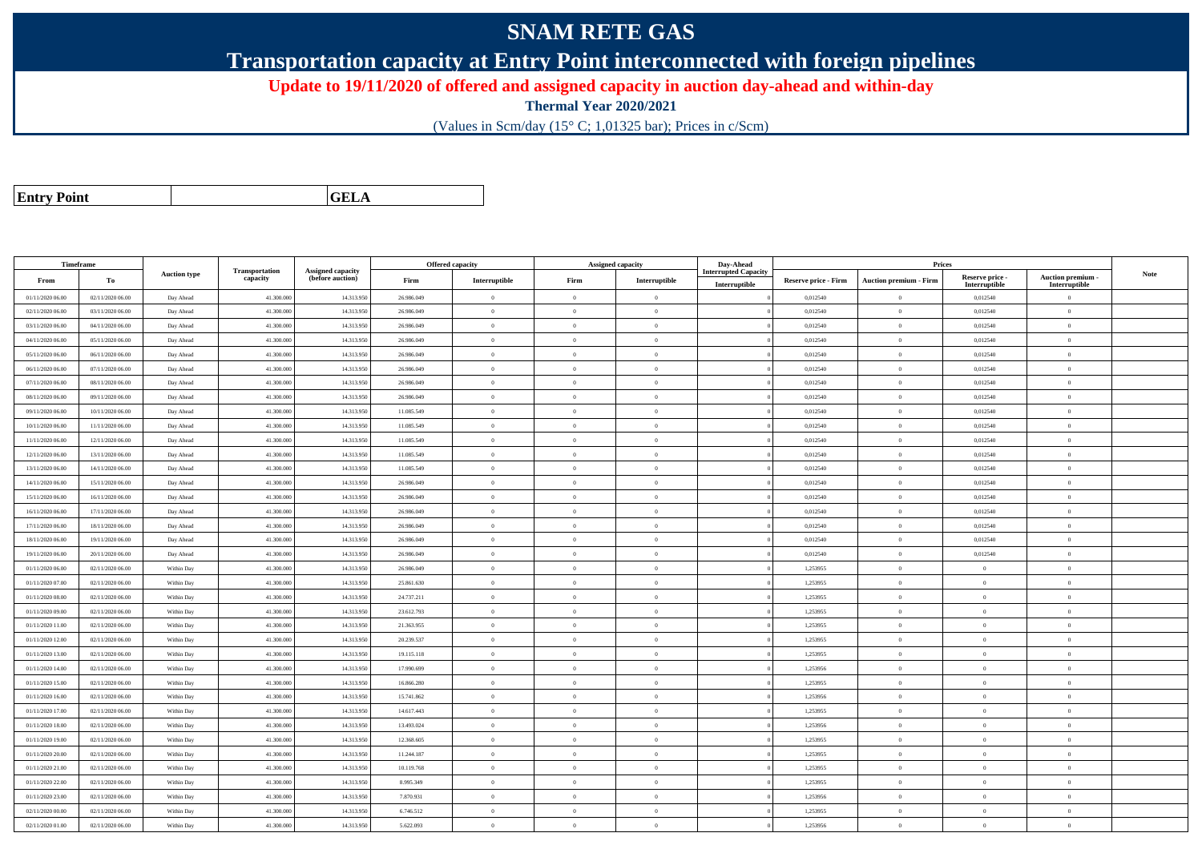# SNAM RETE GAS

## Transportation capacity at Entry Point interconnected with foreign pipelines

**Update to 19/11/2020 of offered and assigned capacity in auction day-ahead and within-day**

**Thermal Year 2020/2021**

(Values in Scm/day (15° C; 1,01325 bar); Prices in c/Scm)

| **Entry Point** | | **GELA** |
|---|---|---|

| Timeframe | | Auction type | Transportation capacity | Assigned capacity (before auction) | Offered capacity | | Assigned capacity | | Day-Ahead Interrupted Capacity | Prices | | | | Note |
|---|---|---|---|---|---|---|---|---|---|---|---|---|---|---|
| From | To | | | | Firm | Interruptible | Firm | Interruptible | Interruptible | Reserve price - Firm | Auction premium - Firm | Reserve price - Interruptible | Auction premium - Interruptible | |
| 01/11/2020 06.00 | 02/11/2020 06.00 | Day Ahead | 41.300.000 | 14.313.950 | 26.986.049 | 0 | 0 | 0 | 0 | 0,012540 | 0 | 0,012540 | 0 | |
| 02/11/2020 06.00 | 03/11/2020 06.00 | Day Ahead | 41.300.000 | 14.313.950 | 26.986.049 | 0 | 0 | 0 | 0 | 0,012540 | 0 | 0,012540 | 0 | |
| 03/11/2020 06.00 | 04/11/2020 06.00 | Day Ahead | 41.300.000 | 14.313.950 | 26.986.049 | 0 | 0 | 0 | 0 | 0,012540 | 0 | 0,012540 | 0 | |
| 04/11/2020 06.00 | 05/11/2020 06.00 | Day Ahead | 41.300.000 | 14.313.950 | 26.986.049 | 0 | 0 | 0 | 0 | 0,012540 | 0 | 0,012540 | 0 | |
| 05/11/2020 06.00 | 06/11/2020 06.00 | Day Ahead | 41.300.000 | 14.313.950 | 26.986.049 | 0 | 0 | 0 | 0 | 0,012540 | 0 | 0,012540 | 0 | |
| 06/11/2020 06.00 | 07/11/2020 06.00 | Day Ahead | 41.300.000 | 14.313.950 | 26.986.049 | 0 | 0 | 0 | 0 | 0,012540 | 0 | 0,012540 | 0 | |
| 07/11/2020 06.00 | 08/11/2020 06.00 | Day Ahead | 41.300.000 | 14.313.950 | 26.986.049 | 0 | 0 | 0 | 0 | 0,012540 | 0 | 0,012540 | 0 | |
| 08/11/2020 06.00 | 09/11/2020 06.00 | Day Ahead | 41.300.000 | 14.313.950 | 26.986.049 | 0 | 0 | 0 | 0 | 0,012540 | 0 | 0,012540 | 0 | |
| 09/11/2020 06.00 | 10/11/2020 06.00 | Day Ahead | 41.300.000 | 14.313.950 | 11.085.549 | 0 | 0 | 0 | 0 | 0,012540 | 0 | 0,012540 | 0 | |
| 10/11/2020 06.00 | 11/11/2020 06.00 | Day Ahead | 41.300.000 | 14.313.950 | 11.085.549 | 0 | 0 | 0 | 0 | 0,012540 | 0 | 0,012540 | 0 | |
| 11/11/2020 06.00 | 12/11/2020 06.00 | Day Ahead | 41.300.000 | 14.313.950 | 11.085.549 | 0 | 0 | 0 | 0 | 0,012540 | 0 | 0,012540 | 0 | |
| 12/11/2020 06.00 | 13/11/2020 06.00 | Day Ahead | 41.300.000 | 14.313.950 | 11.085.549 | 0 | 0 | 0 | 0 | 0,012540 | 0 | 0,012540 | 0 | |
| 13/11/2020 06.00 | 14/11/2020 06.00 | Day Ahead | 41.300.000 | 14.313.950 | 11.085.549 | 0 | 0 | 0 | 0 | 0,012540 | 0 | 0,012540 | 0 | |
| 14/11/2020 06.00 | 15/11/2020 06.00 | Day Ahead | 41.300.000 | 14.313.950 | 26.986.049 | 0 | 0 | 0 | 0 | 0,012540 | 0 | 0,012540 | 0 | |
| 15/11/2020 06.00 | 16/11/2020 06.00 | Day Ahead | 41.300.000 | 14.313.950 | 26.986.049 | 0 | 0 | 0 | 0 | 0,012540 | 0 | 0,012540 | 0 | |
| 16/11/2020 06.00 | 17/11/2020 06.00 | Day Ahead | 41.300.000 | 14.313.950 | 26.986.049 | 0 | 0 | 0 | 0 | 0,012540 | 0 | 0,012540 | 0 | |
| 17/11/2020 06.00 | 18/11/2020 06.00 | Day Ahead | 41.300.000 | 14.313.950 | 26.986.049 | 0 | 0 | 0 | 0 | 0,012540 | 0 | 0,012540 | 0 | |
| 18/11/2020 06.00 | 19/11/2020 06.00 | Day Ahead | 41.300.000 | 14.313.950 | 26.986.049 | 0 | 0 | 0 | 0 | 0,012540 | 0 | 0,012540 | 0 | |
| 19/11/2020 06.00 | 20/11/2020 06.00 | Day Ahead | 41.300.000 | 14.313.950 | 26.986.049 | 0 | 0 | 0 | 0 | 0,012540 | 0 | 0,012540 | 0 | |
| 01/11/2020 06.00 | 02/11/2020 06.00 | Within Day | 41.300.000 | 14.313.950 | 26.986.049 | 0 | 0 | 0 | 0 | 1,253955 | 0 | 0 | 0 | |
| 01/11/2020 07.00 | 02/11/2020 06.00 | Within Day | 41.300.000 | 14.313.950 | 25.861.630 | 0 | 0 | 0 | 0 | 1,253955 | 0 | 0 | 0 | |
| 01/11/2020 08.00 | 02/11/2020 06.00 | Within Day | 41.300.000 | 14.313.950 | 24.737.211 | 0 | 0 | 0 | 0 | 1,253955 | 0 | 0 | 0 | |
| 01/11/2020 09.00 | 02/11/2020 06.00 | Within Day | 41.300.000 | 14.313.950 | 23.612.793 | 0 | 0 | 0 | 0 | 1,253955 | 0 | 0 | 0 | |
| 01/11/2020 11.00 | 02/11/2020 06.00 | Within Day | 41.300.000 | 14.313.950 | 21.363.955 | 0 | 0 | 0 | 0 | 1,253955 | 0 | 0 | 0 | |
| 01/11/2020 12.00 | 02/11/2020 06.00 | Within Day | 41.300.000 | 14.313.950 | 20.239.537 | 0 | 0 | 0 | 0 | 1,253955 | 0 | 0 | 0 | |
| 01/11/2020 13.00 | 02/11/2020 06.00 | Within Day | 41.300.000 | 14.313.950 | 19.115.118 | 0 | 0 | 0 | 0 | 1,253955 | 0 | 0 | 0 | |
| 01/11/2020 14.00 | 02/11/2020 06.00 | Within Day | 41.300.000 | 14.313.950 | 17.990.699 | 0 | 0 | 0 | 0 | 1,253956 | 0 | 0 | 0 | |
| 01/11/2020 15.00 | 02/11/2020 06.00 | Within Day | 41.300.000 | 14.313.950 | 16.866.280 | 0 | 0 | 0 | 0 | 1,253955 | 0 | 0 | 0 | |
| 01/11/2020 16.00 | 02/11/2020 06.00 | Within Day | 41.300.000 | 14.313.950 | 15.741.862 | 0 | 0 | 0 | 0 | 1,253956 | 0 | 0 | 0 | |
| 01/11/2020 17.00 | 02/11/2020 06.00 | Within Day | 41.300.000 | 14.313.950 | 14.617.443 | 0 | 0 | 0 | 0 | 1,253955 | 0 | 0 | 0 | |
| 01/11/2020 18.00 | 02/11/2020 06.00 | Within Day | 41.300.000 | 14.313.950 | 13.493.024 | 0 | 0 | 0 | 0 | 1,253956 | 0 | 0 | 0 | |
| 01/11/2020 19.00 | 02/11/2020 06.00 | Within Day | 41.300.000 | 14.313.950 | 12.368.605 | 0 | 0 | 0 | 0 | 1,253955 | 0 | 0 | 0 | |
| 01/11/2020 20.00 | 02/11/2020 06.00 | Within Day | 41.300.000 | 14.313.950 | 11.244.187 | 0 | 0 | 0 | 0 | 1,253955 | 0 | 0 | 0 | |
| 01/11/2020 21.00 | 02/11/2020 06.00 | Within Day | 41.300.000 | 14.313.950 | 10.119.768 | 0 | 0 | 0 | 0 | 1,253955 | 0 | 0 | 0 | |
| 01/11/2020 22.00 | 02/11/2020 06.00 | Within Day | 41.300.000 | 14.313.950 | 8.995.349 | 0 | 0 | 0 | 0 | 1,253955 | 0 | 0 | 0 | |
| 01/11/2020 23.00 | 02/11/2020 06.00 | Within Day | 41.300.000 | 14.313.950 | 7.870.931 | 0 | 0 | 0 | 0 | 1,253956 | 0 | 0 | 0 | |
| 02/11/2020 00.00 | 02/11/2020 06.00 | Within Day | 41.300.000 | 14.313.950 | 6.746.512 | 0 | 0 | 0 | 0 | 1,253955 | 0 | 0 | 0 | |
| 02/11/2020 01.00 | 02/11/2020 06.00 | Within Day | 41.300.000 | 14.313.950 | 5.622.093 | 0 | 0 | 0 | 0 | 1,253956 | 0 | 0 | 0 | |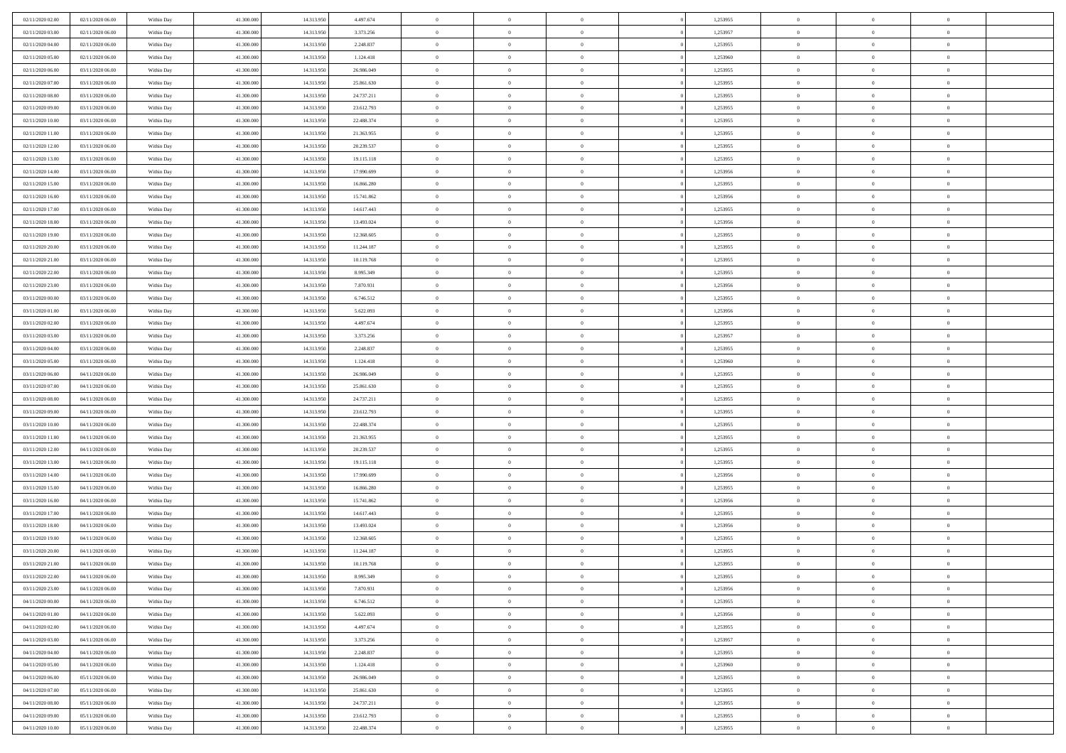| | | | | | | | | | | | | | | |
|---|---|---|---|---|---|---|---|---|---|---|---|---|---|---|
| 02/11/2020 02.00 | 02/11/2020 06.00 | Within Day | 41.300.000 | 14.313.950 | 4.497.674 | 0 | 0 | 0 | | 1,253955 | 0 | 0 | 0 | |
| 02/11/2020 03.00 | 02/11/2020 06.00 | Within Day | 41.300.000 | 14.313.950 | 3.373.256 | 0 | 0 | 0 | | 1,253957 | 0 | 0 | 0 | |
| 02/11/2020 04.00 | 02/11/2020 06.00 | Within Day | 41.300.000 | 14.313.950 | 2.248.837 | 0 | 0 | 0 | | 1,253955 | 0 | 0 | 0 | |
| 02/11/2020 05.00 | 02/11/2020 06.00 | Within Day | 41.300.000 | 14.313.950 | 1.124.418 | 0 | 0 | 0 | | 1,253960 | 0 | 0 | 0 | |
| 02/11/2020 06.00 | 03/11/2020 06.00 | Within Day | 41.300.000 | 14.313.950 | 26.986.049 | 0 | 0 | 0 | | 1,253955 | 0 | 0 | 0 | |
| 02/11/2020 07.00 | 03/11/2020 06.00 | Within Day | 41.300.000 | 14.313.950 | 25.861.630 | 0 | 0 | 0 | | 1,253955 | 0 | 0 | 0 | |
| 02/11/2020 08.00 | 03/11/2020 06.00 | Within Day | 41.300.000 | 14.313.950 | 24.737.211 | 0 | 0 | 0 | | 1,253955 | 0 | 0 | 0 | |
| 02/11/2020 09.00 | 03/11/2020 06.00 | Within Day | 41.300.000 | 14.313.950 | 23.612.793 | 0 | 0 | 0 | | 1,253955 | 0 | 0 | 0 | |
| 02/11/2020 10.00 | 03/11/2020 06.00 | Within Day | 41.300.000 | 14.313.950 | 22.488.374 | 0 | 0 | 0 | | 1,253955 | 0 | 0 | 0 | |
| 02/11/2020 11.00 | 03/11/2020 06.00 | Within Day | 41.300.000 | 14.313.950 | 21.363.955 | 0 | 0 | 0 | | 1,253955 | 0 | 0 | 0 | |
| 02/11/2020 12.00 | 03/11/2020 06.00 | Within Day | 41.300.000 | 14.313.950 | 20.239.537 | 0 | 0 | 0 | | 1,253955 | 0 | 0 | 0 | |
| 02/11/2020 13.00 | 03/11/2020 06.00 | Within Day | 41.300.000 | 14.313.950 | 19.115.118 | 0 | 0 | 0 | | 1,253955 | 0 | 0 | 0 | |
| 02/11/2020 14.00 | 03/11/2020 06.00 | Within Day | 41.300.000 | 14.313.950 | 17.990.699 | 0 | 0 | 0 | | 1,253956 | 0 | 0 | 0 | |
| 02/11/2020 15.00 | 03/11/2020 06.00 | Within Day | 41.300.000 | 14.313.950 | 16.866.280 | 0 | 0 | 0 | | 1,253955 | 0 | 0 | 0 | |
| 02/11/2020 16.00 | 03/11/2020 06.00 | Within Day | 41.300.000 | 14.313.950 | 15.741.862 | 0 | 0 | 0 | | 1,253956 | 0 | 0 | 0 | |
| 02/11/2020 17.00 | 03/11/2020 06.00 | Within Day | 41.300.000 | 14.313.950 | 14.617.443 | 0 | 0 | 0 | | 1,253955 | 0 | 0 | 0 | |
| 02/11/2020 18.00 | 03/11/2020 06.00 | Within Day | 41.300.000 | 14.313.950 | 13.493.024 | 0 | 0 | 0 | | 1,253956 | 0 | 0 | 0 | |
| 02/11/2020 19.00 | 03/11/2020 06.00 | Within Day | 41.300.000 | 14.313.950 | 12.368.605 | 0 | 0 | 0 | | 1,253955 | 0 | 0 | 0 | |
| 02/11/2020 20.00 | 03/11/2020 06.00 | Within Day | 41.300.000 | 14.313.950 | 11.244.187 | 0 | 0 | 0 | | 1,253955 | 0 | 0 | 0 | |
| 02/11/2020 21.00 | 03/11/2020 06.00 | Within Day | 41.300.000 | 14.313.950 | 10.119.768 | 0 | 0 | 0 | | 1,253955 | 0 | 0 | 0 | |
| 02/11/2020 22.00 | 03/11/2020 06.00 | Within Day | 41.300.000 | 14.313.950 | 8.995.349 | 0 | 0 | 0 | | 1,253955 | 0 | 0 | 0 | |
| 02/11/2020 23.00 | 03/11/2020 06.00 | Within Day | 41.300.000 | 14.313.950 | 7.870.931 | 0 | 0 | 0 | | 1,253956 | 0 | 0 | 0 | |
| 03/11/2020 00.00 | 03/11/2020 06.00 | Within Day | 41.300.000 | 14.313.950 | 6.746.512 | 0 | 0 | 0 | | 1,253955 | 0 | 0 | 0 | |
| 03/11/2020 01.00 | 03/11/2020 06.00 | Within Day | 41.300.000 | 14.313.950 | 5.622.093 | 0 | 0 | 0 | | 1,253956 | 0 | 0 | 0 | |
| 03/11/2020 02.00 | 03/11/2020 06.00 | Within Day | 41.300.000 | 14.313.950 | 4.497.674 | 0 | 0 | 0 | | 1,253955 | 0 | 0 | 0 | |
| 03/11/2020 03.00 | 03/11/2020 06.00 | Within Day | 41.300.000 | 14.313.950 | 3.373.256 | 0 | 0 | 0 | | 1,253957 | 0 | 0 | 0 | |
| 03/11/2020 04.00 | 03/11/2020 06.00 | Within Day | 41.300.000 | 14.313.950 | 2.248.837 | 0 | 0 | 0 | | 1,253955 | 0 | 0 | 0 | |
| 03/11/2020 05.00 | 03/11/2020 06.00 | Within Day | 41.300.000 | 14.313.950 | 1.124.418 | 0 | 0 | 0 | | 1,253960 | 0 | 0 | 0 | |
| 03/11/2020 06.00 | 04/11/2020 06.00 | Within Day | 41.300.000 | 14.313.950 | 26.986.049 | 0 | 0 | 0 | | 1,253955 | 0 | 0 | 0 | |
| 03/11/2020 07.00 | 04/11/2020 06.00 | Within Day | 41.300.000 | 14.313.950 | 25.861.630 | 0 | 0 | 0 | | 1,253955 | 0 | 0 | 0 | |
| 03/11/2020 08.00 | 04/11/2020 06.00 | Within Day | 41.300.000 | 14.313.950 | 24.737.211 | 0 | 0 | 0 | | 1,253955 | 0 | 0 | 0 | |
| 03/11/2020 09.00 | 04/11/2020 06.00 | Within Day | 41.300.000 | 14.313.950 | 23.612.793 | 0 | 0 | 0 | | 1,253955 | 0 | 0 | 0 | |
| 03/11/2020 10.00 | 04/11/2020 06.00 | Within Day | 41.300.000 | 14.313.950 | 22.488.374 | 0 | 0 | 0 | | 1,253955 | 0 | 0 | 0 | |
| 03/11/2020 11.00 | 04/11/2020 06.00 | Within Day | 41.300.000 | 14.313.950 | 21.363.955 | 0 | 0 | 0 | | 1,253955 | 0 | 0 | 0 | |
| 03/11/2020 12.00 | 04/11/2020 06.00 | Within Day | 41.300.000 | 14.313.950 | 20.239.537 | 0 | 0 | 0 | | 1,253955 | 0 | 0 | 0 | |
| 03/11/2020 13.00 | 04/11/2020 06.00 | Within Day | 41.300.000 | 14.313.950 | 19.115.118 | 0 | 0 | 0 | | 1,253955 | 0 | 0 | 0 | |
| 03/11/2020 14.00 | 04/11/2020 06.00 | Within Day | 41.300.000 | 14.313.950 | 17.990.699 | 0 | 0 | 0 | | 1,253956 | 0 | 0 | 0 | |
| 03/11/2020 15.00 | 04/11/2020 06.00 | Within Day | 41.300.000 | 14.313.950 | 16.866.280 | 0 | 0 | 0 | | 1,253955 | 0 | 0 | 0 | |
| 03/11/2020 16.00 | 04/11/2020 06.00 | Within Day | 41.300.000 | 14.313.950 | 15.741.862 | 0 | 0 | 0 | | 1,253956 | 0 | 0 | 0 | |
| 03/11/2020 17.00 | 04/11/2020 06.00 | Within Day | 41.300.000 | 14.313.950 | 14.617.443 | 0 | 0 | 0 | | 1,253955 | 0 | 0 | 0 | |
| 03/11/2020 18.00 | 04/11/2020 06.00 | Within Day | 41.300.000 | 14.313.950 | 13.493.024 | 0 | 0 | 0 | | 1,253956 | 0 | 0 | 0 | |
| 03/11/2020 19.00 | 04/11/2020 06.00 | Within Day | 41.300.000 | 14.313.950 | 12.368.605 | 0 | 0 | 0 | | 1,253955 | 0 | 0 | 0 | |
| 03/11/2020 20.00 | 04/11/2020 06.00 | Within Day | 41.300.000 | 14.313.950 | 11.244.187 | 0 | 0 | 0 | | 1,253955 | 0 | 0 | 0 | |
| 03/11/2020 21.00 | 04/11/2020 06.00 | Within Day | 41.300.000 | 14.313.950 | 10.119.768 | 0 | 0 | 0 | | 1,253955 | 0 | 0 | 0 | |
| 03/11/2020 22.00 | 04/11/2020 06.00 | Within Day | 41.300.000 | 14.313.950 | 8.995.349 | 0 | 0 | 0 | | 1,253955 | 0 | 0 | 0 | |
| 03/11/2020 23.00 | 04/11/2020 06.00 | Within Day | 41.300.000 | 14.313.950 | 7.870.931 | 0 | 0 | 0 | | 1,253956 | 0 | 0 | 0 | |
| 04/11/2020 00.00 | 04/11/2020 06.00 | Within Day | 41.300.000 | 14.313.950 | 6.746.512 | 0 | 0 | 0 | | 1,253955 | 0 | 0 | 0 | |
| 04/11/2020 01.00 | 04/11/2020 06.00 | Within Day | 41.300.000 | 14.313.950 | 5.622.093 | 0 | 0 | 0 | | 1,253956 | 0 | 0 | 0 | |
| 04/11/2020 02.00 | 04/11/2020 06.00 | Within Day | 41.300.000 | 14.313.950 | 4.497.674 | 0 | 0 | 0 | | 1,253955 | 0 | 0 | 0 | |
| 04/11/2020 03.00 | 04/11/2020 06.00 | Within Day | 41.300.000 | 14.313.950 | 3.373.256 | 0 | 0 | 0 | | 1,253957 | 0 | 0 | 0 | |
| 04/11/2020 04.00 | 04/11/2020 06.00 | Within Day | 41.300.000 | 14.313.950 | 2.248.837 | 0 | 0 | 0 | | 1,253955 | 0 | 0 | 0 | |
| 04/11/2020 05.00 | 04/11/2020 06.00 | Within Day | 41.300.000 | 14.313.950 | 1.124.418 | 0 | 0 | 0 | | 1,253960 | 0 | 0 | 0 | |
| 04/11/2020 06.00 | 05/11/2020 06.00 | Within Day | 41.300.000 | 14.313.950 | 26.986.049 | 0 | 0 | 0 | | 1,253955 | 0 | 0 | 0 | |
| 04/11/2020 07.00 | 05/11/2020 06.00 | Within Day | 41.300.000 | 14.313.950 | 25.861.630 | 0 | 0 | 0 | | 1,253955 | 0 | 0 | 0 | |
| 04/11/2020 08.00 | 05/11/2020 06.00 | Within Day | 41.300.000 | 14.313.950 | 24.737.211 | 0 | 0 | 0 | | 1,253955 | 0 | 0 | 0 | |
| 04/11/2020 09.00 | 05/11/2020 06.00 | Within Day | 41.300.000 | 14.313.950 | 23.612.793 | 0 | 0 | 0 | | 1,253955 | 0 | 0 | 0 | |
| 04/11/2020 10.00 | 05/11/2020 06.00 | Within Day | 41.300.000 | 14.313.950 | 22.488.374 | 0 | 0 | 0 | | 1,253955 | 0 | 0 | 0 | |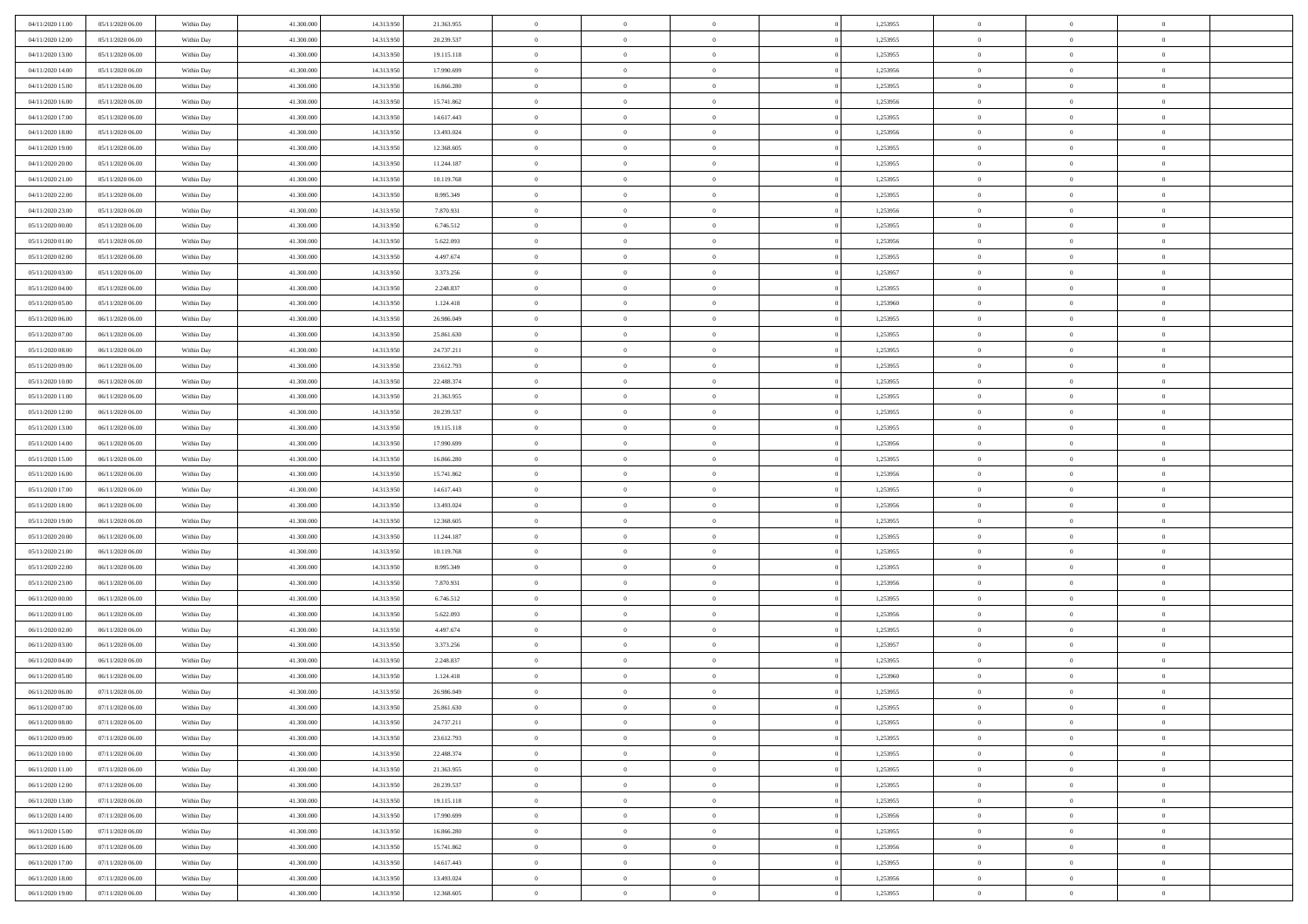| | | | | | | | | | | | | | | |
|---|---|---|---|---|---|---|---|---|---|---|---|---|---|---|
| 04/11/2020 11.00 | 05/11/2020 06.00 | Within Day | 41.300.000 | 14.313.950 | 21.363.955 | 0 | 0 | 0 | | 1,253955 | 0 | 0 | 0 | |
| 04/11/2020 12.00 | 05/11/2020 06.00 | Within Day | 41.300.000 | 14.313.950 | 20.239.537 | 0 | 0 | 0 | | 1,253955 | 0 | 0 | 0 | |
| 04/11/2020 13.00 | 05/11/2020 06.00 | Within Day | 41.300.000 | 14.313.950 | 19.115.118 | 0 | 0 | 0 | | 1,253955 | 0 | 0 | 0 | |
| 04/11/2020 14.00 | 05/11/2020 06.00 | Within Day | 41.300.000 | 14.313.950 | 17.990.699 | 0 | 0 | 0 | | 1,253956 | 0 | 0 | 0 | |
| 04/11/2020 15.00 | 05/11/2020 06.00 | Within Day | 41.300.000 | 14.313.950 | 16.866.280 | 0 | 0 | 0 | | 1,253955 | 0 | 0 | 0 | |
| 04/11/2020 16.00 | 05/11/2020 06.00 | Within Day | 41.300.000 | 14.313.950 | 15.741.862 | 0 | 0 | 0 | | 1,253956 | 0 | 0 | 0 | |
| 04/11/2020 17.00 | 05/11/2020 06.00 | Within Day | 41.300.000 | 14.313.950 | 14.617.443 | 0 | 0 | 0 | | 1,253955 | 0 | 0 | 0 | |
| 04/11/2020 18.00 | 05/11/2020 06.00 | Within Day | 41.300.000 | 14.313.950 | 13.493.024 | 0 | 0 | 0 | | 1,253956 | 0 | 0 | 0 | |
| 04/11/2020 19.00 | 05/11/2020 06.00 | Within Day | 41.300.000 | 14.313.950 | 12.368.605 | 0 | 0 | 0 | | 1,253955 | 0 | 0 | 0 | |
| 04/11/2020 20.00 | 05/11/2020 06.00 | Within Day | 41.300.000 | 14.313.950 | 11.244.187 | 0 | 0 | 0 | | 1,253955 | 0 | 0 | 0 | |
| 04/11/2020 21.00 | 05/11/2020 06.00 | Within Day | 41.300.000 | 14.313.950 | 10.119.768 | 0 | 0 | 0 | | 1,253955 | 0 | 0 | 0 | |
| 04/11/2020 22.00 | 05/11/2020 06.00 | Within Day | 41.300.000 | 14.313.950 | 8.995.349 | 0 | 0 | 0 | | 1,253955 | 0 | 0 | 0 | |
| 04/11/2020 23.00 | 05/11/2020 06.00 | Within Day | 41.300.000 | 14.313.950 | 7.870.931 | 0 | 0 | 0 | | 1,253956 | 0 | 0 | 0 | |
| 05/11/2020 00.00 | 05/11/2020 06.00 | Within Day | 41.300.000 | 14.313.950 | 6.746.512 | 0 | 0 | 0 | | 1,253955 | 0 | 0 | 0 | |
| 05/11/2020 01.00 | 05/11/2020 06.00 | Within Day | 41.300.000 | 14.313.950 | 5.622.093 | 0 | 0 | 0 | | 1,253956 | 0 | 0 | 0 | |
| 05/11/2020 02.00 | 05/11/2020 06.00 | Within Day | 41.300.000 | 14.313.950 | 4.497.674 | 0 | 0 | 0 | | 1,253955 | 0 | 0 | 0 | |
| 05/11/2020 03.00 | 05/11/2020 06.00 | Within Day | 41.300.000 | 14.313.950 | 3.373.256 | 0 | 0 | 0 | | 1,253957 | 0 | 0 | 0 | |
| 05/11/2020 04.00 | 05/11/2020 06.00 | Within Day | 41.300.000 | 14.313.950 | 2.248.837 | 0 | 0 | 0 | | 1,253955 | 0 | 0 | 0 | |
| 05/11/2020 05.00 | 05/11/2020 06.00 | Within Day | 41.300.000 | 14.313.950 | 1.124.418 | 0 | 0 | 0 | | 1,253960 | 0 | 0 | 0 | |
| 05/11/2020 06.00 | 06/11/2020 06.00 | Within Day | 41.300.000 | 14.313.950 | 26.986.049 | 0 | 0 | 0 | | 1,253955 | 0 | 0 | 0 | |
| 05/11/2020 07.00 | 06/11/2020 06.00 | Within Day | 41.300.000 | 14.313.950 | 25.861.630 | 0 | 0 | 0 | | 1,253955 | 0 | 0 | 0 | |
| 05/11/2020 08.00 | 06/11/2020 06.00 | Within Day | 41.300.000 | 14.313.950 | 24.737.211 | 0 | 0 | 0 | | 1,253955 | 0 | 0 | 0 | |
| 05/11/2020 09.00 | 06/11/2020 06.00 | Within Day | 41.300.000 | 14.313.950 | 23.612.793 | 0 | 0 | 0 | | 1,253955 | 0 | 0 | 0 | |
| 05/11/2020 10.00 | 06/11/2020 06.00 | Within Day | 41.300.000 | 14.313.950 | 22.488.374 | 0 | 0 | 0 | | 1,253955 | 0 | 0 | 0 | |
| 05/11/2020 11.00 | 06/11/2020 06.00 | Within Day | 41.300.000 | 14.313.950 | 21.363.955 | 0 | 0 | 0 | | 1,253955 | 0 | 0 | 0 | |
| 05/11/2020 12.00 | 06/11/2020 06.00 | Within Day | 41.300.000 | 14.313.950 | 20.239.537 | 0 | 0 | 0 | | 1,253955 | 0 | 0 | 0 | |
| 05/11/2020 13.00 | 06/11/2020 06.00 | Within Day | 41.300.000 | 14.313.950 | 19.115.118 | 0 | 0 | 0 | | 1,253955 | 0 | 0 | 0 | |
| 05/11/2020 14.00 | 06/11/2020 06.00 | Within Day | 41.300.000 | 14.313.950 | 17.990.699 | 0 | 0 | 0 | | 1,253956 | 0 | 0 | 0 | |
| 05/11/2020 15.00 | 06/11/2020 06.00 | Within Day | 41.300.000 | 14.313.950 | 16.866.280 | 0 | 0 | 0 | | 1,253955 | 0 | 0 | 0 | |
| 05/11/2020 16.00 | 06/11/2020 06.00 | Within Day | 41.300.000 | 14.313.950 | 15.741.862 | 0 | 0 | 0 | | 1,253956 | 0 | 0 | 0 | |
| 05/11/2020 17.00 | 06/11/2020 06.00 | Within Day | 41.300.000 | 14.313.950 | 14.617.443 | 0 | 0 | 0 | | 1,253955 | 0 | 0 | 0 | |
| 05/11/2020 18.00 | 06/11/2020 06.00 | Within Day | 41.300.000 | 14.313.950 | 13.493.024 | 0 | 0 | 0 | | 1,253956 | 0 | 0 | 0 | |
| 05/11/2020 19.00 | 06/11/2020 06.00 | Within Day | 41.300.000 | 14.313.950 | 12.368.605 | 0 | 0 | 0 | | 1,253955 | 0 | 0 | 0 | |
| 05/11/2020 20.00 | 06/11/2020 06.00 | Within Day | 41.300.000 | 14.313.950 | 11.244.187 | 0 | 0 | 0 | | 1,253955 | 0 | 0 | 0 | |
| 05/11/2020 21.00 | 06/11/2020 06.00 | Within Day | 41.300.000 | 14.313.950 | 10.119.768 | 0 | 0 | 0 | | 1,253955 | 0 | 0 | 0 | |
| 05/11/2020 22.00 | 06/11/2020 06.00 | Within Day | 41.300.000 | 14.313.950 | 8.995.349 | 0 | 0 | 0 | | 1,253955 | 0 | 0 | 0 | |
| 05/11/2020 23.00 | 06/11/2020 06.00 | Within Day | 41.300.000 | 14.313.950 | 7.870.931 | 0 | 0 | 0 | | 1,253956 | 0 | 0 | 0 | |
| 06/11/2020 00.00 | 06/11/2020 06.00 | Within Day | 41.300.000 | 14.313.950 | 6.746.512 | 0 | 0 | 0 | | 1,253955 | 0 | 0 | 0 | |
| 06/11/2020 01.00 | 06/11/2020 06.00 | Within Day | 41.300.000 | 14.313.950 | 5.622.093 | 0 | 0 | 0 | | 1,253956 | 0 | 0 | 0 | |
| 06/11/2020 02.00 | 06/11/2020 06.00 | Within Day | 41.300.000 | 14.313.950 | 4.497.674 | 0 | 0 | 0 | | 1,253955 | 0 | 0 | 0 | |
| 06/11/2020 03.00 | 06/11/2020 06.00 | Within Day | 41.300.000 | 14.313.950 | 3.373.256 | 0 | 0 | 0 | | 1,253957 | 0 | 0 | 0 | |
| 06/11/2020 04.00 | 06/11/2020 06.00 | Within Day | 41.300.000 | 14.313.950 | 2.248.837 | 0 | 0 | 0 | | 1,253955 | 0 | 0 | 0 | |
| 06/11/2020 05.00 | 06/11/2020 06.00 | Within Day | 41.300.000 | 14.313.950 | 1.124.418 | 0 | 0 | 0 | | 1,253960 | 0 | 0 | 0 | |
| 06/11/2020 06.00 | 07/11/2020 06.00 | Within Day | 41.300.000 | 14.313.950 | 26.986.049 | 0 | 0 | 0 | | 1,253955 | 0 | 0 | 0 | |
| 06/11/2020 07.00 | 07/11/2020 06.00 | Within Day | 41.300.000 | 14.313.950 | 25.861.630 | 0 | 0 | 0 | | 1,253955 | 0 | 0 | 0 | |
| 06/11/2020 08.00 | 07/11/2020 06.00 | Within Day | 41.300.000 | 14.313.950 | 24.737.211 | 0 | 0 | 0 | | 1,253955 | 0 | 0 | 0 | |
| 06/11/2020 09.00 | 07/11/2020 06.00 | Within Day | 41.300.000 | 14.313.950 | 23.612.793 | 0 | 0 | 0 | | 1,253955 | 0 | 0 | 0 | |
| 06/11/2020 10.00 | 07/11/2020 06.00 | Within Day | 41.300.000 | 14.313.950 | 22.488.374 | 0 | 0 | 0 | | 1,253955 | 0 | 0 | 0 | |
| 06/11/2020 11.00 | 07/11/2020 06.00 | Within Day | 41.300.000 | 14.313.950 | 21.363.955 | 0 | 0 | 0 | | 1,253955 | 0 | 0 | 0 | |
| 06/11/2020 12.00 | 07/11/2020 06.00 | Within Day | 41.300.000 | 14.313.950 | 20.239.537 | 0 | 0 | 0 | | 1,253955 | 0 | 0 | 0 | |
| 06/11/2020 13.00 | 07/11/2020 06.00 | Within Day | 41.300.000 | 14.313.950 | 19.115.118 | 0 | 0 | 0 | | 1,253955 | 0 | 0 | 0 | |
| 06/11/2020 14.00 | 07/11/2020 06.00 | Within Day | 41.300.000 | 14.313.950 | 17.990.699 | 0 | 0 | 0 | | 1,253956 | 0 | 0 | 0 | |
| 06/11/2020 15.00 | 07/11/2020 06.00 | Within Day | 41.300.000 | 14.313.950 | 16.866.280 | 0 | 0 | 0 | | 1,253955 | 0 | 0 | 0 | |
| 06/11/2020 16.00 | 07/11/2020 06.00 | Within Day | 41.300.000 | 14.313.950 | 15.741.862 | 0 | 0 | 0 | | 1,253956 | 0 | 0 | 0 | |
| 06/11/2020 17.00 | 07/11/2020 06.00 | Within Day | 41.300.000 | 14.313.950 | 14.617.443 | 0 | 0 | 0 | | 1,253955 | 0 | 0 | 0 | |
| 06/11/2020 18.00 | 07/11/2020 06.00 | Within Day | 41.300.000 | 14.313.950 | 13.493.024 | 0 | 0 | 0 | | 1,253956 | 0 | 0 | 0 | |
| 06/11/2020 19.00 | 07/11/2020 06.00 | Within Day | 41.300.000 | 14.313.950 | 12.368.605 | 0 | 0 | 0 | | 1,253955 | 0 | 0 | 0 | |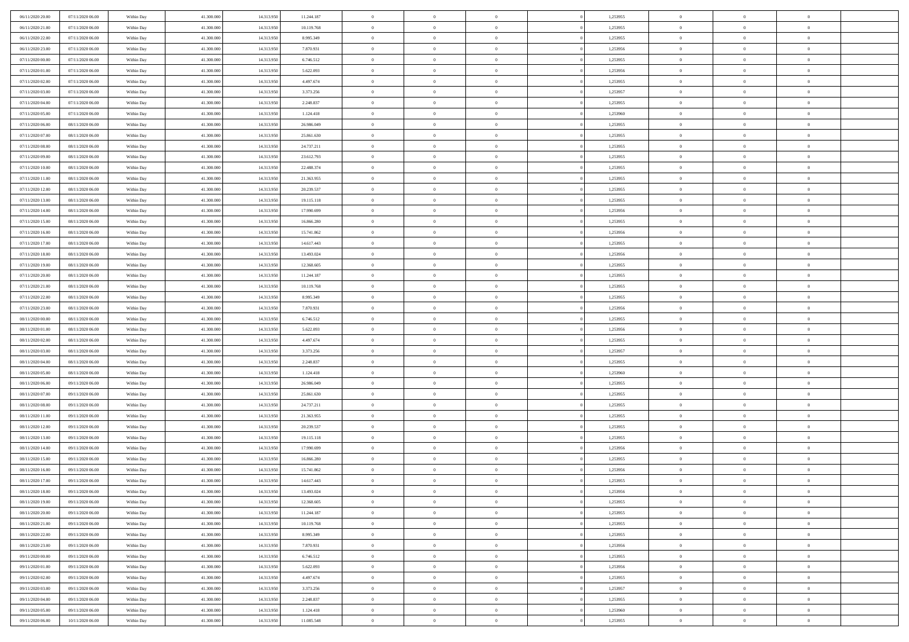| | | | | | | | | | | | | | | |
|---|---|---|---|---|---|---|---|---|---|---|---|---|---|---|
| 06/11/2020 20.00 | 07/11/2020 06.00 | Within Day | 41.300.000 | 14.313.950 | 11.244.187 | 0 | 0 | 0 | | 1,253955 | 0 | 0 | 0 | |
| 06/11/2020 21.00 | 07/11/2020 06.00 | Within Day | 41.300.000 | 14.313.950 | 10.119.768 | 0 | 0 | 0 | | 1,253955 | 0 | 0 | 0 | |
| 06/11/2020 22.00 | 07/11/2020 06.00 | Within Day | 41.300.000 | 14.313.950 | 8.995.349 | 0 | 0 | 0 | | 1,253955 | 0 | 0 | 0 | |
| 06/11/2020 23.00 | 07/11/2020 06.00 | Within Day | 41.300.000 | 14.313.950 | 7.870.931 | 0 | 0 | 0 | | 1,253956 | 0 | 0 | 0 | |
| 07/11/2020 00.00 | 07/11/2020 06.00 | Within Day | 41.300.000 | 14.313.950 | 6.746.512 | 0 | 0 | 0 | | 1,253955 | 0 | 0 | 0 | |
| 07/11/2020 01.00 | 07/11/2020 06.00 | Within Day | 41.300.000 | 14.313.950 | 5.622.093 | 0 | 0 | 0 | | 1,253956 | 0 | 0 | 0 | |
| 07/11/2020 02.00 | 07/11/2020 06.00 | Within Day | 41.300.000 | 14.313.950 | 4.497.674 | 0 | 0 | 0 | | 1,253955 | 0 | 0 | 0 | |
| 07/11/2020 03.00 | 07/11/2020 06.00 | Within Day | 41.300.000 | 14.313.950 | 3.373.256 | 0 | 0 | 0 | | 1,253957 | 0 | 0 | 0 | |
| 07/11/2020 04.00 | 07/11/2020 06.00 | Within Day | 41.300.000 | 14.313.950 | 2.248.837 | 0 | 0 | 0 | | 1,253955 | 0 | 0 | 0 | |
| 07/11/2020 05.00 | 07/11/2020 06.00 | Within Day | 41.300.000 | 14.313.950 | 1.124.418 | 0 | 0 | 0 | | 1,253960 | 0 | 0 | 0 | |
| 07/11/2020 06.00 | 08/11/2020 06.00 | Within Day | 41.300.000 | 14.313.950 | 26.986.049 | 0 | 0 | 0 | | 1,253955 | 0 | 0 | 0 | |
| 07/11/2020 07.00 | 08/11/2020 06.00 | Within Day | 41.300.000 | 14.313.950 | 25.861.630 | 0 | 0 | 0 | | 1,253955 | 0 | 0 | 0 | |
| 07/11/2020 08.00 | 08/11/2020 06.00 | Within Day | 41.300.000 | 14.313.950 | 24.737.211 | 0 | 0 | 0 | | 1,253955 | 0 | 0 | 0 | |
| 07/11/2020 09.00 | 08/11/2020 06.00 | Within Day | 41.300.000 | 14.313.950 | 23.612.793 | 0 | 0 | 0 | | 1,253955 | 0 | 0 | 0 | |
| 07/11/2020 10.00 | 08/11/2020 06.00 | Within Day | 41.300.000 | 14.313.950 | 22.488.374 | 0 | 0 | 0 | | 1,253955 | 0 | 0 | 0 | |
| 07/11/2020 11.00 | 08/11/2020 06.00 | Within Day | 41.300.000 | 14.313.950 | 21.363.955 | 0 | 0 | 0 | | 1,253955 | 0 | 0 | 0 | |
| 07/11/2020 12.00 | 08/11/2020 06.00 | Within Day | 41.300.000 | 14.313.950 | 20.239.537 | 0 | 0 | 0 | | 1,253955 | 0 | 0 | 0 | |
| 07/11/2020 13.00 | 08/11/2020 06.00 | Within Day | 41.300.000 | 14.313.950 | 19.115.118 | 0 | 0 | 0 | | 1,253955 | 0 | 0 | 0 | |
| 07/11/2020 14.00 | 08/11/2020 06.00 | Within Day | 41.300.000 | 14.313.950 | 17.990.699 | 0 | 0 | 0 | | 1,253956 | 0 | 0 | 0 | |
| 07/11/2020 15.00 | 08/11/2020 06.00 | Within Day | 41.300.000 | 14.313.950 | 16.866.280 | 0 | 0 | 0 | | 1,253955 | 0 | 0 | 0 | |
| 07/11/2020 16.00 | 08/11/2020 06.00 | Within Day | 41.300.000 | 14.313.950 | 15.741.862 | 0 | 0 | 0 | | 1,253956 | 0 | 0 | 0 | |
| 07/11/2020 17.00 | 08/11/2020 06.00 | Within Day | 41.300.000 | 14.313.950 | 14.617.443 | 0 | 0 | 0 | | 1,253955 | 0 | 0 | 0 | |
| 07/11/2020 18.00 | 08/11/2020 06.00 | Within Day | 41.300.000 | 14.313.950 | 13.493.024 | 0 | 0 | 0 | | 1,253956 | 0 | 0 | 0 | |
| 07/11/2020 19.00 | 08/11/2020 06.00 | Within Day | 41.300.000 | 14.313.950 | 12.368.605 | 0 | 0 | 0 | | 1,253955 | 0 | 0 | 0 | |
| 07/11/2020 20.00 | 08/11/2020 06.00 | Within Day | 41.300.000 | 14.313.950 | 11.244.187 | 0 | 0 | 0 | | 1,253955 | 0 | 0 | 0 | |
| 07/11/2020 21.00 | 08/11/2020 06.00 | Within Day | 41.300.000 | 14.313.950 | 10.119.768 | 0 | 0 | 0 | | 1,253955 | 0 | 0 | 0 | |
| 07/11/2020 22.00 | 08/11/2020 06.00 | Within Day | 41.300.000 | 14.313.950 | 8.995.349 | 0 | 0 | 0 | | 1,253955 | 0 | 0 | 0 | |
| 07/11/2020 23.00 | 08/11/2020 06.00 | Within Day | 41.300.000 | 14.313.950 | 7.870.931 | 0 | 0 | 0 | | 1,253956 | 0 | 0 | 0 | |
| 08/11/2020 00.00 | 08/11/2020 06.00 | Within Day | 41.300.000 | 14.313.950 | 6.746.512 | 0 | 0 | 0 | | 1,253955 | 0 | 0 | 0 | |
| 08/11/2020 01.00 | 08/11/2020 06.00 | Within Day | 41.300.000 | 14.313.950 | 5.622.093 | 0 | 0 | 0 | | 1,253956 | 0 | 0 | 0 | |
| 08/11/2020 02.00 | 08/11/2020 06.00 | Within Day | 41.300.000 | 14.313.950 | 4.497.674 | 0 | 0 | 0 | | 1,253955 | 0 | 0 | 0 | |
| 08/11/2020 03.00 | 08/11/2020 06.00 | Within Day | 41.300.000 | 14.313.950 | 3.373.256 | 0 | 0 | 0 | | 1,253957 | 0 | 0 | 0 | |
| 08/11/2020 04.00 | 08/11/2020 06.00 | Within Day | 41.300.000 | 14.313.950 | 2.248.837 | 0 | 0 | 0 | | 1,253955 | 0 | 0 | 0 | |
| 08/11/2020 05.00 | 08/11/2020 06.00 | Within Day | 41.300.000 | 14.313.950 | 1.124.418 | 0 | 0 | 0 | | 1,253960 | 0 | 0 | 0 | |
| 08/11/2020 06.00 | 09/11/2020 06.00 | Within Day | 41.300.000 | 14.313.950 | 26.986.049 | 0 | 0 | 0 | | 1,253955 | 0 | 0 | 0 | |
| 08/11/2020 07.00 | 09/11/2020 06.00 | Within Day | 41.300.000 | 14.313.950 | 25.861.630 | 0 | 0 | 0 | | 1,253955 | 0 | 0 | 0 | |
| 08/11/2020 08.00 | 09/11/2020 06.00 | Within Day | 41.300.000 | 14.313.950 | 24.737.211 | 0 | 0 | 0 | | 1,253955 | 0 | 0 | 0 | |
| 08/11/2020 11.00 | 09/11/2020 06.00 | Within Day | 41.300.000 | 14.313.950 | 21.363.955 | 0 | 0 | 0 | | 1,253955 | 0 | 0 | 0 | |
| 08/11/2020 12.00 | 09/11/2020 06.00 | Within Day | 41.300.000 | 14.313.950 | 20.239.537 | 0 | 0 | 0 | | 1,253955 | 0 | 0 | 0 | |
| 08/11/2020 13.00 | 09/11/2020 06.00 | Within Day | 41.300.000 | 14.313.950 | 19.115.118 | 0 | 0 | 0 | | 1,253955 | 0 | 0 | 0 | |
| 08/11/2020 14.00 | 09/11/2020 06.00 | Within Day | 41.300.000 | 14.313.950 | 17.990.699 | 0 | 0 | 0 | | 1,253956 | 0 | 0 | 0 | |
| 08/11/2020 15.00 | 09/11/2020 06.00 | Within Day | 41.300.000 | 14.313.950 | 16.866.280 | 0 | 0 | 0 | | 1,253955 | 0 | 0 | 0 | |
| 08/11/2020 16.00 | 09/11/2020 06.00 | Within Day | 41.300.000 | 14.313.950 | 15.741.862 | 0 | 0 | 0 | | 1,253956 | 0 | 0 | 0 | |
| 08/11/2020 17.00 | 09/11/2020 06.00 | Within Day | 41.300.000 | 14.313.950 | 14.617.443 | 0 | 0 | 0 | | 1,253955 | 0 | 0 | 0 | |
| 08/11/2020 18.00 | 09/11/2020 06.00 | Within Day | 41.300.000 | 14.313.950 | 13.493.024 | 0 | 0 | 0 | | 1,253956 | 0 | 0 | 0 | |
| 08/11/2020 19.00 | 09/11/2020 06.00 | Within Day | 41.300.000 | 14.313.950 | 12.368.605 | 0 | 0 | 0 | | 1,253955 | 0 | 0 | 0 | |
| 08/11/2020 20.00 | 09/11/2020 06.00 | Within Day | 41.300.000 | 14.313.950 | 11.244.187 | 0 | 0 | 0 | | 1,253955 | 0 | 0 | 0 | |
| 08/11/2020 21.00 | 09/11/2020 06.00 | Within Day | 41.300.000 | 14.313.950 | 10.119.768 | 0 | 0 | 0 | | 1,253955 | 0 | 0 | 0 | |
| 08/11/2020 22.00 | 09/11/2020 06.00 | Within Day | 41.300.000 | 14.313.950 | 8.995.349 | 0 | 0 | 0 | | 1,253955 | 0 | 0 | 0 | |
| 08/11/2020 23.00 | 09/11/2020 06.00 | Within Day | 41.300.000 | 14.313.950 | 7.870.931 | 0 | 0 | 0 | | 1,253956 | 0 | 0 | 0 | |
| 09/11/2020 00.00 | 09/11/2020 06.00 | Within Day | 41.300.000 | 14.313.950 | 6.746.512 | 0 | 0 | 0 | | 1,253955 | 0 | 0 | 0 | |
| 09/11/2020 01.00 | 09/11/2020 06.00 | Within Day | 41.300.000 | 14.313.950 | 5.622.093 | 0 | 0 | 0 | | 1,253956 | 0 | 0 | 0 | |
| 09/11/2020 02.00 | 09/11/2020 06.00 | Within Day | 41.300.000 | 14.313.950 | 4.497.674 | 0 | 0 | 0 | | 1,253955 | 0 | 0 | 0 | |
| 09/11/2020 03.00 | 09/11/2020 06.00 | Within Day | 41.300.000 | 14.313.950 | 3.373.256 | 0 | 0 | 0 | | 1,253957 | 0 | 0 | 0 | |
| 09/11/2020 04.00 | 09/11/2020 06.00 | Within Day | 41.300.000 | 14.313.950 | 2.248.837 | 0 | 0 | 0 | | 1,253955 | 0 | 0 | 0 | |
| 09/11/2020 05.00 | 09/11/2020 06.00 | Within Day | 41.300.000 | 14.313.950 | 1.124.418 | 0 | 0 | 0 | | 1,253960 | 0 | 0 | 0 | |
| 09/11/2020 06.00 | 10/11/2020 06.00 | Within Day | 41.300.000 | 14.313.950 | 11.085.548 | 0 | 0 | 0 | | 1,253955 | 0 | 0 | 0 | |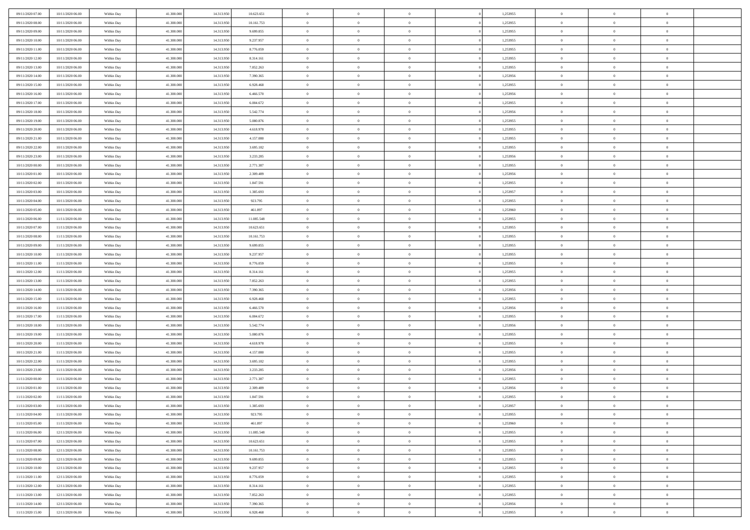| | | | | | | | | | | | | | | |
|---|---|---|---|---|---|---|---|---|---|---|---|---|---|---|
| 09/11/2020 07.00 | 10/11/2020 06.00 | Within Day | 41.300.000 | 14.313.950 | 10.623.651 | 0 | 0 | 0 | | 1,253955 | 0 | 0 | 0 | |
| 09/11/2020 08.00 | 10/11/2020 06.00 | Within Day | 41.300.000 | 14.313.950 | 10.161.753 | 0 | 0 | 0 | | 1,253955 | 0 | 0 | 0 | |
| 09/11/2020 09.00 | 10/11/2020 06.00 | Within Day | 41.300.000 | 14.313.950 | 9.699.855 | 0 | 0 | 0 | | 1,253955 | 0 | 0 | 0 | |
| 09/11/2020 10.00 | 10/11/2020 06.00 | Within Day | 41.300.000 | 14.313.950 | 9.237.957 | 0 | 0 | 0 | | 1,253955 | 0 | 0 | 0 | |
| 09/11/2020 11.00 | 10/11/2020 06.00 | Within Day | 41.300.000 | 14.313.950 | 8.776.059 | 0 | 0 | 0 | | 1,253955 | 0 | 0 | 0 | |
| 09/11/2020 12.00 | 10/11/2020 06.00 | Within Day | 41.300.000 | 14.313.950 | 8.314.161 | 0 | 0 | 0 | | 1,253955 | 0 | 0 | 0 | |
| 09/11/2020 13.00 | 10/11/2020 06.00 | Within Day | 41.300.000 | 14.313.950 | 7.852.263 | 0 | 0 | 0 | | 1,253955 | 0 | 0 | 0 | |
| 09/11/2020 14.00 | 10/11/2020 06.00 | Within Day | 41.300.000 | 14.313.950 | 7.390.365 | 0 | 0 | 0 | | 1,253956 | 0 | 0 | 0 | |
| 09/11/2020 15.00 | 10/11/2020 06.00 | Within Day | 41.300.000 | 14.313.950 | 6.928.468 | 0 | 0 | 0 | | 1,253955 | 0 | 0 | 0 | |
| 09/11/2020 16.00 | 10/11/2020 06.00 | Within Day | 41.300.000 | 14.313.950 | 6.466.570 | 0 | 0 | 0 | | 1,253956 | 0 | 0 | 0 | |
| 09/11/2020 17.00 | 10/11/2020 06.00 | Within Day | 41.300.000 | 14.313.950 | 6.004.672 | 0 | 0 | 0 | | 1,253955 | 0 | 0 | 0 | |
| 09/11/2020 18.00 | 10/11/2020 06.00 | Within Day | 41.300.000 | 14.313.950 | 5.542.774 | 0 | 0 | 0 | | 1,253956 | 0 | 0 | 0 | |
| 09/11/2020 19.00 | 10/11/2020 06.00 | Within Day | 41.300.000 | 14.313.950 | 5.080.876 | 0 | 0 | 0 | | 1,253955 | 0 | 0 | 0 | |
| 09/11/2020 20.00 | 10/11/2020 06.00 | Within Day | 41.300.000 | 14.313.950 | 4.618.978 | 0 | 0 | 0 | | 1,253955 | 0 | 0 | 0 | |
| 09/11/2020 21.00 | 10/11/2020 06.00 | Within Day | 41.300.000 | 14.313.950 | 4.157.080 | 0 | 0 | 0 | | 1,253955 | 0 | 0 | 0 | |
| 09/11/2020 22.00 | 10/11/2020 06.00 | Within Day | 41.300.000 | 14.313.950 | 3.695.182 | 0 | 0 | 0 | | 1,253955 | 0 | 0 | 0 | |
| 09/11/2020 23.00 | 10/11/2020 06.00 | Within Day | 41.300.000 | 14.313.950 | 3.233.285 | 0 | 0 | 0 | | 1,253956 | 0 | 0 | 0 | |
| 10/11/2020 00.00 | 10/11/2020 06.00 | Within Day | 41.300.000 | 14.313.950 | 2.771.387 | 0 | 0 | 0 | | 1,253955 | 0 | 0 | 0 | |
| 10/11/2020 01.00 | 10/11/2020 06.00 | Within Day | 41.300.000 | 14.313.950 | 2.309.489 | 0 | 0 | 0 | | 1,253956 | 0 | 0 | 0 | |
| 10/11/2020 02.00 | 10/11/2020 06.00 | Within Day | 41.300.000 | 14.313.950 | 1.847.591 | 0 | 0 | 0 | | 1,253955 | 0 | 0 | 0 | |
| 10/11/2020 03.00 | 10/11/2020 06.00 | Within Day | 41.300.000 | 14.313.950 | 1.385.693 | 0 | 0 | 0 | | 1,253957 | 0 | 0 | 0 | |
| 10/11/2020 04.00 | 10/11/2020 06.00 | Within Day | 41.300.000 | 14.313.950 | 923.795 | 0 | 0 | 0 | | 1,253955 | 0 | 0 | 0 | |
| 10/11/2020 05.00 | 10/11/2020 06.00 | Within Day | 41.300.000 | 14.313.950 | 461.897 | 0 | 0 | 0 | | 1,253960 | 0 | 0 | 0 | |
| 10/11/2020 06.00 | 11/11/2020 06.00 | Within Day | 41.300.000 | 14.313.950 | 11.085.548 | 0 | 0 | 0 | | 1,253955 | 0 | 0 | 0 | |
| 10/11/2020 07.00 | 11/11/2020 06.00 | Within Day | 41.300.000 | 14.313.950 | 10.623.651 | 0 | 0 | 0 | | 1,253955 | 0 | 0 | 0 | |
| 10/11/2020 08.00 | 11/11/2020 06.00 | Within Day | 41.300.000 | 14.313.950 | 10.161.753 | 0 | 0 | 0 | | 1,253955 | 0 | 0 | 0 | |
| 10/11/2020 09.00 | 11/11/2020 06.00 | Within Day | 41.300.000 | 14.313.950 | 9.699.855 | 0 | 0 | 0 | | 1,253955 | 0 | 0 | 0 | |
| 10/11/2020 10.00 | 11/11/2020 06.00 | Within Day | 41.300.000 | 14.313.950 | 9.237.957 | 0 | 0 | 0 | | 1,253955 | 0 | 0 | 0 | |
| 10/11/2020 11.00 | 11/11/2020 06.00 | Within Day | 41.300.000 | 14.313.950 | 8.776.059 | 0 | 0 | 0 | | 1,253955 | 0 | 0 | 0 | |
| 10/11/2020 12.00 | 11/11/2020 06.00 | Within Day | 41.300.000 | 14.313.950 | 8.314.161 | 0 | 0 | 0 | | 1,253955 | 0 | 0 | 0 | |
| 10/11/2020 13.00 | 11/11/2020 06.00 | Within Day | 41.300.000 | 14.313.950 | 7.852.263 | 0 | 0 | 0 | | 1,253955 | 0 | 0 | 0 | |
| 10/11/2020 14.00 | 11/11/2020 06.00 | Within Day | 41.300.000 | 14.313.950 | 7.390.365 | 0 | 0 | 0 | | 1,253956 | 0 | 0 | 0 | |
| 10/11/2020 15.00 | 11/11/2020 06.00 | Within Day | 41.300.000 | 14.313.950 | 6.928.468 | 0 | 0 | 0 | | 1,253955 | 0 | 0 | 0 | |
| 10/11/2020 16.00 | 11/11/2020 06.00 | Within Day | 41.300.000 | 14.313.950 | 6.466.570 | 0 | 0 | 0 | | 1,253956 | 0 | 0 | 0 | |
| 10/11/2020 17.00 | 11/11/2020 06.00 | Within Day | 41.300.000 | 14.313.950 | 6.004.672 | 0 | 0 | 0 | | 1,253955 | 0 | 0 | 0 | |
| 10/11/2020 18.00 | 11/11/2020 06.00 | Within Day | 41.300.000 | 14.313.950 | 5.542.774 | 0 | 0 | 0 | | 1,253956 | 0 | 0 | 0 | |
| 10/11/2020 19.00 | 11/11/2020 06.00 | Within Day | 41.300.000 | 14.313.950 | 5.080.876 | 0 | 0 | 0 | | 1,253955 | 0 | 0 | 0 | |
| 10/11/2020 20.00 | 11/11/2020 06.00 | Within Day | 41.300.000 | 14.313.950 | 4.618.978 | 0 | 0 | 0 | | 1,253955 | 0 | 0 | 0 | |
| 10/11/2020 21.00 | 11/11/2020 06.00 | Within Day | 41.300.000 | 14.313.950 | 4.157.080 | 0 | 0 | 0 | | 1,253955 | 0 | 0 | 0 | |
| 10/11/2020 22.00 | 11/11/2020 06.00 | Within Day | 41.300.000 | 14.313.950 | 3.695.182 | 0 | 0 | 0 | | 1,253955 | 0 | 0 | 0 | |
| 10/11/2020 23.00 | 11/11/2020 06.00 | Within Day | 41.300.000 | 14.313.950 | 3.233.285 | 0 | 0 | 0 | | 1,253956 | 0 | 0 | 0 | |
| 11/11/2020 00.00 | 11/11/2020 06.00 | Within Day | 41.300.000 | 14.313.950 | 2.771.387 | 0 | 0 | 0 | | 1,253955 | 0 | 0 | 0 | |
| 11/11/2020 01.00 | 11/11/2020 06.00 | Within Day | 41.300.000 | 14.313.950 | 2.309.489 | 0 | 0 | 0 | | 1,253956 | 0 | 0 | 0 | |
| 11/11/2020 02.00 | 11/11/2020 06.00 | Within Day | 41.300.000 | 14.313.950 | 1.847.591 | 0 | 0 | 0 | | 1,253955 | 0 | 0 | 0 | |
| 11/11/2020 03.00 | 11/11/2020 06.00 | Within Day | 41.300.000 | 14.313.950 | 1.385.693 | 0 | 0 | 0 | | 1,253957 | 0 | 0 | 0 | |
| 11/11/2020 04.00 | 11/11/2020 06.00 | Within Day | 41.300.000 | 14.313.950 | 923.795 | 0 | 0 | 0 | | 1,253955 | 0 | 0 | 0 | |
| 11/11/2020 05.00 | 11/11/2020 06.00 | Within Day | 41.300.000 | 14.313.950 | 461.897 | 0 | 0 | 0 | | 1,253960 | 0 | 0 | 0 | |
| 11/11/2020 06.00 | 12/11/2020 06.00 | Within Day | 41.300.000 | 14.313.950 | 11.085.548 | 0 | 0 | 0 | | 1,253955 | 0 | 0 | 0 | |
| 11/11/2020 07.00 | 12/11/2020 06.00 | Within Day | 41.300.000 | 14.313.950 | 10.623.651 | 0 | 0 | 0 | | 1,253955 | 0 | 0 | 0 | |
| 11/11/2020 08.00 | 12/11/2020 06.00 | Within Day | 41.300.000 | 14.313.950 | 10.161.753 | 0 | 0 | 0 | | 1,253955 | 0 | 0 | 0 | |
| 11/11/2020 09.00 | 12/11/2020 06.00 | Within Day | 41.300.000 | 14.313.950 | 9.699.855 | 0 | 0 | 0 | | 1,253955 | 0 | 0 | 0 | |
| 11/11/2020 10.00 | 12/11/2020 06.00 | Within Day | 41.300.000 | 14.313.950 | 9.237.957 | 0 | 0 | 0 | | 1,253955 | 0 | 0 | 0 | |
| 11/11/2020 11.00 | 12/11/2020 06.00 | Within Day | 41.300.000 | 14.313.950 | 8.776.059 | 0 | 0 | 0 | | 1,253955 | 0 | 0 | 0 | |
| 11/11/2020 12.00 | 12/11/2020 06.00 | Within Day | 41.300.000 | 14.313.950 | 8.314.161 | 0 | 0 | 0 | | 1,253955 | 0 | 0 | 0 | |
| 11/11/2020 13.00 | 12/11/2020 06.00 | Within Day | 41.300.000 | 14.313.950 | 7.852.263 | 0 | 0 | 0 | | 1,253955 | 0 | 0 | 0 | |
| 11/11/2020 14.00 | 12/11/2020 06.00 | Within Day | 41.300.000 | 14.313.950 | 7.390.365 | 0 | 0 | 0 | | 1,253956 | 0 | 0 | 0 | |
| 11/11/2020 15.00 | 12/11/2020 06.00 | Within Day | 41.300.000 | 14.313.950 | 6.928.468 | 0 | 0 | 0 | | 1,253955 | 0 | 0 | 0 | |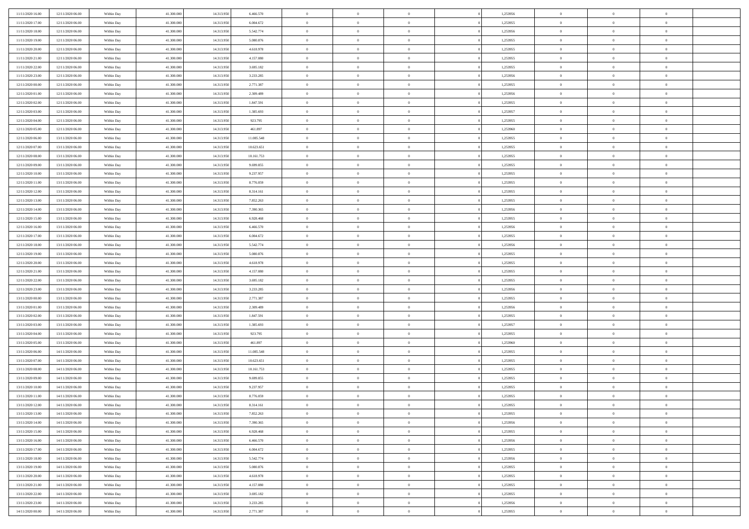| | | | | | | | | | | | | | | |
|---|---|---|---|---|---|---|---|---|---|---|---|---|---|---|
| 11/11/2020 16.00 | 12/11/2020 06.00 | Within Day | 41.300.000 | 14.313.950 | 6.466.570 | 0 | 0 | 0 | | 1,253956 | 0 | 0 | 0 | |
| 11/11/2020 17.00 | 12/11/2020 06.00 | Within Day | 41.300.000 | 14.313.950 | 6.004.672 | 0 | 0 | 0 | | 1,253955 | 0 | 0 | 0 | |
| 11/11/2020 18.00 | 12/11/2020 06.00 | Within Day | 41.300.000 | 14.313.950 | 5.542.774 | 0 | 0 | 0 | | 1,253956 | 0 | 0 | 0 | |
| 11/11/2020 19.00 | 12/11/2020 06.00 | Within Day | 41.300.000 | 14.313.950 | 5.080.876 | 0 | 0 | 0 | | 1,253955 | 0 | 0 | 0 | |
| 11/11/2020 20.00 | 12/11/2020 06.00 | Within Day | 41.300.000 | 14.313.950 | 4.618.978 | 0 | 0 | 0 | | 1,253955 | 0 | 0 | 0 | |
| 11/11/2020 21.00 | 12/11/2020 06.00 | Within Day | 41.300.000 | 14.313.950 | 4.157.080 | 0 | 0 | 0 | | 1,253955 | 0 | 0 | 0 | |
| 11/11/2020 22.00 | 12/11/2020 06.00 | Within Day | 41.300.000 | 14.313.950 | 3.695.182 | 0 | 0 | 0 | | 1,253955 | 0 | 0 | 0 | |
| 11/11/2020 23.00 | 12/11/2020 06.00 | Within Day | 41.300.000 | 14.313.950 | 3.233.285 | 0 | 0 | 0 | | 1,253956 | 0 | 0 | 0 | |
| 12/11/2020 00.00 | 12/11/2020 06.00 | Within Day | 41.300.000 | 14.313.950 | 2.771.387 | 0 | 0 | 0 | | 1,253955 | 0 | 0 | 0 | |
| 12/11/2020 01.00 | 12/11/2020 06.00 | Within Day | 41.300.000 | 14.313.950 | 2.309.489 | 0 | 0 | 0 | | 1,253956 | 0 | 0 | 0 | |
| 12/11/2020 02.00 | 12/11/2020 06.00 | Within Day | 41.300.000 | 14.313.950 | 1.847.591 | 0 | 0 | 0 | | 1,253955 | 0 | 0 | 0 | |
| 12/11/2020 03.00 | 12/11/2020 06.00 | Within Day | 41.300.000 | 14.313.950 | 1.385.693 | 0 | 0 | 0 | | 1,253957 | 0 | 0 | 0 | |
| 12/11/2020 04.00 | 12/11/2020 06.00 | Within Day | 41.300.000 | 14.313.950 | 923.795 | 0 | 0 | 0 | | 1,253955 | 0 | 0 | 0 | |
| 12/11/2020 05.00 | 12/11/2020 06.00 | Within Day | 41.300.000 | 14.313.950 | 461.897 | 0 | 0 | 0 | | 1,253960 | 0 | 0 | 0 | |
| 12/11/2020 06.00 | 13/11/2020 06.00 | Within Day | 41.300.000 | 14.313.950 | 11.085.548 | 0 | 0 | 0 | | 1,253955 | 0 | 0 | 0 | |
| 12/11/2020 07.00 | 13/11/2020 06.00 | Within Day | 41.300.000 | 14.313.950 | 10.623.651 | 0 | 0 | 0 | | 1,253955 | 0 | 0 | 0 | |
| 12/11/2020 08.00 | 13/11/2020 06.00 | Within Day | 41.300.000 | 14.313.950 | 10.161.753 | 0 | 0 | 0 | | 1,253955 | 0 | 0 | 0 | |
| 12/11/2020 09.00 | 13/11/2020 06.00 | Within Day | 41.300.000 | 14.313.950 | 9.699.855 | 0 | 0 | 0 | | 1,253955 | 0 | 0 | 0 | |
| 12/11/2020 10.00 | 13/11/2020 06.00 | Within Day | 41.300.000 | 14.313.950 | 9.237.957 | 0 | 0 | 0 | | 1,253955 | 0 | 0 | 0 | |
| 12/11/2020 11.00 | 13/11/2020 06.00 | Within Day | 41.300.000 | 14.313.950 | 8.776.059 | 0 | 0 | 0 | | 1,253955 | 0 | 0 | 0 | |
| 12/11/2020 12.00 | 13/11/2020 06.00 | Within Day | 41.300.000 | 14.313.950 | 8.314.161 | 0 | 0 | 0 | | 1,253955 | 0 | 0 | 0 | |
| 12/11/2020 13.00 | 13/11/2020 06.00 | Within Day | 41.300.000 | 14.313.950 | 7.852.263 | 0 | 0 | 0 | | 1,253955 | 0 | 0 | 0 | |
| 12/11/2020 14.00 | 13/11/2020 06.00 | Within Day | 41.300.000 | 14.313.950 | 7.390.365 | 0 | 0 | 0 | | 1,253956 | 0 | 0 | 0 | |
| 12/11/2020 15.00 | 13/11/2020 06.00 | Within Day | 41.300.000 | 14.313.950 | 6.928.468 | 0 | 0 | 0 | | 1,253955 | 0 | 0 | 0 | |
| 12/11/2020 16.00 | 13/11/2020 06.00 | Within Day | 41.300.000 | 14.313.950 | 6.466.570 | 0 | 0 | 0 | | 1,253956 | 0 | 0 | 0 | |
| 12/11/2020 17.00 | 13/11/2020 06.00 | Within Day | 41.300.000 | 14.313.950 | 6.004.672 | 0 | 0 | 0 | | 1,253955 | 0 | 0 | 0 | |
| 12/11/2020 18.00 | 13/11/2020 06.00 | Within Day | 41.300.000 | 14.313.950 | 5.542.774 | 0 | 0 | 0 | | 1,253956 | 0 | 0 | 0 | |
| 12/11/2020 19.00 | 13/11/2020 06.00 | Within Day | 41.300.000 | 14.313.950 | 5.080.876 | 0 | 0 | 0 | | 1,253955 | 0 | 0 | 0 | |
| 12/11/2020 20.00 | 13/11/2020 06.00 | Within Day | 41.300.000 | 14.313.950 | 4.618.978 | 0 | 0 | 0 | | 1,253955 | 0 | 0 | 0 | |
| 12/11/2020 21.00 | 13/11/2020 06.00 | Within Day | 41.300.000 | 14.313.950 | 4.157.080 | 0 | 0 | 0 | | 1,253955 | 0 | 0 | 0 | |
| 12/11/2020 22.00 | 13/11/2020 06.00 | Within Day | 41.300.000 | 14.313.950 | 3.695.182 | 0 | 0 | 0 | | 1,253955 | 0 | 0 | 0 | |
| 12/11/2020 23.00 | 13/11/2020 06.00 | Within Day | 41.300.000 | 14.313.950 | 3.233.285 | 0 | 0 | 0 | | 1,253956 | 0 | 0 | 0 | |
| 13/11/2020 00.00 | 13/11/2020 06.00 | Within Day | 41.300.000 | 14.313.950 | 2.771.387 | 0 | 0 | 0 | | 1,253955 | 0 | 0 | 0 | |
| 13/11/2020 01.00 | 13/11/2020 06.00 | Within Day | 41.300.000 | 14.313.950 | 2.309.489 | 0 | 0 | 0 | | 1,253956 | 0 | 0 | 0 | |
| 13/11/2020 02.00 | 13/11/2020 06.00 | Within Day | 41.300.000 | 14.313.950 | 1.847.591 | 0 | 0 | 0 | | 1,253955 | 0 | 0 | 0 | |
| 13/11/2020 03.00 | 13/11/2020 06.00 | Within Day | 41.300.000 | 14.313.950 | 1.385.693 | 0 | 0 | 0 | | 1,253957 | 0 | 0 | 0 | |
| 13/11/2020 04.00 | 13/11/2020 06.00 | Within Day | 41.300.000 | 14.313.950 | 923.795 | 0 | 0 | 0 | | 1,253955 | 0 | 0 | 0 | |
| 13/11/2020 05.00 | 13/11/2020 06.00 | Within Day | 41.300.000 | 14.313.950 | 461.897 | 0 | 0 | 0 | | 1,253960 | 0 | 0 | 0 | |
| 13/11/2020 06.00 | 14/11/2020 06.00 | Within Day | 41.300.000 | 14.313.950 | 11.085.548 | 0 | 0 | 0 | | 1,253955 | 0 | 0 | 0 | |
| 13/11/2020 07.00 | 14/11/2020 06.00 | Within Day | 41.300.000 | 14.313.950 | 10.623.651 | 0 | 0 | 0 | | 1,253955 | 0 | 0 | 0 | |
| 13/11/2020 08.00 | 14/11/2020 06.00 | Within Day | 41.300.000 | 14.313.950 | 10.161.753 | 0 | 0 | 0 | | 1,253955 | 0 | 0 | 0 | |
| 13/11/2020 09.00 | 14/11/2020 06.00 | Within Day | 41.300.000 | 14.313.950 | 9.699.855 | 0 | 0 | 0 | | 1,253955 | 0 | 0 | 0 | |
| 13/11/2020 10.00 | 14/11/2020 06.00 | Within Day | 41.300.000 | 14.313.950 | 9.237.957 | 0 | 0 | 0 | | 1,253955 | 0 | 0 | 0 | |
| 13/11/2020 11.00 | 14/11/2020 06.00 | Within Day | 41.300.000 | 14.313.950 | 8.776.059 | 0 | 0 | 0 | | 1,253955 | 0 | 0 | 0 | |
| 13/11/2020 12.00 | 14/11/2020 06.00 | Within Day | 41.300.000 | 14.313.950 | 8.314.161 | 0 | 0 | 0 | | 1,253955 | 0 | 0 | 0 | |
| 13/11/2020 13.00 | 14/11/2020 06.00 | Within Day | 41.300.000 | 14.313.950 | 7.852.263 | 0 | 0 | 0 | | 1,253955 | 0 | 0 | 0 | |
| 13/11/2020 14.00 | 14/11/2020 06.00 | Within Day | 41.300.000 | 14.313.950 | 7.390.365 | 0 | 0 | 0 | | 1,253956 | 0 | 0 | 0 | |
| 13/11/2020 15.00 | 14/11/2020 06.00 | Within Day | 41.300.000 | 14.313.950 | 6.928.468 | 0 | 0 | 0 | | 1,253955 | 0 | 0 | 0 | |
| 13/11/2020 16.00 | 14/11/2020 06.00 | Within Day | 41.300.000 | 14.313.950 | 6.466.570 | 0 | 0 | 0 | | 1,253956 | 0 | 0 | 0 | |
| 13/11/2020 17.00 | 14/11/2020 06.00 | Within Day | 41.300.000 | 14.313.950 | 6.004.672 | 0 | 0 | 0 | | 1,253955 | 0 | 0 | 0 | |
| 13/11/2020 18.00 | 14/11/2020 06.00 | Within Day | 41.300.000 | 14.313.950 | 5.542.774 | 0 | 0 | 0 | | 1,253956 | 0 | 0 | 0 | |
| 13/11/2020 19.00 | 14/11/2020 06.00 | Within Day | 41.300.000 | 14.313.950 | 5.080.876 | 0 | 0 | 0 | | 1,253955 | 0 | 0 | 0 | |
| 13/11/2020 20.00 | 14/11/2020 06.00 | Within Day | 41.300.000 | 14.313.950 | 4.618.978 | 0 | 0 | 0 | | 1,253955 | 0 | 0 | 0 | |
| 13/11/2020 21.00 | 14/11/2020 06.00 | Within Day | 41.300.000 | 14.313.950 | 4.157.080 | 0 | 0 | 0 | | 1,253955 | 0 | 0 | 0 | |
| 13/11/2020 22.00 | 14/11/2020 06.00 | Within Day | 41.300.000 | 14.313.950 | 3.695.182 | 0 | 0 | 0 | | 1,253955 | 0 | 0 | 0 | |
| 13/11/2020 23.00 | 14/11/2020 06.00 | Within Day | 41.300.000 | 14.313.950 | 3.233.285 | 0 | 0 | 0 | | 1,253956 | 0 | 0 | 0 | |
| 14/11/2020 00.00 | 14/11/2020 06.00 | Within Day | 41.300.000 | 14.313.950 | 2.771.387 | 0 | 0 | 0 | | 1,253955 | 0 | 0 | 0 | |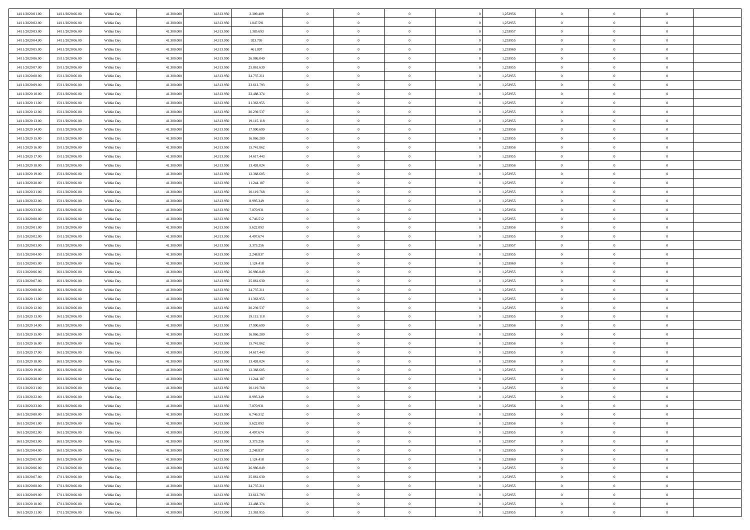| 14/11/2020 01:00 | 14/11/2020 06:00 | Within Day | 41.300.000 | 14.313.950 | 2.309.489 | 0 | 0 | 0 | | 1,253956 | 0 | 0 | 0 | |
|---|---|---|---|---|---|---|---|---|---|---|---|---|---|---|
| 14/11/2020 02:00 | 14/11/2020 06:00 | Within Day | 41.300.000 | 14.313.950 | 1.847.591 | 0 | 0 | 0 | | 1,253955 | 0 | 0 | 0 | |
| 14/11/2020 03:00 | 14/11/2020 06:00 | Within Day | 41.300.000 | 14.313.950 | 1.385.693 | 0 | 0 | 0 | | 1,253957 | 0 | 0 | 0 | |
| 14/11/2020 04:00 | 14/11/2020 06:00 | Within Day | 41.300.000 | 14.313.950 | 923.795 | 0 | 0 | 0 | | 1,253955 | 0 | 0 | 0 | |
| 14/11/2020 05:00 | 14/11/2020 06:00 | Within Day | 41.300.000 | 14.313.950 | 461.897 | 0 | 0 | 0 | | 1,253960 | 0 | 0 | 0 | |
| 14/11/2020 06:00 | 15/11/2020 06:00 | Within Day | 41.300.000 | 14.313.950 | 26.986.049 | 0 | 0 | 0 | | 1,253955 | 0 | 0 | 0 | |
| 14/11/2020 07:00 | 15/11/2020 06:00 | Within Day | 41.300.000 | 14.313.950 | 25.861.630 | 0 | 0 | 0 | | 1,253955 | 0 | 0 | 0 | |
| 14/11/2020 08:00 | 15/11/2020 06:00 | Within Day | 41.300.000 | 14.313.950 | 24.737.211 | 0 | 0 | 0 | | 1,253955 | 0 | 0 | 0 | |
| 14/11/2020 09:00 | 15/11/2020 06:00 | Within Day | 41.300.000 | 14.313.950 | 23.612.793 | 0 | 0 | 0 | | 1,253955 | 0 | 0 | 0 | |
| 14/11/2020 10:00 | 15/11/2020 06:00 | Within Day | 41.300.000 | 14.313.950 | 22.488.374 | 0 | 0 | 0 | | 1,253955 | 0 | 0 | 0 | |
| 14/11/2020 11:00 | 15/11/2020 06:00 | Within Day | 41.300.000 | 14.313.950 | 21.363.955 | 0 | 0 | 0 | | 1,253955 | 0 | 0 | 0 | |
| 14/11/2020 12:00 | 15/11/2020 06:00 | Within Day | 41.300.000 | 14.313.950 | 20.239.537 | 0 | 0 | 0 | | 1,253955 | 0 | 0 | 0 | |
| 14/11/2020 13:00 | 15/11/2020 06:00 | Within Day | 41.300.000 | 14.313.950 | 19.115.118 | 0 | 0 | 0 | | 1,253955 | 0 | 0 | 0 | |
| 14/11/2020 14:00 | 15/11/2020 06:00 | Within Day | 41.300.000 | 14.313.950 | 17.990.699 | 0 | 0 | 0 | | 1,253956 | 0 | 0 | 0 | |
| 14/11/2020 15:00 | 15/11/2020 06:00 | Within Day | 41.300.000 | 14.313.950 | 16.866.280 | 0 | 0 | 0 | | 1,253955 | 0 | 0 | 0 | |
| 14/11/2020 16:00 | 15/11/2020 06:00 | Within Day | 41.300.000 | 14.313.950 | 15.741.862 | 0 | 0 | 0 | | 1,253956 | 0 | 0 | 0 | |
| 14/11/2020 17:00 | 15/11/2020 06:00 | Within Day | 41.300.000 | 14.313.950 | 14.617.443 | 0 | 0 | 0 | | 1,253955 | 0 | 0 | 0 | |
| 14/11/2020 18:00 | 15/11/2020 06:00 | Within Day | 41.300.000 | 14.313.950 | 13.493.024 | 0 | 0 | 0 | | 1,253956 | 0 | 0 | 0 | |
| 14/11/2020 19:00 | 15/11/2020 06:00 | Within Day | 41.300.000 | 14.313.950 | 12.368.605 | 0 | 0 | 0 | | 1,253955 | 0 | 0 | 0 | |
| 14/11/2020 20:00 | 15/11/2020 06:00 | Within Day | 41.300.000 | 14.313.950 | 11.244.187 | 0 | 0 | 0 | | 1,253955 | 0 | 0 | 0 | |
| 14/11/2020 21:00 | 15/11/2020 06:00 | Within Day | 41.300.000 | 14.313.950 | 10.119.768 | 0 | 0 | 0 | | 1,253955 | 0 | 0 | 0 | |
| 14/11/2020 22:00 | 15/11/2020 06:00 | Within Day | 41.300.000 | 14.313.950 | 8.995.349 | 0 | 0 | 0 | | 1,253955 | 0 | 0 | 0 | |
| 14/11/2020 23:00 | 15/11/2020 06:00 | Within Day | 41.300.000 | 14.313.950 | 7.870.931 | 0 | 0 | 0 | | 1,253956 | 0 | 0 | 0 | |
| 15/11/2020 00:00 | 15/11/2020 06:00 | Within Day | 41.300.000 | 14.313.950 | 6.746.512 | 0 | 0 | 0 | | 1,253955 | 0 | 0 | 0 | |
| 15/11/2020 01:00 | 15/11/2020 06:00 | Within Day | 41.300.000 | 14.313.950 | 5.622.093 | 0 | 0 | 0 | | 1,253956 | 0 | 0 | 0 | |
| 15/11/2020 02:00 | 15/11/2020 06:00 | Within Day | 41.300.000 | 14.313.950 | 4.497.674 | 0 | 0 | 0 | | 1,253955 | 0 | 0 | 0 | |
| 15/11/2020 03:00 | 15/11/2020 06:00 | Within Day | 41.300.000 | 14.313.950 | 3.373.256 | 0 | 0 | 0 | | 1,253957 | 0 | 0 | 0 | |
| 15/11/2020 04:00 | 15/11/2020 06:00 | Within Day | 41.300.000 | 14.313.950 | 2.248.837 | 0 | 0 | 0 | | 1,253955 | 0 | 0 | 0 | |
| 15/11/2020 05:00 | 15/11/2020 06:00 | Within Day | 41.300.000 | 14.313.950 | 1.124.418 | 0 | 0 | 0 | | 1,253960 | 0 | 0 | 0 | |
| 15/11/2020 06:00 | 16/11/2020 06:00 | Within Day | 41.300.000 | 14.313.950 | 26.986.049 | 0 | 0 | 0 | | 1,253955 | 0 | 0 | 0 | |
| 15/11/2020 07:00 | 16/11/2020 06:00 | Within Day | 41.300.000 | 14.313.950 | 25.861.630 | 0 | 0 | 0 | | 1,253955 | 0 | 0 | 0 | |
| 15/11/2020 08:00 | 16/11/2020 06:00 | Within Day | 41.300.000 | 14.313.950 | 24.737.211 | 0 | 0 | 0 | | 1,253955 | 0 | 0 | 0 | |
| 15/11/2020 11:00 | 16/11/2020 06:00 | Within Day | 41.300.000 | 14.313.950 | 21.363.955 | 0 | 0 | 0 | | 1,253955 | 0 | 0 | 0 | |
| 15/11/2020 12:00 | 16/11/2020 06:00 | Within Day | 41.300.000 | 14.313.950 | 20.239.537 | 0 | 0 | 0 | | 1,253955 | 0 | 0 | 0 | |
| 15/11/2020 13:00 | 16/11/2020 06:00 | Within Day | 41.300.000 | 14.313.950 | 19.115.118 | 0 | 0 | 0 | | 1,253955 | 0 | 0 | 0 | |
| 15/11/2020 14:00 | 16/11/2020 06:00 | Within Day | 41.300.000 | 14.313.950 | 17.990.699 | 0 | 0 | 0 | | 1,253956 | 0 | 0 | 0 | |
| 15/11/2020 15:00 | 16/11/2020 06:00 | Within Day | 41.300.000 | 14.313.950 | 16.866.280 | 0 | 0 | 0 | | 1,253955 | 0 | 0 | 0 | |
| 15/11/2020 16:00 | 16/11/2020 06:00 | Within Day | 41.300.000 | 14.313.950 | 15.741.862 | 0 | 0 | 0 | | 1,253956 | 0 | 0 | 0 | |
| 15/11/2020 17:00 | 16/11/2020 06:00 | Within Day | 41.300.000 | 14.313.950 | 14.617.443 | 0 | 0 | 0 | | 1,253955 | 0 | 0 | 0 | |
| 15/11/2020 18:00 | 16/11/2020 06:00 | Within Day | 41.300.000 | 14.313.950 | 13.493.024 | 0 | 0 | 0 | | 1,253956 | 0 | 0 | 0 | |
| 15/11/2020 19:00 | 16/11/2020 06:00 | Within Day | 41.300.000 | 14.313.950 | 12.368.605 | 0 | 0 | 0 | | 1,253955 | 0 | 0 | 0 | |
| 15/11/2020 20:00 | 16/11/2020 06:00 | Within Day | 41.300.000 | 14.313.950 | 11.244.187 | 0 | 0 | 0 | | 1,253955 | 0 | 0 | 0 | |
| 15/11/2020 21:00 | 16/11/2020 06:00 | Within Day | 41.300.000 | 14.313.950 | 10.119.768 | 0 | 0 | 0 | | 1,253955 | 0 | 0 | 0 | |
| 15/11/2020 22:00 | 16/11/2020 06:00 | Within Day | 41.300.000 | 14.313.950 | 8.995.349 | 0 | 0 | 0 | | 1,253955 | 0 | 0 | 0 | |
| 15/11/2020 23:00 | 16/11/2020 06:00 | Within Day | 41.300.000 | 14.313.950 | 7.870.931 | 0 | 0 | 0 | | 1,253956 | 0 | 0 | 0 | |
| 16/11/2020 00:00 | 16/11/2020 06:00 | Within Day | 41.300.000 | 14.313.950 | 6.746.512 | 0 | 0 | 0 | | 1,253955 | 0 | 0 | 0 | |
| 16/11/2020 01:00 | 16/11/2020 06:00 | Within Day | 41.300.000 | 14.313.950 | 5.622.093 | 0 | 0 | 0 | | 1,253956 | 0 | 0 | 0 | |
| 16/11/2020 02:00 | 16/11/2020 06:00 | Within Day | 41.300.000 | 14.313.950 | 4.497.674 | 0 | 0 | 0 | | 1,253955 | 0 | 0 | 0 | |
| 16/11/2020 03:00 | 16/11/2020 06:00 | Within Day | 41.300.000 | 14.313.950 | 3.373.256 | 0 | 0 | 0 | | 1,253957 | 0 | 0 | 0 | |
| 16/11/2020 04:00 | 16/11/2020 06:00 | Within Day | 41.300.000 | 14.313.950 | 2.248.837 | 0 | 0 | 0 | | 1,253955 | 0 | 0 | 0 | |
| 16/11/2020 05:00 | 16/11/2020 06:00 | Within Day | 41.300.000 | 14.313.950 | 1.124.418 | 0 | 0 | 0 | | 1,253960 | 0 | 0 | 0 | |
| 16/11/2020 06:00 | 17/11/2020 06:00 | Within Day | 41.300.000 | 14.313.950 | 26.986.049 | 0 | 0 | 0 | | 1,253955 | 0 | 0 | 0 | |
| 16/11/2020 07:00 | 17/11/2020 06:00 | Within Day | 41.300.000 | 14.313.950 | 25.861.630 | 0 | 0 | 0 | | 1,253955 | 0 | 0 | 0 | |
| 16/11/2020 08:00 | 17/11/2020 06:00 | Within Day | 41.300.000 | 14.313.950 | 24.737.211 | 0 | 0 | 0 | | 1,253955 | 0 | 0 | 0 | |
| 16/11/2020 09:00 | 17/11/2020 06:00 | Within Day | 41.300.000 | 14.313.950 | 23.612.793 | 0 | 0 | 0 | | 1,253955 | 0 | 0 | 0 | |
| 16/11/2020 10:00 | 17/11/2020 06:00 | Within Day | 41.300.000 | 14.313.950 | 22.488.374 | 0 | 0 | 0 | | 1,253955 | 0 | 0 | 0 | |
| 16/11/2020 11:00 | 17/11/2020 06:00 | Within Day | 41.300.000 | 14.313.950 | 21.363.955 | 0 | 0 | 0 | | 1,253955 | 0 | 0 | 0 | |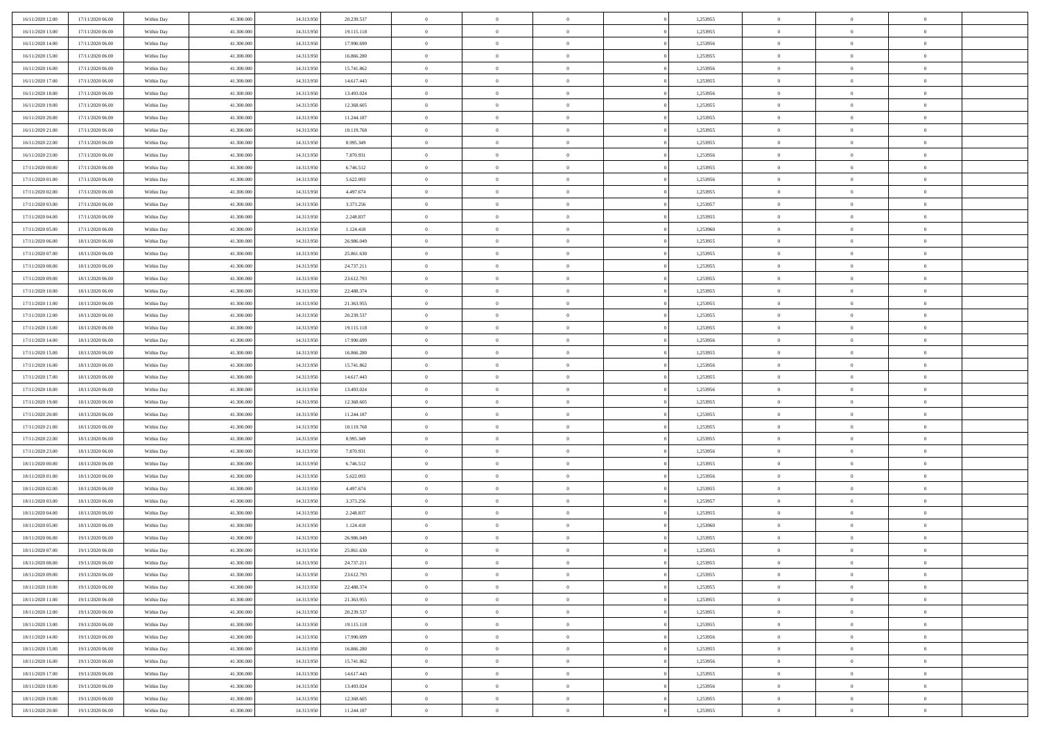| | | | | | | | | | | | | | | |
|---|---|---|---|---|---|---|---|---|---|---|---|---|---|---|
| 16/11/2020 12:00 | 17/11/2020 06:00 | Within Day | 41.300.000 | 14.313.950 | 20.239.537 | 0 | 0 | 0 | | 1,253955 | 0 | 0 | 0 | |
| 16/11/2020 13:00 | 17/11/2020 06:00 | Within Day | 41.300.000 | 14.313.950 | 19.115.118 | 0 | 0 | 0 | | 1,253955 | 0 | 0 | 0 | |
| 16/11/2020 14:00 | 17/11/2020 06:00 | Within Day | 41.300.000 | 14.313.950 | 17.990.699 | 0 | 0 | 0 | | 1,253956 | 0 | 0 | 0 | |
| 16/11/2020 15:00 | 17/11/2020 06:00 | Within Day | 41.300.000 | 14.313.950 | 16.866.280 | 0 | 0 | 0 | | 1,253955 | 0 | 0 | 0 | |
| 16/11/2020 16:00 | 17/11/2020 06:00 | Within Day | 41.300.000 | 14.313.950 | 15.741.862 | 0 | 0 | 0 | | 1,253956 | 0 | 0 | 0 | |
| 16/11/2020 17:00 | 17/11/2020 06:00 | Within Day | 41.300.000 | 14.313.950 | 14.617.443 | 0 | 0 | 0 | | 1,253955 | 0 | 0 | 0 | |
| 16/11/2020 18:00 | 17/11/2020 06:00 | Within Day | 41.300.000 | 14.313.950 | 13.493.024 | 0 | 0 | 0 | | 1,253956 | 0 | 0 | 0 | |
| 16/11/2020 19:00 | 17/11/2020 06:00 | Within Day | 41.300.000 | 14.313.950 | 12.368.605 | 0 | 0 | 0 | | 1,253955 | 0 | 0 | 0 | |
| 16/11/2020 20:00 | 17/11/2020 06:00 | Within Day | 41.300.000 | 14.313.950 | 11.244.187 | 0 | 0 | 0 | | 1,253955 | 0 | 0 | 0 | |
| 16/11/2020 21:00 | 17/11/2020 06:00 | Within Day | 41.300.000 | 14.313.950 | 10.119.768 | 0 | 0 | 0 | | 1,253955 | 0 | 0 | 0 | |
| 16/11/2020 22:00 | 17/11/2020 06:00 | Within Day | 41.300.000 | 14.313.950 | 8.995.349 | 0 | 0 | 0 | | 1,253955 | 0 | 0 | 0 | |
| 16/11/2020 23:00 | 17/11/2020 06:00 | Within Day | 41.300.000 | 14.313.950 | 7.870.931 | 0 | 0 | 0 | | 1,253956 | 0 | 0 | 0 | |
| 17/11/2020 00:00 | 17/11/2020 06:00 | Within Day | 41.300.000 | 14.313.950 | 6.746.512 | 0 | 0 | 0 | | 1,253955 | 0 | 0 | 0 | |
| 17/11/2020 01:00 | 17/11/2020 06:00 | Within Day | 41.300.000 | 14.313.950 | 5.622.093 | 0 | 0 | 0 | | 1,253956 | 0 | 0 | 0 | |
| 17/11/2020 02:00 | 17/11/2020 06:00 | Within Day | 41.300.000 | 14.313.950 | 4.497.674 | 0 | 0 | 0 | | 1,253955 | 0 | 0 | 0 | |
| 17/11/2020 03:00 | 17/11/2020 06:00 | Within Day | 41.300.000 | 14.313.950 | 3.373.256 | 0 | 0 | 0 | | 1,253957 | 0 | 0 | 0 | |
| 17/11/2020 04:00 | 17/11/2020 06:00 | Within Day | 41.300.000 | 14.313.950 | 2.248.837 | 0 | 0 | 0 | | 1,253955 | 0 | 0 | 0 | |
| 17/11/2020 05:00 | 17/11/2020 06:00 | Within Day | 41.300.000 | 14.313.950 | 1.124.418 | 0 | 0 | 0 | | 1,253960 | 0 | 0 | 0 | |
| 17/11/2020 06:00 | 18/11/2020 06:00 | Within Day | 41.300.000 | 14.313.950 | 26.986.049 | 0 | 0 | 0 | | 1,253955 | 0 | 0 | 0 | |
| 17/11/2020 07:00 | 18/11/2020 06:00 | Within Day | 41.300.000 | 14.313.950 | 25.861.630 | 0 | 0 | 0 | | 1,253955 | 0 | 0 | 0 | |
| 17/11/2020 08:00 | 18/11/2020 06:00 | Within Day | 41.300.000 | 14.313.950 | 24.737.211 | 0 | 0 | 0 | | 1,253955 | 0 | 0 | 0 | |
| 17/11/2020 09:00 | 18/11/2020 06:00 | Within Day | 41.300.000 | 14.313.950 | 23.612.793 | 0 | 0 | 0 | | 1,253955 | 0 | 0 | 0 | |
| 17/11/2020 10:00 | 18/11/2020 06:00 | Within Day | 41.300.000 | 14.313.950 | 22.488.374 | 0 | 0 | 0 | | 1,253955 | 0 | 0 | 0 | |
| 17/11/2020 11:00 | 18/11/2020 06:00 | Within Day | 41.300.000 | 14.313.950 | 21.363.955 | 0 | 0 | 0 | | 1,253955 | 0 | 0 | 0 | |
| 17/11/2020 12:00 | 18/11/2020 06:00 | Within Day | 41.300.000 | 14.313.950 | 20.239.537 | 0 | 0 | 0 | | 1,253955 | 0 | 0 | 0 | |
| 17/11/2020 13:00 | 18/11/2020 06:00 | Within Day | 41.300.000 | 14.313.950 | 19.115.118 | 0 | 0 | 0 | | 1,253955 | 0 | 0 | 0 | |
| 17/11/2020 14:00 | 18/11/2020 06:00 | Within Day | 41.300.000 | 14.313.950 | 17.990.699 | 0 | 0 | 0 | | 1,253956 | 0 | 0 | 0 | |
| 17/11/2020 15:00 | 18/11/2020 06:00 | Within Day | 41.300.000 | 14.313.950 | 16.866.280 | 0 | 0 | 0 | | 1,253955 | 0 | 0 | 0 | |
| 17/11/2020 16:00 | 18/11/2020 06:00 | Within Day | 41.300.000 | 14.313.950 | 15.741.862 | 0 | 0 | 0 | | 1,253956 | 0 | 0 | 0 | |
| 17/11/2020 17:00 | 18/11/2020 06:00 | Within Day | 41.300.000 | 14.313.950 | 14.617.443 | 0 | 0 | 0 | | 1,253955 | 0 | 0 | 0 | |
| 17/11/2020 18:00 | 18/11/2020 06:00 | Within Day | 41.300.000 | 14.313.950 | 13.493.024 | 0 | 0 | 0 | | 1,253956 | 0 | 0 | 0 | |
| 17/11/2020 19:00 | 18/11/2020 06:00 | Within Day | 41.300.000 | 14.313.950 | 12.368.605 | 0 | 0 | 0 | | 1,253955 | 0 | 0 | 0 | |
| 17/11/2020 20:00 | 18/11/2020 06:00 | Within Day | 41.300.000 | 14.313.950 | 11.244.187 | 0 | 0 | 0 | | 1,253955 | 0 | 0 | 0 | |
| 17/11/2020 21:00 | 18/11/2020 06:00 | Within Day | 41.300.000 | 14.313.950 | 10.119.768 | 0 | 0 | 0 | | 1,253955 | 0 | 0 | 0 | |
| 17/11/2020 22:00 | 18/11/2020 06:00 | Within Day | 41.300.000 | 14.313.950 | 8.995.349 | 0 | 0 | 0 | | 1,253955 | 0 | 0 | 0 | |
| 17/11/2020 23:00 | 18/11/2020 06:00 | Within Day | 41.300.000 | 14.313.950 | 7.870.931 | 0 | 0 | 0 | | 1,253956 | 0 | 0 | 0 | |
| 18/11/2020 00:00 | 18/11/2020 06:00 | Within Day | 41.300.000 | 14.313.950 | 6.746.512 | 0 | 0 | 0 | | 1,253955 | 0 | 0 | 0 | |
| 18/11/2020 01:00 | 18/11/2020 06:00 | Within Day | 41.300.000 | 14.313.950 | 5.622.093 | 0 | 0 | 0 | | 1,253956 | 0 | 0 | 0 | |
| 18/11/2020 02:00 | 18/11/2020 06:00 | Within Day | 41.300.000 | 14.313.950 | 4.497.674 | 0 | 0 | 0 | | 1,253955 | 0 | 0 | 0 | |
| 18/11/2020 03:00 | 18/11/2020 06:00 | Within Day | 41.300.000 | 14.313.950 | 3.373.256 | 0 | 0 | 0 | | 1,253957 | 0 | 0 | 0 | |
| 18/11/2020 04:00 | 18/11/2020 06:00 | Within Day | 41.300.000 | 14.313.950 | 2.248.837 | 0 | 0 | 0 | | 1,253955 | 0 | 0 | 0 | |
| 18/11/2020 05:00 | 18/11/2020 06:00 | Within Day | 41.300.000 | 14.313.950 | 1.124.418 | 0 | 0 | 0 | | 1,253960 | 0 | 0 | 0 | |
| 18/11/2020 06:00 | 19/11/2020 06:00 | Within Day | 41.300.000 | 14.313.950 | 26.986.049 | 0 | 0 | 0 | | 1,253955 | 0 | 0 | 0 | |
| 18/11/2020 07:00 | 19/11/2020 06:00 | Within Day | 41.300.000 | 14.313.950 | 25.861.630 | 0 | 0 | 0 | | 1,253955 | 0 | 0 | 0 | |
| 18/11/2020 08:00 | 19/11/2020 06:00 | Within Day | 41.300.000 | 14.313.950 | 24.737.211 | 0 | 0 | 0 | | 1,253955 | 0 | 0 | 0 | |
| 18/11/2020 09:00 | 19/11/2020 06:00 | Within Day | 41.300.000 | 14.313.950 | 23.612.793 | 0 | 0 | 0 | | 1,253955 | 0 | 0 | 0 | |
| 18/11/2020 10:00 | 19/11/2020 06:00 | Within Day | 41.300.000 | 14.313.950 | 22.488.374 | 0 | 0 | 0 | | 1,253955 | 0 | 0 | 0 | |
| 18/11/2020 11:00 | 19/11/2020 06:00 | Within Day | 41.300.000 | 14.313.950 | 21.363.955 | 0 | 0 | 0 | | 1,253955 | 0 | 0 | 0 | |
| 18/11/2020 12:00 | 19/11/2020 06:00 | Within Day | 41.300.000 | 14.313.950 | 20.239.537 | 0 | 0 | 0 | | 1,253955 | 0 | 0 | 0 | |
| 18/11/2020 13:00 | 19/11/2020 06:00 | Within Day | 41.300.000 | 14.313.950 | 19.115.118 | 0 | 0 | 0 | | 1,253955 | 0 | 0 | 0 | |
| 18/11/2020 14:00 | 19/11/2020 06:00 | Within Day | 41.300.000 | 14.313.950 | 17.990.699 | 0 | 0 | 0 | | 1,253956 | 0 | 0 | 0 | |
| 18/11/2020 15:00 | 19/11/2020 06:00 | Within Day | 41.300.000 | 14.313.950 | 16.866.280 | 0 | 0 | 0 | | 1,253955 | 0 | 0 | 0 | |
| 18/11/2020 16:00 | 19/11/2020 06:00 | Within Day | 41.300.000 | 14.313.950 | 15.741.862 | 0 | 0 | 0 | | 1,253956 | 0 | 0 | 0 | |
| 18/11/2020 17:00 | 19/11/2020 06:00 | Within Day | 41.300.000 | 14.313.950 | 14.617.443 | 0 | 0 | 0 | | 1,253955 | 0 | 0 | 0 | |
| 18/11/2020 18:00 | 19/11/2020 06:00 | Within Day | 41.300.000 | 14.313.950 | 13.493.024 | 0 | 0 | 0 | | 1,253956 | 0 | 0 | 0 | |
| 18/11/2020 19:00 | 19/11/2020 06:00 | Within Day | 41.300.000 | 14.313.950 | 12.368.605 | 0 | 0 | 0 | | 1,253955 | 0 | 0 | 0 | |
| 18/11/2020 20:00 | 19/11/2020 06:00 | Within Day | 41.300.000 | 14.313.950 | 11.244.187 | 0 | 0 | 0 | | 1,253955 | 0 | 0 | 0 | |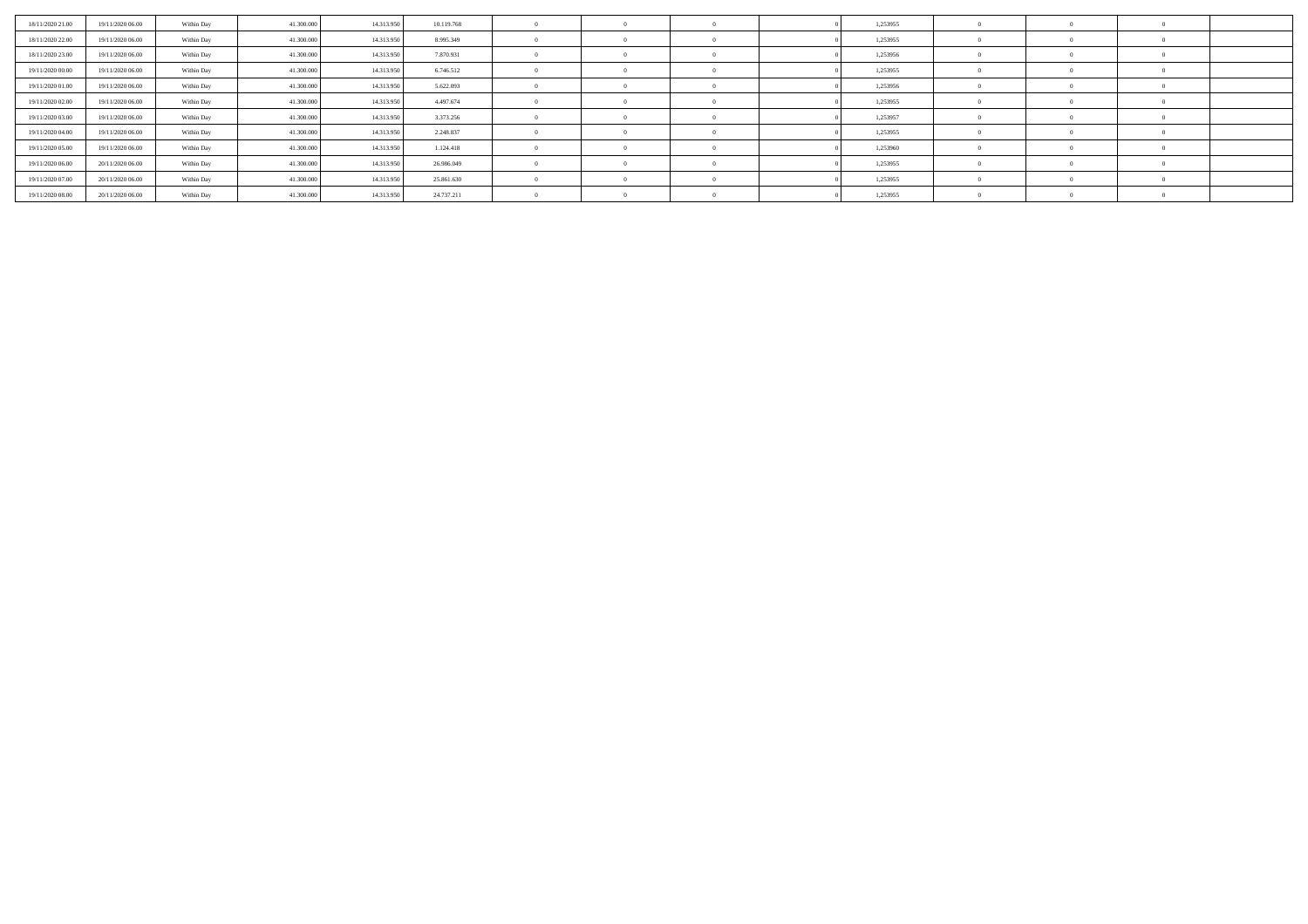| | | | | | | | | | | | | | | |
|---|---|---|---|---|---|---|---|---|---|---|---|---|---|---|
| 18/11/2020 21.00 | 19/11/2020 06.00 | Within Day | 41.300.000 | 14.313.950 | 10.119.768 | 0 | 0 | 0 | 0 | 1,253955 | 0 | 0 | 0 | |
| 18/11/2020 22.00 | 19/11/2020 06.00 | Within Day | 41.300.000 | 14.313.950 | 8.995.349 | 0 | 0 | 0 | 0 | 1,253955 | 0 | 0 | 0 | |
| 18/11/2020 23.00 | 19/11/2020 06.00 | Within Day | 41.300.000 | 14.313.950 | 7.870.931 | 0 | 0 | 0 | 0 | 1,253956 | 0 | 0 | 0 | |
| 19/11/2020 00.00 | 19/11/2020 06.00 | Within Day | 41.300.000 | 14.313.950 | 6.746.512 | 0 | 0 | 0 | 0 | 1,253955 | 0 | 0 | 0 | |
| 19/11/2020 01.00 | 19/11/2020 06.00 | Within Day | 41.300.000 | 14.313.950 | 5.622.093 | 0 | 0 | 0 | 0 | 1,253956 | 0 | 0 | 0 | |
| 19/11/2020 02.00 | 19/11/2020 06.00 | Within Day | 41.300.000 | 14.313.950 | 4.497.674 | 0 | 0 | 0 | 0 | 1,253955 | 0 | 0 | 0 | |
| 19/11/2020 03.00 | 19/11/2020 06.00 | Within Day | 41.300.000 | 14.313.950 | 3.373.256 | 0 | 0 | 0 | 0 | 1,253957 | 0 | 0 | 0 | |
| 19/11/2020 04.00 | 19/11/2020 06.00 | Within Day | 41.300.000 | 14.313.950 | 2.248.837 | 0 | 0 | 0 | 0 | 1,253955 | 0 | 0 | 0 | |
| 19/11/2020 05.00 | 19/11/2020 06.00 | Within Day | 41.300.000 | 14.313.950 | 1.124.418 | 0 | 0 | 0 | 0 | 1,253960 | 0 | 0 | 0 | |
| 19/11/2020 06.00 | 20/11/2020 06.00 | Within Day | 41.300.000 | 14.313.950 | 26.986.049 | 0 | 0 | 0 | 0 | 1,253955 | 0 | 0 | 0 | |
| 19/11/2020 07.00 | 20/11/2020 06.00 | Within Day | 41.300.000 | 14.313.950 | 25.861.630 | 0 | 0 | 0 | 0 | 1,253955 | 0 | 0 | 0 | |
| 19/11/2020 08.00 | 20/11/2020 06.00 | Within Day | 41.300.000 | 14.313.950 | 24.737.211 | 0 | 0 | 0 | 0 | 1,253955 | 0 | 0 | 0 | |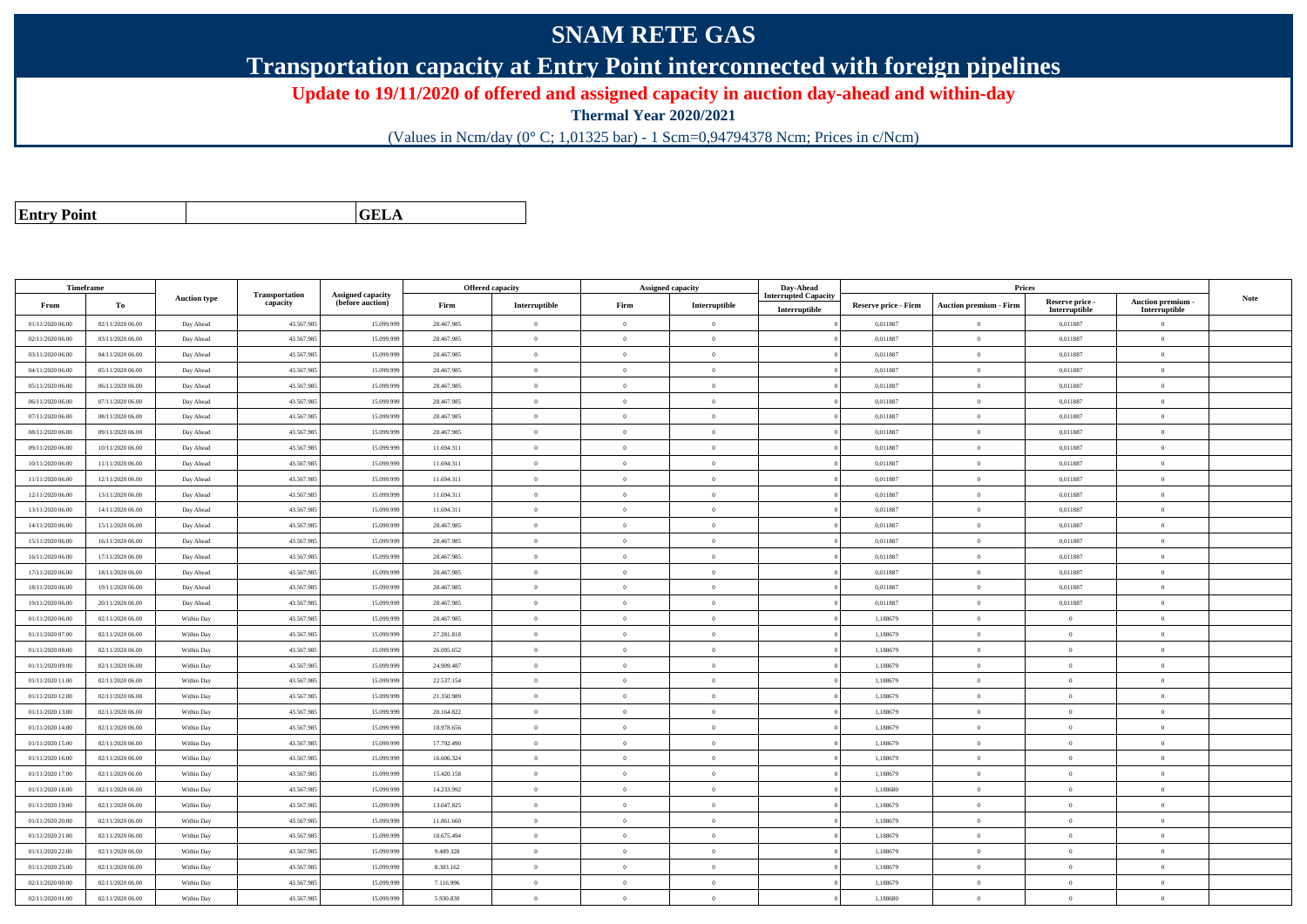# SNAM RETE GAS

## Transportation capacity at Entry Point interconnected with foreign pipelines

**Update to 19/11/2020 of offered and assigned capacity in auction day-ahead and within-day**

**Thermal Year 2020/2021**

(Values in Ncm/day (0° C; 1,01325 bar) - 1 Scm=0,94794378 Ncm; Prices in c/Ncm)

| **Entry Point** | | **GELA** |
|---|---|---|

| Timeframe | | Auction type | Transportation capacity | Assigned capacity (before auction) | Offered capacity | | Assigned capacity | | Day-Ahead Interrupted Capacity | Prices | | | | Note |
|---|---|---|---|---|---|---|---|---|---|---|---|---|---|---|
| From | To | | | | Firm | Interruptible | Firm | Interruptible | Interruptible | Reserve price - Firm | Auction premium - Firm | Reserve price - Interruptible | Auction premium - Interruptible | |
| 01/11/2020 06.00 | 02/11/2020 06.00 | Day Ahead | 43.567.985 | 15.099.999 | 28.467.985 | 0 | 0 | 0 | 0 | 0,011887 | 0 | 0,011887 | 0 | |
| 02/11/2020 06.00 | 03/11/2020 06.00 | Day Ahead | 43.567.985 | 15.099.999 | 28.467.985 | 0 | 0 | 0 | 0 | 0,011887 | 0 | 0,011887 | 0 | |
| 03/11/2020 06.00 | 04/11/2020 06.00 | Day Ahead | 43.567.985 | 15.099.999 | 28.467.985 | 0 | 0 | 0 | 0 | 0,011887 | 0 | 0,011887 | 0 | |
| 04/11/2020 06.00 | 05/11/2020 06.00 | Day Ahead | 43.567.985 | 15.099.999 | 28.467.985 | 0 | 0 | 0 | 0 | 0,011887 | 0 | 0,011887 | 0 | |
| 05/11/2020 06.00 | 06/11/2020 06.00 | Day Ahead | 43.567.985 | 15.099.999 | 28.467.985 | 0 | 0 | 0 | 0 | 0,011887 | 0 | 0,011887 | 0 | |
| 06/11/2020 06.00 | 07/11/2020 06.00 | Day Ahead | 43.567.985 | 15.099.999 | 28.467.985 | 0 | 0 | 0 | 0 | 0,011887 | 0 | 0,011887 | 0 | |
| 07/11/2020 06.00 | 08/11/2020 06.00 | Day Ahead | 43.567.985 | 15.099.999 | 28.467.985 | 0 | 0 | 0 | 0 | 0,011887 | 0 | 0,011887 | 0 | |
| 08/11/2020 06.00 | 09/11/2020 06.00 | Day Ahead | 43.567.985 | 15.099.999 | 28.467.985 | 0 | 0 | 0 | 0 | 0,011887 | 0 | 0,011887 | 0 | |
| 09/11/2020 06.00 | 10/11/2020 06.00 | Day Ahead | 43.567.985 | 15.099.999 | 11.694.311 | 0 | 0 | 0 | 0 | 0,011887 | 0 | 0,011887 | 0 | |
| 10/11/2020 06.00 | 11/11/2020 06.00 | Day Ahead | 43.567.985 | 15.099.999 | 11.694.311 | 0 | 0 | 0 | 0 | 0,011887 | 0 | 0,011887 | 0 | |
| 11/11/2020 06.00 | 12/11/2020 06.00 | Day Ahead | 43.567.985 | 15.099.999 | 11.694.311 | 0 | 0 | 0 | 0 | 0,011887 | 0 | 0,011887 | 0 | |
| 12/11/2020 06.00 | 13/11/2020 06.00 | Day Ahead | 43.567.985 | 15.099.999 | 11.694.311 | 0 | 0 | 0 | 0 | 0,011887 | 0 | 0,011887 | 0 | |
| 13/11/2020 06.00 | 14/11/2020 06.00 | Day Ahead | 43.567.985 | 15.099.999 | 11.694.311 | 0 | 0 | 0 | 0 | 0,011887 | 0 | 0,011887 | 0 | |
| 14/11/2020 06.00 | 15/11/2020 06.00 | Day Ahead | 43.567.985 | 15.099.999 | 28.467.985 | 0 | 0 | 0 | 0 | 0,011887 | 0 | 0,011887 | 0 | |
| 15/11/2020 06.00 | 16/11/2020 06.00 | Day Ahead | 43.567.985 | 15.099.999 | 28.467.985 | 0 | 0 | 0 | 0 | 0,011887 | 0 | 0,011887 | 0 | |
| 16/11/2020 06.00 | 17/11/2020 06.00 | Day Ahead | 43.567.985 | 15.099.999 | 28.467.985 | 0 | 0 | 0 | 0 | 0,011887 | 0 | 0,011887 | 0 | |
| 17/11/2020 06.00 | 18/11/2020 06.00 | Day Ahead | 43.567.985 | 15.099.999 | 28.467.985 | 0 | 0 | 0 | 0 | 0,011887 | 0 | 0,011887 | 0 | |
| 18/11/2020 06.00 | 19/11/2020 06.00 | Day Ahead | 43.567.985 | 15.099.999 | 28.467.985 | 0 | 0 | 0 | 0 | 0,011887 | 0 | 0,011887 | 0 | |
| 19/11/2020 06.00 | 20/11/2020 06.00 | Day Ahead | 43.567.985 | 15.099.999 | 28.467.985 | 0 | 0 | 0 | 0 | 0,011887 | 0 | 0,011887 | 0 | |
| 01/11/2020 06.00 | 02/11/2020 06.00 | Within Day | 43.567.985 | 15.099.999 | 28.467.985 | 0 | 0 | 0 | 0 | 1,188679 | 0 | 0 | 0 | |
| 01/11/2020 07.00 | 02/11/2020 06.00 | Within Day | 43.567.985 | 15.099.999 | 27.281.818 | 0 | 0 | 0 | 0 | 1,188679 | 0 | 0 | 0 | |
| 01/11/2020 08.00 | 02/11/2020 06.00 | Within Day | 43.567.985 | 15.099.999 | 26.095.652 | 0 | 0 | 0 | 0 | 1,188679 | 0 | 0 | 0 | |
| 01/11/2020 09.00 | 02/11/2020 06.00 | Within Day | 43.567.985 | 15.099.999 | 24.909.487 | 0 | 0 | 0 | 0 | 1,188679 | 0 | 0 | 0 | |
| 01/11/2020 11.00 | 02/11/2020 06.00 | Within Day | 43.567.985 | 15.099.999 | 22.537.154 | 0 | 0 | 0 | 0 | 1,188679 | 0 | 0 | 0 | |
| 01/11/2020 12.00 | 02/11/2020 06.00 | Within Day | 43.567.985 | 15.099.999 | 21.350.989 | 0 | 0 | 0 | 0 | 1,188679 | 0 | 0 | 0 | |
| 01/11/2020 13.00 | 02/11/2020 06.00 | Within Day | 43.567.985 | 15.099.999 | 20.164.822 | 0 | 0 | 0 | 0 | 1,188679 | 0 | 0 | 0 | |
| 01/11/2020 14.00 | 02/11/2020 06.00 | Within Day | 43.567.985 | 15.099.999 | 18.978.656 | 0 | 0 | 0 | 0 | 1,188679 | 0 | 0 | 0 | |
| 01/11/2020 15.00 | 02/11/2020 06.00 | Within Day | 43.567.985 | 15.099.999 | 17.792.490 | 0 | 0 | 0 | 0 | 1,188679 | 0 | 0 | 0 | |
| 01/11/2020 16.00 | 02/11/2020 06.00 | Within Day | 43.567.985 | 15.099.999 | 16.606.324 | 0 | 0 | 0 | 0 | 1,188679 | 0 | 0 | 0 | |
| 01/11/2020 17.00 | 02/11/2020 06.00 | Within Day | 43.567.985 | 15.099.999 | 15.420.158 | 0 | 0 | 0 | 0 | 1,188679 | 0 | 0 | 0 | |
| 01/11/2020 18.00 | 02/11/2020 06.00 | Within Day | 43.567.985 | 15.099.999 | 14.233.992 | 0 | 0 | 0 | 0 | 1,188680 | 0 | 0 | 0 | |
| 01/11/2020 19.00 | 02/11/2020 06.00 | Within Day | 43.567.985 | 15.099.999 | 13.047.825 | 0 | 0 | 0 | 0 | 1,188679 | 0 | 0 | 0 | |
| 01/11/2020 20.00 | 02/11/2020 06.00 | Within Day | 43.567.985 | 15.099.999 | 11.861.660 | 0 | 0 | 0 | 0 | 1,188679 | 0 | 0 | 0 | |
| 01/11/2020 21.00 | 02/11/2020 06.00 | Within Day | 43.567.985 | 15.099.999 | 10.675.494 | 0 | 0 | 0 | 0 | 1,188679 | 0 | 0 | 0 | |
| 01/11/2020 22.00 | 02/11/2020 06.00 | Within Day | 43.567.985 | 15.099.999 | 9.489.328 | 0 | 0 | 0 | 0 | 1,188679 | 0 | 0 | 0 | |
| 01/11/2020 23.00 | 02/11/2020 06.00 | Within Day | 43.567.985 | 15.099.999 | 8.303.162 | 0 | 0 | 0 | 0 | 1,188679 | 0 | 0 | 0 | |
| 02/11/2020 00.00 | 02/11/2020 06.00 | Within Day | 43.567.985 | 15.099.999 | 7.116.996 | 0 | 0 | 0 | 0 | 1,188679 | 0 | 0 | 0 | |
| 02/11/2020 01.00 | 02/11/2020 06.00 | Within Day | 43.567.985 | 15.099.999 | 5.930.830 | 0 | 0 | 0 | 0 | 1,188680 | 0 | 0 | 0 | |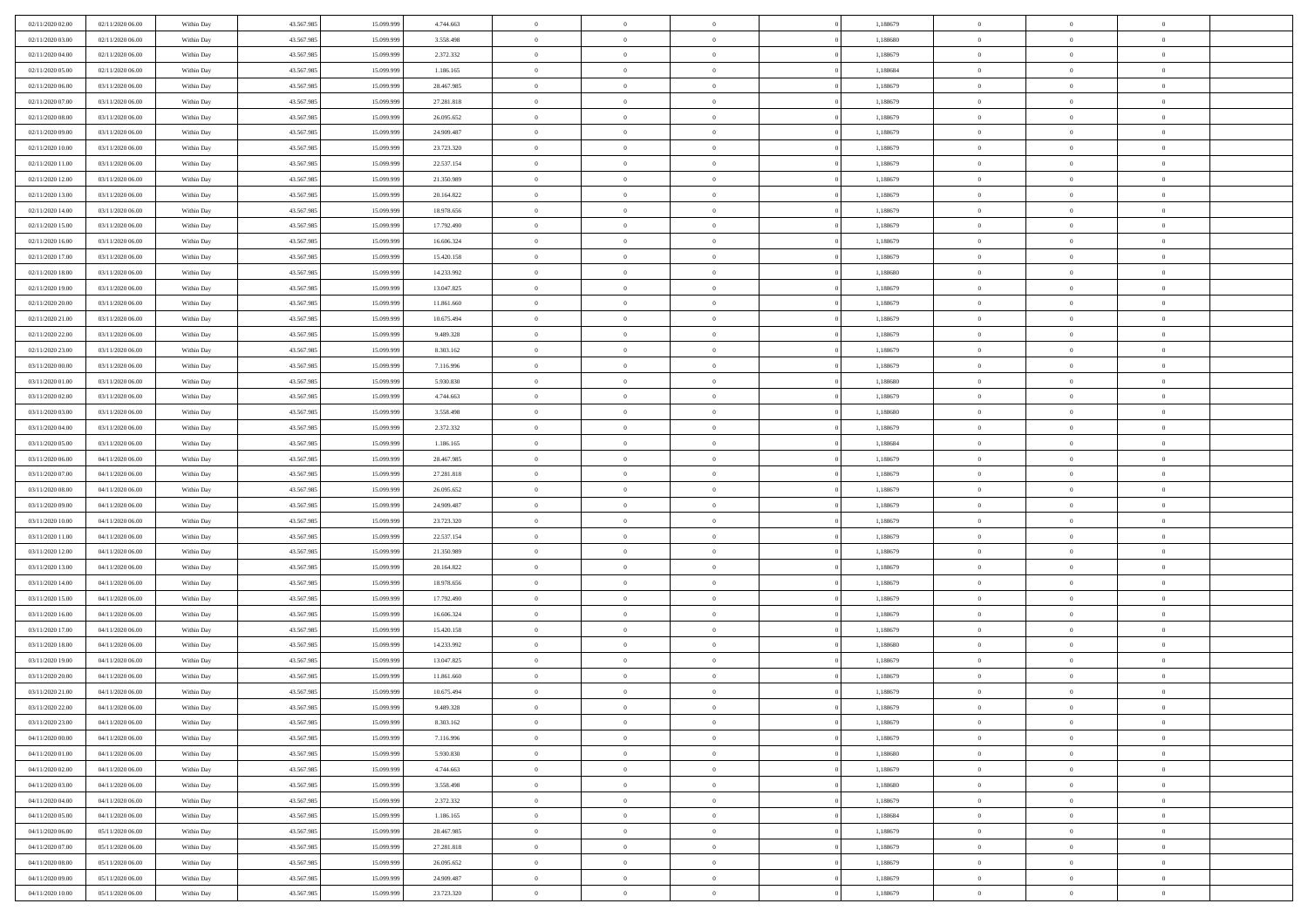| | | | | | | | | | | | | | | |
|---|---|---|---|---|---|---|---|---|---|---|---|---|---|---|
| 02/11/2020 02.00 | 02/11/2020 06.00 | Within Day | 43.567.985 | 15.099.999 | 4.744.663 | 0 | 0 | 0 | | 1,188679 | 0 | 0 | 0 | |
| 02/11/2020 03.00 | 02/11/2020 06.00 | Within Day | 43.567.985 | 15.099.999 | 3.558.498 | 0 | 0 | 0 | | 1,188680 | 0 | 0 | 0 | |
| 02/11/2020 04.00 | 02/11/2020 06.00 | Within Day | 43.567.985 | 15.099.999 | 2.372.332 | 0 | 0 | 0 | | 1,188679 | 0 | 0 | 0 | |
| 02/11/2020 05.00 | 02/11/2020 06.00 | Within Day | 43.567.985 | 15.099.999 | 1.186.165 | 0 | 0 | 0 | | 1,188684 | 0 | 0 | 0 | |
| 02/11/2020 06.00 | 03/11/2020 06.00 | Within Day | 43.567.985 | 15.099.999 | 28.467.985 | 0 | 0 | 0 | | 1,188679 | 0 | 0 | 0 | |
| 02/11/2020 07.00 | 03/11/2020 06.00 | Within Day | 43.567.985 | 15.099.999 | 27.281.818 | 0 | 0 | 0 | | 1,188679 | 0 | 0 | 0 | |
| 02/11/2020 08.00 | 03/11/2020 06.00 | Within Day | 43.567.985 | 15.099.999 | 26.095.652 | 0 | 0 | 0 | | 1,188679 | 0 | 0 | 0 | |
| 02/11/2020 09.00 | 03/11/2020 06.00 | Within Day | 43.567.985 | 15.099.999 | 24.909.487 | 0 | 0 | 0 | | 1,188679 | 0 | 0 | 0 | |
| 02/11/2020 10.00 | 03/11/2020 06.00 | Within Day | 43.567.985 | 15.099.999 | 23.723.320 | 0 | 0 | 0 | | 1,188679 | 0 | 0 | 0 | |
| 02/11/2020 11.00 | 03/11/2020 06.00 | Within Day | 43.567.985 | 15.099.999 | 22.537.154 | 0 | 0 | 0 | | 1,188679 | 0 | 0 | 0 | |
| 02/11/2020 12.00 | 03/11/2020 06.00 | Within Day | 43.567.985 | 15.099.999 | 21.350.989 | 0 | 0 | 0 | | 1,188679 | 0 | 0 | 0 | |
| 02/11/2020 13.00 | 03/11/2020 06.00 | Within Day | 43.567.985 | 15.099.999 | 20.164.822 | 0 | 0 | 0 | | 1,188679 | 0 | 0 | 0 | |
| 02/11/2020 14.00 | 03/11/2020 06.00 | Within Day | 43.567.985 | 15.099.999 | 18.978.656 | 0 | 0 | 0 | | 1,188679 | 0 | 0 | 0 | |
| 02/11/2020 15.00 | 03/11/2020 06.00 | Within Day | 43.567.985 | 15.099.999 | 17.792.490 | 0 | 0 | 0 | | 1,188679 | 0 | 0 | 0 | |
| 02/11/2020 16.00 | 03/11/2020 06.00 | Within Day | 43.567.985 | 15.099.999 | 16.606.324 | 0 | 0 | 0 | | 1,188679 | 0 | 0 | 0 | |
| 02/11/2020 17.00 | 03/11/2020 06.00 | Within Day | 43.567.985 | 15.099.999 | 15.420.158 | 0 | 0 | 0 | | 1,188679 | 0 | 0 | 0 | |
| 02/11/2020 18.00 | 03/11/2020 06.00 | Within Day | 43.567.985 | 15.099.999 | 14.233.992 | 0 | 0 | 0 | | 1,188680 | 0 | 0 | 0 | |
| 02/11/2020 19.00 | 03/11/2020 06.00 | Within Day | 43.567.985 | 15.099.999 | 13.047.825 | 0 | 0 | 0 | | 1,188679 | 0 | 0 | 0 | |
| 02/11/2020 20.00 | 03/11/2020 06.00 | Within Day | 43.567.985 | 15.099.999 | 11.861.660 | 0 | 0 | 0 | | 1,188679 | 0 | 0 | 0 | |
| 02/11/2020 21.00 | 03/11/2020 06.00 | Within Day | 43.567.985 | 15.099.999 | 10.675.494 | 0 | 0 | 0 | | 1,188679 | 0 | 0 | 0 | |
| 02/11/2020 22.00 | 03/11/2020 06.00 | Within Day | 43.567.985 | 15.099.999 | 9.489.328 | 0 | 0 | 0 | | 1,188679 | 0 | 0 | 0 | |
| 02/11/2020 23.00 | 03/11/2020 06.00 | Within Day | 43.567.985 | 15.099.999 | 8.303.162 | 0 | 0 | 0 | | 1,188679 | 0 | 0 | 0 | |
| 03/11/2020 00.00 | 03/11/2020 06.00 | Within Day | 43.567.985 | 15.099.999 | 7.116.996 | 0 | 0 | 0 | | 1,188679 | 0 | 0 | 0 | |
| 03/11/2020 01.00 | 03/11/2020 06.00 | Within Day | 43.567.985 | 15.099.999 | 5.930.830 | 0 | 0 | 0 | | 1,188680 | 0 | 0 | 0 | |
| 03/11/2020 02.00 | 03/11/2020 06.00 | Within Day | 43.567.985 | 15.099.999 | 4.744.663 | 0 | 0 | 0 | | 1,188679 | 0 | 0 | 0 | |
| 03/11/2020 03.00 | 03/11/2020 06.00 | Within Day | 43.567.985 | 15.099.999 | 3.558.498 | 0 | 0 | 0 | | 1,188680 | 0 | 0 | 0 | |
| 03/11/2020 04.00 | 03/11/2020 06.00 | Within Day | 43.567.985 | 15.099.999 | 2.372.332 | 0 | 0 | 0 | | 1,188679 | 0 | 0 | 0 | |
| 03/11/2020 05.00 | 03/11/2020 06.00 | Within Day | 43.567.985 | 15.099.999 | 1.186.165 | 0 | 0 | 0 | | 1,188684 | 0 | 0 | 0 | |
| 03/11/2020 06.00 | 04/11/2020 06.00 | Within Day | 43.567.985 | 15.099.999 | 28.467.985 | 0 | 0 | 0 | | 1,188679 | 0 | 0 | 0 | |
| 03/11/2020 07.00 | 04/11/2020 06.00 | Within Day | 43.567.985 | 15.099.999 | 27.281.818 | 0 | 0 | 0 | | 1,188679 | 0 | 0 | 0 | |
| 03/11/2020 08.00 | 04/11/2020 06.00 | Within Day | 43.567.985 | 15.099.999 | 26.095.652 | 0 | 0 | 0 | | 1,188679 | 0 | 0 | 0 | |
| 03/11/2020 09.00 | 04/11/2020 06.00 | Within Day | 43.567.985 | 15.099.999 | 24.909.487 | 0 | 0 | 0 | | 1,188679 | 0 | 0 | 0 | |
| 03/11/2020 10.00 | 04/11/2020 06.00 | Within Day | 43.567.985 | 15.099.999 | 23.723.320 | 0 | 0 | 0 | | 1,188679 | 0 | 0 | 0 | |
| 03/11/2020 11.00 | 04/11/2020 06.00 | Within Day | 43.567.985 | 15.099.999 | 22.537.154 | 0 | 0 | 0 | | 1,188679 | 0 | 0 | 0 | |
| 03/11/2020 12.00 | 04/11/2020 06.00 | Within Day | 43.567.985 | 15.099.999 | 21.350.989 | 0 | 0 | 0 | | 1,188679 | 0 | 0 | 0 | |
| 03/11/2020 13.00 | 04/11/2020 06.00 | Within Day | 43.567.985 | 15.099.999 | 20.164.822 | 0 | 0 | 0 | | 1,188679 | 0 | 0 | 0 | |
| 03/11/2020 14.00 | 04/11/2020 06.00 | Within Day | 43.567.985 | 15.099.999 | 18.978.656 | 0 | 0 | 0 | | 1,188679 | 0 | 0 | 0 | |
| 03/11/2020 15.00 | 04/11/2020 06.00 | Within Day | 43.567.985 | 15.099.999 | 17.792.490 | 0 | 0 | 0 | | 1,188679 | 0 | 0 | 0 | |
| 03/11/2020 16.00 | 04/11/2020 06.00 | Within Day | 43.567.985 | 15.099.999 | 16.606.324 | 0 | 0 | 0 | | 1,188679 | 0 | 0 | 0 | |
| 03/11/2020 17.00 | 04/11/2020 06.00 | Within Day | 43.567.985 | 15.099.999 | 15.420.158 | 0 | 0 | 0 | | 1,188679 | 0 | 0 | 0 | |
| 03/11/2020 18.00 | 04/11/2020 06.00 | Within Day | 43.567.985 | 15.099.999 | 14.233.992 | 0 | 0 | 0 | | 1,188680 | 0 | 0 | 0 | |
| 03/11/2020 19.00 | 04/11/2020 06.00 | Within Day | 43.567.985 | 15.099.999 | 13.047.825 | 0 | 0 | 0 | | 1,188679 | 0 | 0 | 0 | |
| 03/11/2020 20.00 | 04/11/2020 06.00 | Within Day | 43.567.985 | 15.099.999 | 11.861.660 | 0 | 0 | 0 | | 1,188679 | 0 | 0 | 0 | |
| 03/11/2020 21.00 | 04/11/2020 06.00 | Within Day | 43.567.985 | 15.099.999 | 10.675.494 | 0 | 0 | 0 | | 1,188679 | 0 | 0 | 0 | |
| 03/11/2020 22.00 | 04/11/2020 06.00 | Within Day | 43.567.985 | 15.099.999 | 9.489.328 | 0 | 0 | 0 | | 1,188679 | 0 | 0 | 0 | |
| 03/11/2020 23.00 | 04/11/2020 06.00 | Within Day | 43.567.985 | 15.099.999 | 8.303.162 | 0 | 0 | 0 | | 1,188679 | 0 | 0 | 0 | |
| 04/11/2020 00.00 | 04/11/2020 06.00 | Within Day | 43.567.985 | 15.099.999 | 7.116.996 | 0 | 0 | 0 | | 1,188679 | 0 | 0 | 0 | |
| 04/11/2020 01.00 | 04/11/2020 06.00 | Within Day | 43.567.985 | 15.099.999 | 5.930.830 | 0 | 0 | 0 | | 1,188680 | 0 | 0 | 0 | |
| 04/11/2020 02.00 | 04/11/2020 06.00 | Within Day | 43.567.985 | 15.099.999 | 4.744.663 | 0 | 0 | 0 | | 1,188679 | 0 | 0 | 0 | |
| 04/11/2020 03.00 | 04/11/2020 06.00 | Within Day | 43.567.985 | 15.099.999 | 3.558.498 | 0 | 0 | 0 | | 1,188680 | 0 | 0 | 0 | |
| 04/11/2020 04.00 | 04/11/2020 06.00 | Within Day | 43.567.985 | 15.099.999 | 2.372.332 | 0 | 0 | 0 | | 1,188679 | 0 | 0 | 0 | |
| 04/11/2020 05.00 | 04/11/2020 06.00 | Within Day | 43.567.985 | 15.099.999 | 1.186.165 | 0 | 0 | 0 | | 1,188684 | 0 | 0 | 0 | |
| 04/11/2020 06.00 | 05/11/2020 06.00 | Within Day | 43.567.985 | 15.099.999 | 28.467.985 | 0 | 0 | 0 | | 1,188679 | 0 | 0 | 0 | |
| 04/11/2020 07.00 | 05/11/2020 06.00 | Within Day | 43.567.985 | 15.099.999 | 27.281.818 | 0 | 0 | 0 | | 1,188679 | 0 | 0 | 0 | |
| 04/11/2020 08.00 | 05/11/2020 06.00 | Within Day | 43.567.985 | 15.099.999 | 26.095.652 | 0 | 0 | 0 | | 1,188679 | 0 | 0 | 0 | |
| 04/11/2020 09.00 | 05/11/2020 06.00 | Within Day | 43.567.985 | 15.099.999 | 24.909.487 | 0 | 0 | 0 | | 1,188679 | 0 | 0 | 0 | |
| 04/11/2020 10.00 | 05/11/2020 06.00 | Within Day | 43.567.985 | 15.099.999 | 23.723.320 | 0 | 0 | 0 | | 1,188679 | 0 | 0 | 0 | |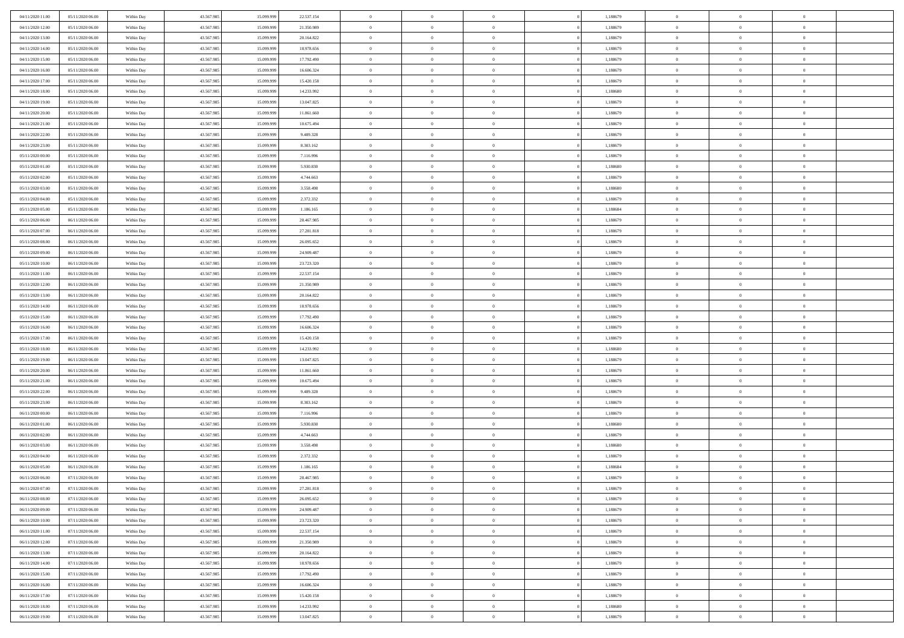| | | | | | | | | | | | | | | |
|---|---|---|---|---|---|---|---|---|---|---|---|---|---|---|
| 04/11/2020 11:00 | 05/11/2020 06:00 | Within Day | 43.567.985 | 15.099.999 | 22.537.154 | 0 | 0 | 0 | 0 | 1,188679 | 0 | 0 | 0 | |
| 04/11/2020 12:00 | 05/11/2020 06:00 | Within Day | 43.567.985 | 15.099.999 | 21.350.989 | 0 | 0 | 0 | 0 | 1,188679 | 0 | 0 | 0 | |
| 04/11/2020 13:00 | 05/11/2020 06:00 | Within Day | 43.567.985 | 15.099.999 | 20.164.822 | 0 | 0 | 0 | 0 | 1,188679 | 0 | 0 | 0 | |
| 04/11/2020 14:00 | 05/11/2020 06:00 | Within Day | 43.567.985 | 15.099.999 | 18.978.656 | 0 | 0 | 0 | 0 | 1,188679 | 0 | 0 | 0 | |
| 04/11/2020 15:00 | 05/11/2020 06:00 | Within Day | 43.567.985 | 15.099.999 | 17.792.490 | 0 | 0 | 0 | 0 | 1,188679 | 0 | 0 | 0 | |
| 04/11/2020 16:00 | 05/11/2020 06:00 | Within Day | 43.567.985 | 15.099.999 | 16.606.324 | 0 | 0 | 0 | 0 | 1,188679 | 0 | 0 | 0 | |
| 04/11/2020 17:00 | 05/11/2020 06:00 | Within Day | 43.567.985 | 15.099.999 | 15.420.158 | 0 | 0 | 0 | 0 | 1,188679 | 0 | 0 | 0 | |
| 04/11/2020 18:00 | 05/11/2020 06:00 | Within Day | 43.567.985 | 15.099.999 | 14.233.992 | 0 | 0 | 0 | 0 | 1,188680 | 0 | 0 | 0 | |
| 04/11/2020 19:00 | 05/11/2020 06:00 | Within Day | 43.567.985 | 15.099.999 | 13.047.825 | 0 | 0 | 0 | 0 | 1,188679 | 0 | 0 | 0 | |
| 04/11/2020 20:00 | 05/11/2020 06:00 | Within Day | 43.567.985 | 15.099.999 | 11.861.660 | 0 | 0 | 0 | 0 | 1,188679 | 0 | 0 | 0 | |
| 04/11/2020 21:00 | 05/11/2020 06:00 | Within Day | 43.567.985 | 15.099.999 | 10.675.494 | 0 | 0 | 0 | 0 | 1,188679 | 0 | 0 | 0 | |
| 04/11/2020 22:00 | 05/11/2020 06:00 | Within Day | 43.567.985 | 15.099.999 | 9.489.328 | 0 | 0 | 0 | 0 | 1,188679 | 0 | 0 | 0 | |
| 04/11/2020 23:00 | 05/11/2020 06:00 | Within Day | 43.567.985 | 15.099.999 | 8.303.162 | 0 | 0 | 0 | 0 | 1,188679 | 0 | 0 | 0 | |
| 05/11/2020 00:00 | 05/11/2020 06:00 | Within Day | 43.567.985 | 15.099.999 | 7.116.996 | 0 | 0 | 0 | 0 | 1,188679 | 0 | 0 | 0 | |
| 05/11/2020 01:00 | 05/11/2020 06:00 | Within Day | 43.567.985 | 15.099.999 | 5.930.830 | 0 | 0 | 0 | 0 | 1,188680 | 0 | 0 | 0 | |
| 05/11/2020 02:00 | 05/11/2020 06:00 | Within Day | 43.567.985 | 15.099.999 | 4.744.663 | 0 | 0 | 0 | 0 | 1,188679 | 0 | 0 | 0 | |
| 05/11/2020 03:00 | 05/11/2020 06:00 | Within Day | 43.567.985 | 15.099.999 | 3.558.498 | 0 | 0 | 0 | 0 | 1,188680 | 0 | 0 | 0 | |
| 05/11/2020 04:00 | 05/11/2020 06:00 | Within Day | 43.567.985 | 15.099.999 | 2.372.332 | 0 | 0 | 0 | 0 | 1,188679 | 0 | 0 | 0 | |
| 05/11/2020 05:00 | 05/11/2020 06:00 | Within Day | 43.567.985 | 15.099.999 | 1.186.165 | 0 | 0 | 0 | 0 | 1,188684 | 0 | 0 | 0 | |
| 05/11/2020 06:00 | 06/11/2020 06:00 | Within Day | 43.567.985 | 15.099.999 | 28.467.985 | 0 | 0 | 0 | 0 | 1,188679 | 0 | 0 | 0 | |
| 05/11/2020 07:00 | 06/11/2020 06:00 | Within Day | 43.567.985 | 15.099.999 | 27.281.818 | 0 | 0 | 0 | 0 | 1,188679 | 0 | 0 | 0 | |
| 05/11/2020 08:00 | 06/11/2020 06:00 | Within Day | 43.567.985 | 15.099.999 | 26.095.652 | 0 | 0 | 0 | 0 | 1,188679 | 0 | 0 | 0 | |
| 05/11/2020 09:00 | 06/11/2020 06:00 | Within Day | 43.567.985 | 15.099.999 | 24.909.487 | 0 | 0 | 0 | 0 | 1,188679 | 0 | 0 | 0 | |
| 05/11/2020 10:00 | 06/11/2020 06:00 | Within Day | 43.567.985 | 15.099.999 | 23.723.320 | 0 | 0 | 0 | 0 | 1,188679 | 0 | 0 | 0 | |
| 05/11/2020 11:00 | 06/11/2020 06:00 | Within Day | 43.567.985 | 15.099.999 | 22.537.154 | 0 | 0 | 0 | 0 | 1,188679 | 0 | 0 | 0 | |
| 05/11/2020 12:00 | 06/11/2020 06:00 | Within Day | 43.567.985 | 15.099.999 | 21.350.989 | 0 | 0 | 0 | 0 | 1,188679 | 0 | 0 | 0 | |
| 05/11/2020 13:00 | 06/11/2020 06:00 | Within Day | 43.567.985 | 15.099.999 | 20.164.822 | 0 | 0 | 0 | 0 | 1,188679 | 0 | 0 | 0 | |
| 05/11/2020 14:00 | 06/11/2020 06:00 | Within Day | 43.567.985 | 15.099.999 | 18.978.656 | 0 | 0 | 0 | 0 | 1,188679 | 0 | 0 | 0 | |
| 05/11/2020 15:00 | 06/11/2020 06:00 | Within Day | 43.567.985 | 15.099.999 | 17.792.490 | 0 | 0 | 0 | 0 | 1,188679 | 0 | 0 | 0 | |
| 05/11/2020 16:00 | 06/11/2020 06:00 | Within Day | 43.567.985 | 15.099.999 | 16.606.324 | 0 | 0 | 0 | 0 | 1,188679 | 0 | 0 | 0 | |
| 05/11/2020 17:00 | 06/11/2020 06:00 | Within Day | 43.567.985 | 15.099.999 | 15.420.158 | 0 | 0 | 0 | 0 | 1,188679 | 0 | 0 | 0 | |
| 05/11/2020 18:00 | 06/11/2020 06:00 | Within Day | 43.567.985 | 15.099.999 | 14.233.992 | 0 | 0 | 0 | 0 | 1,188680 | 0 | 0 | 0 | |
| 05/11/2020 19:00 | 06/11/2020 06:00 | Within Day | 43.567.985 | 15.099.999 | 13.047.825 | 0 | 0 | 0 | 0 | 1,188679 | 0 | 0 | 0 | |
| 05/11/2020 20:00 | 06/11/2020 06:00 | Within Day | 43.567.985 | 15.099.999 | 11.861.660 | 0 | 0 | 0 | 0 | 1,188679 | 0 | 0 | 0 | |
| 05/11/2020 21:00 | 06/11/2020 06:00 | Within Day | 43.567.985 | 15.099.999 | 10.675.494 | 0 | 0 | 0 | 0 | 1,188679 | 0 | 0 | 0 | |
| 05/11/2020 22:00 | 06/11/2020 06:00 | Within Day | 43.567.985 | 15.099.999 | 9.489.328 | 0 | 0 | 0 | 0 | 1,188679 | 0 | 0 | 0 | |
| 05/11/2020 23:00 | 06/11/2020 06:00 | Within Day | 43.567.985 | 15.099.999 | 8.303.162 | 0 | 0 | 0 | 0 | 1,188679 | 0 | 0 | 0 | |
| 06/11/2020 00:00 | 06/11/2020 06:00 | Within Day | 43.567.985 | 15.099.999 | 7.116.996 | 0 | 0 | 0 | 0 | 1,188679 | 0 | 0 | 0 | |
| 06/11/2020 01:00 | 06/11/2020 06:00 | Within Day | 43.567.985 | 15.099.999 | 5.930.830 | 0 | 0 | 0 | 0 | 1,188680 | 0 | 0 | 0 | |
| 06/11/2020 02:00 | 06/11/2020 06:00 | Within Day | 43.567.985 | 15.099.999 | 4.744.663 | 0 | 0 | 0 | 0 | 1,188679 | 0 | 0 | 0 | |
| 06/11/2020 03:00 | 06/11/2020 06:00 | Within Day | 43.567.985 | 15.099.999 | 3.558.498 | 0 | 0 | 0 | 0 | 1,188680 | 0 | 0 | 0 | |
| 06/11/2020 04:00 | 06/11/2020 06:00 | Within Day | 43.567.985 | 15.099.999 | 2.372.332 | 0 | 0 | 0 | 0 | 1,188679 | 0 | 0 | 0 | |
| 06/11/2020 05:00 | 06/11/2020 06:00 | Within Day | 43.567.985 | 15.099.999 | 1.186.165 | 0 | 0 | 0 | 0 | 1,188684 | 0 | 0 | 0 | |
| 06/11/2020 06:00 | 07/11/2020 06:00 | Within Day | 43.567.985 | 15.099.999 | 28.467.985 | 0 | 0 | 0 | 0 | 1,188679 | 0 | 0 | 0 | |
| 06/11/2020 07:00 | 07/11/2020 06:00 | Within Day | 43.567.985 | 15.099.999 | 27.281.818 | 0 | 0 | 0 | 0 | 1,188679 | 0 | 0 | 0 | |
| 06/11/2020 08:00 | 07/11/2020 06:00 | Within Day | 43.567.985 | 15.099.999 | 26.095.652 | 0 | 0 | 0 | 0 | 1,188679 | 0 | 0 | 0 | |
| 06/11/2020 09:00 | 07/11/2020 06:00 | Within Day | 43.567.985 | 15.099.999 | 24.909.487 | 0 | 0 | 0 | 0 | 1,188679 | 0 | 0 | 0 | |
| 06/11/2020 10:00 | 07/11/2020 06:00 | Within Day | 43.567.985 | 15.099.999 | 23.723.320 | 0 | 0 | 0 | 0 | 1,188679 | 0 | 0 | 0 | |
| 06/11/2020 11:00 | 07/11/2020 06:00 | Within Day | 43.567.985 | 15.099.999 | 22.537.154 | 0 | 0 | 0 | 0 | 1,188679 | 0 | 0 | 0 | |
| 06/11/2020 12:00 | 07/11/2020 06:00 | Within Day | 43.567.985 | 15.099.999 | 21.350.989 | 0 | 0 | 0 | 0 | 1,188679 | 0 | 0 | 0 | |
| 06/11/2020 13:00 | 07/11/2020 06:00 | Within Day | 43.567.985 | 15.099.999 | 20.164.822 | 0 | 0 | 0 | 0 | 1,188679 | 0 | 0 | 0 | |
| 06/11/2020 14:00 | 07/11/2020 06:00 | Within Day | 43.567.985 | 15.099.999 | 18.978.656 | 0 | 0 | 0 | 0 | 1,188679 | 0 | 0 | 0 | |
| 06/11/2020 15:00 | 07/11/2020 06:00 | Within Day | 43.567.985 | 15.099.999 | 17.792.490 | 0 | 0 | 0 | 0 | 1,188679 | 0 | 0 | 0 | |
| 06/11/2020 16:00 | 07/11/2020 06:00 | Within Day | 43.567.985 | 15.099.999 | 16.606.324 | 0 | 0 | 0 | 0 | 1,188679 | 0 | 0 | 0 | |
| 06/11/2020 17:00 | 07/11/2020 06:00 | Within Day | 43.567.985 | 15.099.999 | 15.420.158 | 0 | 0 | 0 | 0 | 1,188679 | 0 | 0 | 0 | |
| 06/11/2020 18:00 | 07/11/2020 06:00 | Within Day | 43.567.985 | 15.099.999 | 14.233.992 | 0 | 0 | 0 | 0 | 1,188680 | 0 | 0 | 0 | |
| 06/11/2020 19:00 | 07/11/2020 06:00 | Within Day | 43.567.985 | 15.099.999 | 13.047.825 | 0 | 0 | 0 | 0 | 1,188679 | 0 | 0 | 0 | |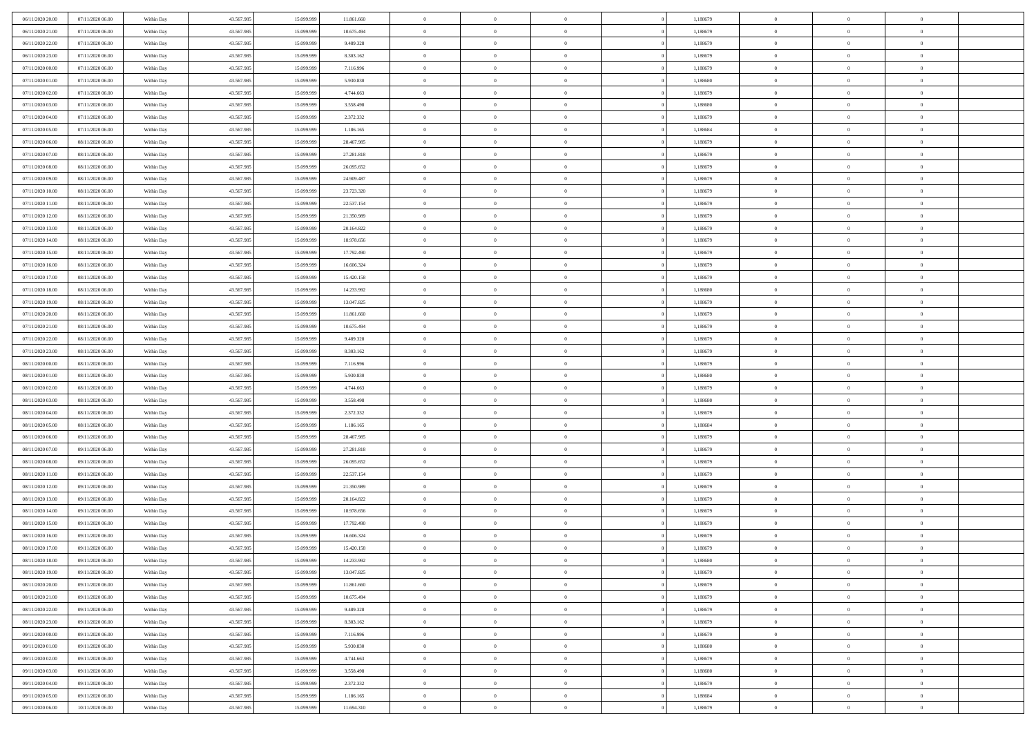| | | | | | | | | | | | | | | |
|---|---|---|---|---|---|---|---|---|---|---|---|---|---|---|
| 06/11/2020 20.00 | 07/11/2020 06.00 | Within Day | 43.567.985 | 15.099.999 | 11.861.660 | 0 | 0 | 0 | | 1,188679 | 0 | 0 | 0 | |
| 06/11/2020 21.00 | 07/11/2020 06.00 | Within Day | 43.567.985 | 15.099.999 | 10.675.494 | 0 | 0 | 0 | | 1,188679 | 0 | 0 | 0 | |
| 06/11/2020 22.00 | 07/11/2020 06.00 | Within Day | 43.567.985 | 15.099.999 | 9.489.328 | 0 | 0 | 0 | | 1,188679 | 0 | 0 | 0 | |
| 06/11/2020 23.00 | 07/11/2020 06.00 | Within Day | 43.567.985 | 15.099.999 | 8.303.162 | 0 | 0 | 0 | | 1,188679 | 0 | 0 | 0 | |
| 07/11/2020 00.00 | 07/11/2020 06.00 | Within Day | 43.567.985 | 15.099.999 | 7.116.996 | 0 | 0 | 0 | | 1,188679 | 0 | 0 | 0 | |
| 07/11/2020 01.00 | 07/11/2020 06.00 | Within Day | 43.567.985 | 15.099.999 | 5.930.830 | 0 | 0 | 0 | | 1,188680 | 0 | 0 | 0 | |
| 07/11/2020 02.00 | 07/11/2020 06.00 | Within Day | 43.567.985 | 15.099.999 | 4.744.663 | 0 | 0 | 0 | | 1,188679 | 0 | 0 | 0 | |
| 07/11/2020 03.00 | 07/11/2020 06.00 | Within Day | 43.567.985 | 15.099.999 | 3.558.498 | 0 | 0 | 0 | | 1,188680 | 0 | 0 | 0 | |
| 07/11/2020 04.00 | 07/11/2020 06.00 | Within Day | 43.567.985 | 15.099.999 | 2.372.332 | 0 | 0 | 0 | | 1,188679 | 0 | 0 | 0 | |
| 07/11/2020 05.00 | 07/11/2020 06.00 | Within Day | 43.567.985 | 15.099.999 | 1.186.165 | 0 | 0 | 0 | | 1,188684 | 0 | 0 | 0 | |
| 07/11/2020 06.00 | 08/11/2020 06.00 | Within Day | 43.567.985 | 15.099.999 | 28.467.985 | 0 | 0 | 0 | | 1,188679 | 0 | 0 | 0 | |
| 07/11/2020 07.00 | 08/11/2020 06.00 | Within Day | 43.567.985 | 15.099.999 | 27.281.818 | 0 | 0 | 0 | | 1,188679 | 0 | 0 | 0 | |
| 07/11/2020 08.00 | 08/11/2020 06.00 | Within Day | 43.567.985 | 15.099.999 | 26.095.652 | 0 | 0 | 0 | | 1,188679 | 0 | 0 | 0 | |
| 07/11/2020 09.00 | 08/11/2020 06.00 | Within Day | 43.567.985 | 15.099.999 | 24.909.487 | 0 | 0 | 0 | | 1,188679 | 0 | 0 | 0 | |
| 07/11/2020 10.00 | 08/11/2020 06.00 | Within Day | 43.567.985 | 15.099.999 | 23.723.320 | 0 | 0 | 0 | | 1,188679 | 0 | 0 | 0 | |
| 07/11/2020 11.00 | 08/11/2020 06.00 | Within Day | 43.567.985 | 15.099.999 | 22.537.154 | 0 | 0 | 0 | | 1,188679 | 0 | 0 | 0 | |
| 07/11/2020 12.00 | 08/11/2020 06.00 | Within Day | 43.567.985 | 15.099.999 | 21.350.989 | 0 | 0 | 0 | | 1,188679 | 0 | 0 | 0 | |
| 07/11/2020 13.00 | 08/11/2020 06.00 | Within Day | 43.567.985 | 15.099.999 | 20.164.822 | 0 | 0 | 0 | | 1,188679 | 0 | 0 | 0 | |
| 07/11/2020 14.00 | 08/11/2020 06.00 | Within Day | 43.567.985 | 15.099.999 | 18.978.656 | 0 | 0 | 0 | | 1,188679 | 0 | 0 | 0 | |
| 07/11/2020 15.00 | 08/11/2020 06.00 | Within Day | 43.567.985 | 15.099.999 | 17.792.490 | 0 | 0 | 0 | | 1,188679 | 0 | 0 | 0 | |
| 07/11/2020 16.00 | 08/11/2020 06.00 | Within Day | 43.567.985 | 15.099.999 | 16.606.324 | 0 | 0 | 0 | | 1,188679 | 0 | 0 | 0 | |
| 07/11/2020 17.00 | 08/11/2020 06.00 | Within Day | 43.567.985 | 15.099.999 | 15.420.158 | 0 | 0 | 0 | | 1,188679 | 0 | 0 | 0 | |
| 07/11/2020 18.00 | 08/11/2020 06.00 | Within Day | 43.567.985 | 15.099.999 | 14.233.992 | 0 | 0 | 0 | | 1,188680 | 0 | 0 | 0 | |
| 07/11/2020 19.00 | 08/11/2020 06.00 | Within Day | 43.567.985 | 15.099.999 | 13.047.825 | 0 | 0 | 0 | | 1,188679 | 0 | 0 | 0 | |
| 07/11/2020 20.00 | 08/11/2020 06.00 | Within Day | 43.567.985 | 15.099.999 | 11.861.660 | 0 | 0 | 0 | | 1,188679 | 0 | 0 | 0 | |
| 07/11/2020 21.00 | 08/11/2020 06.00 | Within Day | 43.567.985 | 15.099.999 | 10.675.494 | 0 | 0 | 0 | | 1,188679 | 0 | 0 | 0 | |
| 07/11/2020 22.00 | 08/11/2020 06.00 | Within Day | 43.567.985 | 15.099.999 | 9.489.328 | 0 | 0 | 0 | | 1,188679 | 0 | 0 | 0 | |
| 07/11/2020 23.00 | 08/11/2020 06.00 | Within Day | 43.567.985 | 15.099.999 | 8.303.162 | 0 | 0 | 0 | | 1,188679 | 0 | 0 | 0 | |
| 08/11/2020 00.00 | 08/11/2020 06.00 | Within Day | 43.567.985 | 15.099.999 | 7.116.996 | 0 | 0 | 0 | | 1,188679 | 0 | 0 | 0 | |
| 08/11/2020 01.00 | 08/11/2020 06.00 | Within Day | 43.567.985 | 15.099.999 | 5.930.830 | 0 | 0 | 0 | | 1,188680 | 0 | 0 | 0 | |
| 08/11/2020 02.00 | 08/11/2020 06.00 | Within Day | 43.567.985 | 15.099.999 | 4.744.663 | 0 | 0 | 0 | | 1,188679 | 0 | 0 | 0 | |
| 08/11/2020 03.00 | 08/11/2020 06.00 | Within Day | 43.567.985 | 15.099.999 | 3.558.498 | 0 | 0 | 0 | | 1,188680 | 0 | 0 | 0 | |
| 08/11/2020 04.00 | 08/11/2020 06.00 | Within Day | 43.567.985 | 15.099.999 | 2.372.332 | 0 | 0 | 0 | | 1,188679 | 0 | 0 | 0 | |
| 08/11/2020 05.00 | 08/11/2020 06.00 | Within Day | 43.567.985 | 15.099.999 | 1.186.165 | 0 | 0 | 0 | | 1,188684 | 0 | 0 | 0 | |
| 08/11/2020 06.00 | 09/11/2020 06.00 | Within Day | 43.567.985 | 15.099.999 | 28.467.985 | 0 | 0 | 0 | | 1,188679 | 0 | 0 | 0 | |
| 08/11/2020 07.00 | 09/11/2020 06.00 | Within Day | 43.567.985 | 15.099.999 | 27.281.818 | 0 | 0 | 0 | | 1,188679 | 0 | 0 | 0 | |
| 08/11/2020 08.00 | 09/11/2020 06.00 | Within Day | 43.567.985 | 15.099.999 | 26.095.652 | 0 | 0 | 0 | | 1,188679 | 0 | 0 | 0 | |
| 08/11/2020 11.00 | 09/11/2020 06.00 | Within Day | 43.567.985 | 15.099.999 | 22.537.154 | 0 | 0 | 0 | | 1,188679 | 0 | 0 | 0 | |
| 08/11/2020 12.00 | 09/11/2020 06.00 | Within Day | 43.567.985 | 15.099.999 | 21.350.989 | 0 | 0 | 0 | | 1,188679 | 0 | 0 | 0 | |
| 08/11/2020 13.00 | 09/11/2020 06.00 | Within Day | 43.567.985 | 15.099.999 | 20.164.822 | 0 | 0 | 0 | | 1,188679 | 0 | 0 | 0 | |
| 08/11/2020 14.00 | 09/11/2020 06.00 | Within Day | 43.567.985 | 15.099.999 | 18.978.656 | 0 | 0 | 0 | | 1,188679 | 0 | 0 | 0 | |
| 08/11/2020 15.00 | 09/11/2020 06.00 | Within Day | 43.567.985 | 15.099.999 | 17.792.490 | 0 | 0 | 0 | | 1,188679 | 0 | 0 | 0 | |
| 08/11/2020 16.00 | 09/11/2020 06.00 | Within Day | 43.567.985 | 15.099.999 | 16.606.324 | 0 | 0 | 0 | | 1,188679 | 0 | 0 | 0 | |
| 08/11/2020 17.00 | 09/11/2020 06.00 | Within Day | 43.567.985 | 15.099.999 | 15.420.158 | 0 | 0 | 0 | | 1,188679 | 0 | 0 | 0 | |
| 08/11/2020 18.00 | 09/11/2020 06.00 | Within Day | 43.567.985 | 15.099.999 | 14.233.992 | 0 | 0 | 0 | | 1,188680 | 0 | 0 | 0 | |
| 08/11/2020 19.00 | 09/11/2020 06.00 | Within Day | 43.567.985 | 15.099.999 | 13.047.825 | 0 | 0 | 0 | | 1,188679 | 0 | 0 | 0 | |
| 08/11/2020 20.00 | 09/11/2020 06.00 | Within Day | 43.567.985 | 15.099.999 | 11.861.660 | 0 | 0 | 0 | | 1,188679 | 0 | 0 | 0 | |
| 08/11/2020 21.00 | 09/11/2020 06.00 | Within Day | 43.567.985 | 15.099.999 | 10.675.494 | 0 | 0 | 0 | | 1,188679 | 0 | 0 | 0 | |
| 08/11/2020 22.00 | 09/11/2020 06.00 | Within Day | 43.567.985 | 15.099.999 | 9.489.328 | 0 | 0 | 0 | | 1,188679 | 0 | 0 | 0 | |
| 08/11/2020 23.00 | 09/11/2020 06.00 | Within Day | 43.567.985 | 15.099.999 | 8.303.162 | 0 | 0 | 0 | | 1,188679 | 0 | 0 | 0 | |
| 09/11/2020 00.00 | 09/11/2020 06.00 | Within Day | 43.567.985 | 15.099.999 | 7.116.996 | 0 | 0 | 0 | | 1,188679 | 0 | 0 | 0 | |
| 09/11/2020 01.00 | 09/11/2020 06.00 | Within Day | 43.567.985 | 15.099.999 | 5.930.830 | 0 | 0 | 0 | | 1,188680 | 0 | 0 | 0 | |
| 09/11/2020 02.00 | 09/11/2020 06.00 | Within Day | 43.567.985 | 15.099.999 | 4.744.663 | 0 | 0 | 0 | | 1,188679 | 0 | 0 | 0 | |
| 09/11/2020 03.00 | 09/11/2020 06.00 | Within Day | 43.567.985 | 15.099.999 | 3.558.498 | 0 | 0 | 0 | | 1,188680 | 0 | 0 | 0 | |
| 09/11/2020 04.00 | 09/11/2020 06.00 | Within Day | 43.567.985 | 15.099.999 | 2.372.332 | 0 | 0 | 0 | | 1,188679 | 0 | 0 | 0 | |
| 09/11/2020 05.00 | 09/11/2020 06.00 | Within Day | 43.567.985 | 15.099.999 | 1.186.165 | 0 | 0 | 0 | | 1,188684 | 0 | 0 | 0 | |
| 09/11/2020 06.00 | 10/11/2020 06.00 | Within Day | 43.567.985 | 15.099.999 | 11.694.310 | 0 | 0 | 0 | | 1,188679 | 0 | 0 | 0 | |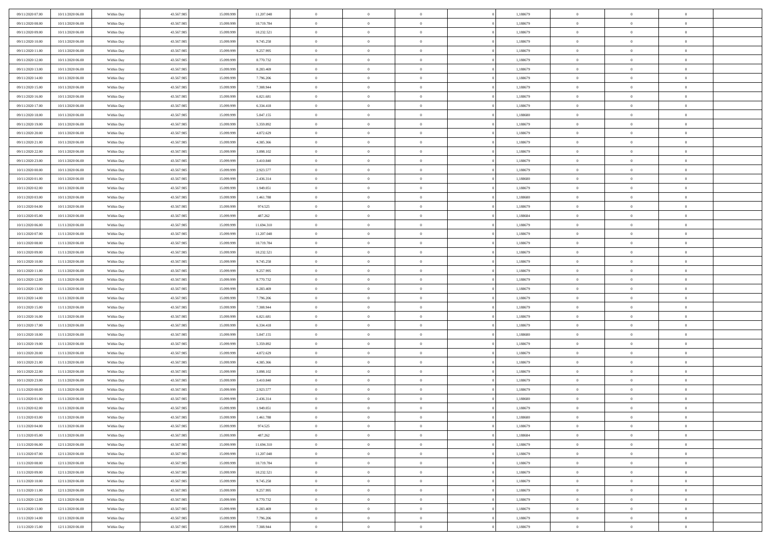| | | | | | | | | | | | | | | |
|---|---|---|---|---|---|---|---|---|---|---|---|---|---|---|
| 09/11/2020 07:00 | 10/11/2020 06:00 | Within Day | 43.567.985 | 15.099.999 | 11.207.048 | 0 | 0 | 0 | 0 | 1,188679 | 0 | 0 | 0 | |
| 09/11/2020 08:00 | 10/11/2020 06:00 | Within Day | 43.567.985 | 15.099.999 | 10.719.784 | 0 | 0 | 0 | 0 | 1,188679 | 0 | 0 | 0 | |
| 09/11/2020 09:00 | 10/11/2020 06:00 | Within Day | 43.567.985 | 15.099.999 | 10.232.521 | 0 | 0 | 0 | 0 | 1,188679 | 0 | 0 | 0 | |
| 09/11/2020 10:00 | 10/11/2020 06:00 | Within Day | 43.567.985 | 15.099.999 | 9.745.258 | 0 | 0 | 0 | 0 | 1,188679 | 0 | 0 | 0 | |
| 09/11/2020 11:00 | 10/11/2020 06:00 | Within Day | 43.567.985 | 15.099.999 | 9.257.995 | 0 | 0 | 0 | 0 | 1,188679 | 0 | 0 | 0 | |
| 09/11/2020 12:00 | 10/11/2020 06:00 | Within Day | 43.567.985 | 15.099.999 | 8.770.732 | 0 | 0 | 0 | 0 | 1,188679 | 0 | 0 | 0 | |
| 09/11/2020 13:00 | 10/11/2020 06:00 | Within Day | 43.567.985 | 15.099.999 | 8.283.469 | 0 | 0 | 0 | 0 | 1,188679 | 0 | 0 | 0 | |
| 09/11/2020 14:00 | 10/11/2020 06:00 | Within Day | 43.567.985 | 15.099.999 | 7.796.206 | 0 | 0 | 0 | 0 | 1,188679 | 0 | 0 | 0 | |
| 09/11/2020 15:00 | 10/11/2020 06:00 | Within Day | 43.567.985 | 15.099.999 | 7.308.944 | 0 | 0 | 0 | 0 | 1,188679 | 0 | 0 | 0 | |
| 09/11/2020 16:00 | 10/11/2020 06:00 | Within Day | 43.567.985 | 15.099.999 | 6.821.681 | 0 | 0 | 0 | 0 | 1,188679 | 0 | 0 | 0 | |
| 09/11/2020 17:00 | 10/11/2020 06:00 | Within Day | 43.567.985 | 15.099.999 | 6.334.418 | 0 | 0 | 0 | 0 | 1,188679 | 0 | 0 | 0 | |
| 09/11/2020 18:00 | 10/11/2020 06:00 | Within Day | 43.567.985 | 15.099.999 | 5.847.155 | 0 | 0 | 0 | 0 | 1,188680 | 0 | 0 | 0 | |
| 09/11/2020 19:00 | 10/11/2020 06:00 | Within Day | 43.567.985 | 15.099.999 | 5.359.892 | 0 | 0 | 0 | 0 | 1,188679 | 0 | 0 | 0 | |
| 09/11/2020 20:00 | 10/11/2020 06:00 | Within Day | 43.567.985 | 15.099.999 | 4.872.629 | 0 | 0 | 0 | 0 | 1,188679 | 0 | 0 | 0 | |
| 09/11/2020 21:00 | 10/11/2020 06:00 | Within Day | 43.567.985 | 15.099.999 | 4.385.366 | 0 | 0 | 0 | 0 | 1,188679 | 0 | 0 | 0 | |
| 09/11/2020 22:00 | 10/11/2020 06:00 | Within Day | 43.567.985 | 15.099.999 | 3.898.102 | 0 | 0 | 0 | 0 | 1,188679 | 0 | 0 | 0 | |
| 09/11/2020 23:00 | 10/11/2020 06:00 | Within Day | 43.567.985 | 15.099.999 | 3.410.840 | 0 | 0 | 0 | 0 | 1,188679 | 0 | 0 | 0 | |
| 10/11/2020 00:00 | 10/11/2020 06:00 | Within Day | 43.567.985 | 15.099.999 | 2.923.577 | 0 | 0 | 0 | 0 | 1,188679 | 0 | 0 | 0 | |
| 10/11/2020 01:00 | 10/11/2020 06:00 | Within Day | 43.567.985 | 15.099.999 | 2.436.314 | 0 | 0 | 0 | 0 | 1,188680 | 0 | 0 | 0 | |
| 10/11/2020 02:00 | 10/11/2020 06:00 | Within Day | 43.567.985 | 15.099.999 | 1.949.051 | 0 | 0 | 0 | 0 | 1,188679 | 0 | 0 | 0 | |
| 10/11/2020 03:00 | 10/11/2020 06:00 | Within Day | 43.567.985 | 15.099.999 | 1.461.788 | 0 | 0 | 0 | 0 | 1,188680 | 0 | 0 | 0 | |
| 10/11/2020 04:00 | 10/11/2020 06:00 | Within Day | 43.567.985 | 15.099.999 | 974.525 | 0 | 0 | 0 | 0 | 1,188679 | 0 | 0 | 0 | |
| 10/11/2020 05:00 | 10/11/2020 06:00 | Within Day | 43.567.985 | 15.099.999 | 487.262 | 0 | 0 | 0 | 0 | 1,188684 | 0 | 0 | 0 | |
| 10/11/2020 06:00 | 11/11/2020 06:00 | Within Day | 43.567.985 | 15.099.999 | 11.694.310 | 0 | 0 | 0 | 0 | 1,188679 | 0 | 0 | 0 | |
| 10/11/2020 07:00 | 11/11/2020 06:00 | Within Day | 43.567.985 | 15.099.999 | 11.207.048 | 0 | 0 | 0 | 0 | 1,188679 | 0 | 0 | 0 | |
| 10/11/2020 08:00 | 11/11/2020 06:00 | Within Day | 43.567.985 | 15.099.999 | 10.719.784 | 0 | 0 | 0 | 0 | 1,188679 | 0 | 0 | 0 | |
| 10/11/2020 09:00 | 11/11/2020 06:00 | Within Day | 43.567.985 | 15.099.999 | 10.232.521 | 0 | 0 | 0 | 0 | 1,188679 | 0 | 0 | 0 | |
| 10/11/2020 10:00 | 11/11/2020 06:00 | Within Day | 43.567.985 | 15.099.999 | 9.745.258 | 0 | 0 | 0 | 0 | 1,188679 | 0 | 0 | 0 | |
| 10/11/2020 11:00 | 11/11/2020 06:00 | Within Day | 43.567.985 | 15.099.999 | 9.257.995 | 0 | 0 | 0 | 0 | 1,188679 | 0 | 0 | 0 | |
| 10/11/2020 12:00 | 11/11/2020 06:00 | Within Day | 43.567.985 | 15.099.999 | 8.770.732 | 0 | 0 | 0 | 0 | 1,188679 | 0 | 0 | 0 | |
| 10/11/2020 13:00 | 11/11/2020 06:00 | Within Day | 43.567.985 | 15.099.999 | 8.283.469 | 0 | 0 | 0 | 0 | 1,188679 | 0 | 0 | 0 | |
| 10/11/2020 14:00 | 11/11/2020 06:00 | Within Day | 43.567.985 | 15.099.999 | 7.796.206 | 0 | 0 | 0 | 0 | 1,188679 | 0 | 0 | 0 | |
| 10/11/2020 15:00 | 11/11/2020 06:00 | Within Day | 43.567.985 | 15.099.999 | 7.308.944 | 0 | 0 | 0 | 0 | 1,188679 | 0 | 0 | 0 | |
| 10/11/2020 16:00 | 11/11/2020 06:00 | Within Day | 43.567.985 | 15.099.999 | 6.821.681 | 0 | 0 | 0 | 0 | 1,188679 | 0 | 0 | 0 | |
| 10/11/2020 17:00 | 11/11/2020 06:00 | Within Day | 43.567.985 | 15.099.999 | 6.334.418 | 0 | 0 | 0 | 0 | 1,188679 | 0 | 0 | 0 | |
| 10/11/2020 18:00 | 11/11/2020 06:00 | Within Day | 43.567.985 | 15.099.999 | 5.847.155 | 0 | 0 | 0 | 0 | 1,188680 | 0 | 0 | 0 | |
| 10/11/2020 19:00 | 11/11/2020 06:00 | Within Day | 43.567.985 | 15.099.999 | 5.359.892 | 0 | 0 | 0 | 0 | 1,188679 | 0 | 0 | 0 | |
| 10/11/2020 20:00 | 11/11/2020 06:00 | Within Day | 43.567.985 | 15.099.999 | 4.872.629 | 0 | 0 | 0 | 0 | 1,188679 | 0 | 0 | 0 | |
| 10/11/2020 21:00 | 11/11/2020 06:00 | Within Day | 43.567.985 | 15.099.999 | 4.385.366 | 0 | 0 | 0 | 0 | 1,188679 | 0 | 0 | 0 | |
| 10/11/2020 22:00 | 11/11/2020 06:00 | Within Day | 43.567.985 | 15.099.999 | 3.898.102 | 0 | 0 | 0 | 0 | 1,188679 | 0 | 0 | 0 | |
| 10/11/2020 23:00 | 11/11/2020 06:00 | Within Day | 43.567.985 | 15.099.999 | 3.410.840 | 0 | 0 | 0 | 0 | 1,188679 | 0 | 0 | 0 | |
| 11/11/2020 00:00 | 11/11/2020 06:00 | Within Day | 43.567.985 | 15.099.999 | 2.923.577 | 0 | 0 | 0 | 0 | 1,188679 | 0 | 0 | 0 | |
| 11/11/2020 01:00 | 11/11/2020 06:00 | Within Day | 43.567.985 | 15.099.999 | 2.436.314 | 0 | 0 | 0 | 0 | 1,188680 | 0 | 0 | 0 | |
| 11/11/2020 02:00 | 11/11/2020 06:00 | Within Day | 43.567.985 | 15.099.999 | 1.949.051 | 0 | 0 | 0 | 0 | 1,188679 | 0 | 0 | 0 | |
| 11/11/2020 03:00 | 11/11/2020 06:00 | Within Day | 43.567.985 | 15.099.999 | 1.461.788 | 0 | 0 | 0 | 0 | 1,188680 | 0 | 0 | 0 | |
| 11/11/2020 04:00 | 11/11/2020 06:00 | Within Day | 43.567.985 | 15.099.999 | 974.525 | 0 | 0 | 0 | 0 | 1,188679 | 0 | 0 | 0 | |
| 11/11/2020 05:00 | 11/11/2020 06:00 | Within Day | 43.567.985 | 15.099.999 | 487.262 | 0 | 0 | 0 | 0 | 1,188684 | 0 | 0 | 0 | |
| 11/11/2020 06:00 | 12/11/2020 06:00 | Within Day | 43.567.985 | 15.099.999 | 11.694.310 | 0 | 0 | 0 | 0 | 1,188679 | 0 | 0 | 0 | |
| 11/11/2020 07:00 | 12/11/2020 06:00 | Within Day | 43.567.985 | 15.099.999 | 11.207.048 | 0 | 0 | 0 | 0 | 1,188679 | 0 | 0 | 0 | |
| 11/11/2020 08:00 | 12/11/2020 06:00 | Within Day | 43.567.985 | 15.099.999 | 10.719.784 | 0 | 0 | 0 | 0 | 1,188679 | 0 | 0 | 0 | |
| 11/11/2020 09:00 | 12/11/2020 06:00 | Within Day | 43.567.985 | 15.099.999 | 10.232.521 | 0 | 0 | 0 | 0 | 1,188679 | 0 | 0 | 0 | |
| 11/11/2020 10:00 | 12/11/2020 06:00 | Within Day | 43.567.985 | 15.099.999 | 9.745.258 | 0 | 0 | 0 | 0 | 1,188679 | 0 | 0 | 0 | |
| 11/11/2020 11:00 | 12/11/2020 06:00 | Within Day | 43.567.985 | 15.099.999 | 9.257.995 | 0 | 0 | 0 | 0 | 1,188679 | 0 | 0 | 0 | |
| 11/11/2020 12:00 | 12/11/2020 06:00 | Within Day | 43.567.985 | 15.099.999 | 8.770.732 | 0 | 0 | 0 | 0 | 1,188679 | 0 | 0 | 0 | |
| 11/11/2020 13:00 | 12/11/2020 06:00 | Within Day | 43.567.985 | 15.099.999 | 8.283.469 | 0 | 0 | 0 | 0 | 1,188679 | 0 | 0 | 0 | |
| 11/11/2020 14:00 | 12/11/2020 06:00 | Within Day | 43.567.985 | 15.099.999 | 7.796.206 | 0 | 0 | 0 | 0 | 1,188679 | 0 | 0 | 0 | |
| 11/11/2020 15:00 | 12/11/2020 06:00 | Within Day | 43.567.985 | 15.099.999 | 7.308.944 | 0 | 0 | 0 | 0 | 1,188679 | 0 | 0 | 0 | |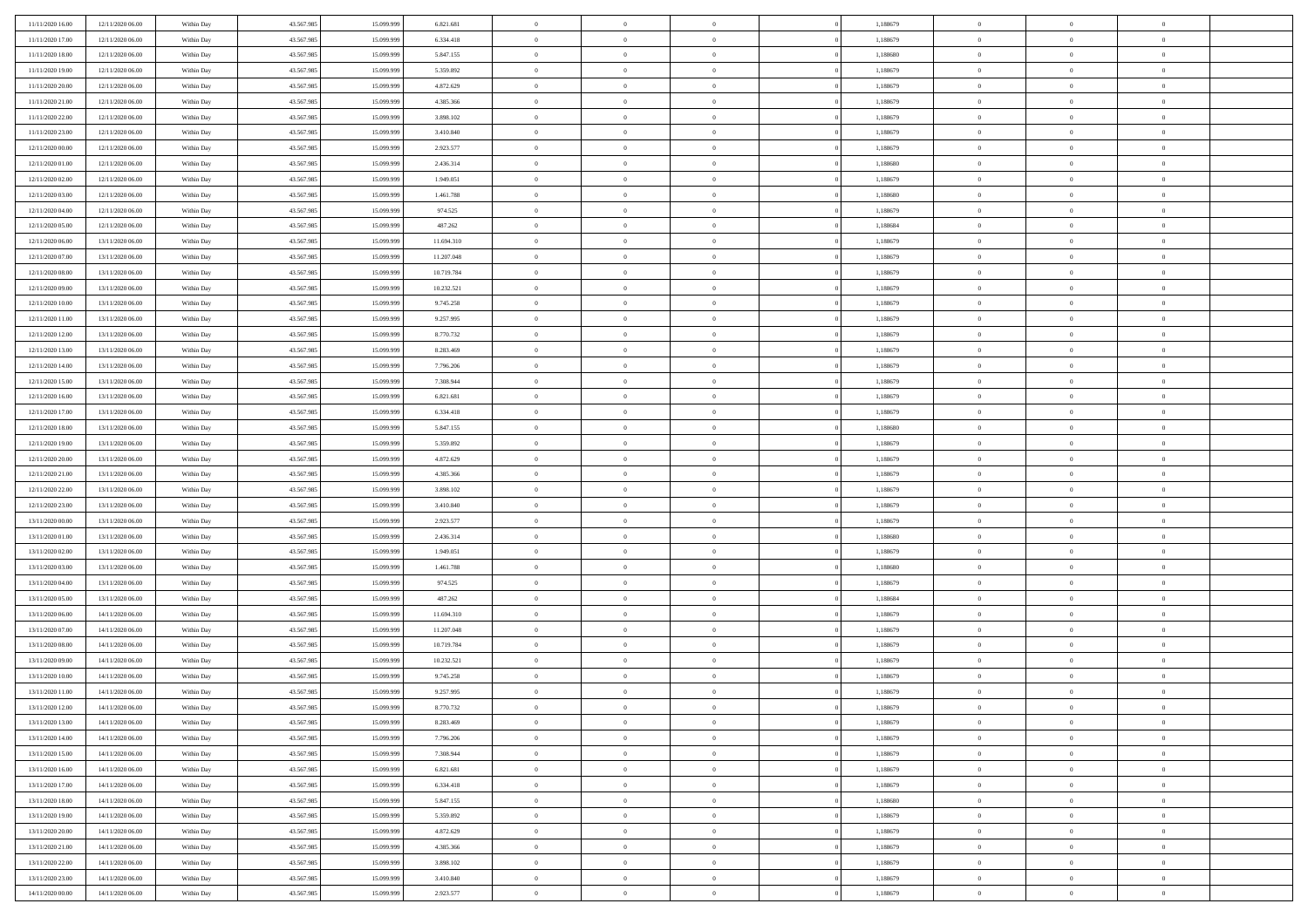| | | | | | | | | | | | | | | |
|---|---|---|---|---|---|---|---|---|---|---|---|---|---|---|
| 11/11/2020 16:00 | 12/11/2020 06.00 | Within Day | 43.567.985 | 15.099.999 | 6.821.681 | 0 | 0 | 0 | 0 | 1,188679 | 0 | 0 | 0 | |
| 11/11/2020 17:00 | 12/11/2020 06.00 | Within Day | 43.567.985 | 15.099.999 | 6.334.418 | 0 | 0 | 0 | 0 | 1,188679 | 0 | 0 | 0 | |
| 11/11/2020 18:00 | 12/11/2020 06.00 | Within Day | 43.567.985 | 15.099.999 | 5.847.155 | 0 | 0 | 0 | 0 | 1,188680 | 0 | 0 | 0 | |
| 11/11/2020 19:00 | 12/11/2020 06.00 | Within Day | 43.567.985 | 15.099.999 | 5.359.892 | 0 | 0 | 0 | 0 | 1,188679 | 0 | 0 | 0 | |
| 11/11/2020 20:00 | 12/11/2020 06.00 | Within Day | 43.567.985 | 15.099.999 | 4.872.629 | 0 | 0 | 0 | 0 | 1,188679 | 0 | 0 | 0 | |
| 11/11/2020 21:00 | 12/11/2020 06.00 | Within Day | 43.567.985 | 15.099.999 | 4.385.366 | 0 | 0 | 0 | 0 | 1,188679 | 0 | 0 | 0 | |
| 11/11/2020 22:00 | 12/11/2020 06.00 | Within Day | 43.567.985 | 15.099.999 | 3.898.102 | 0 | 0 | 0 | 0 | 1,188679 | 0 | 0 | 0 | |
| 11/11/2020 23:00 | 12/11/2020 06.00 | Within Day | 43.567.985 | 15.099.999 | 3.410.840 | 0 | 0 | 0 | 0 | 1,188679 | 0 | 0 | 0 | |
| 12/11/2020 00:00 | 12/11/2020 06.00 | Within Day | 43.567.985 | 15.099.999 | 2.923.577 | 0 | 0 | 0 | 0 | 1,188679 | 0 | 0 | 0 | |
| 12/11/2020 01:00 | 12/11/2020 06.00 | Within Day | 43.567.985 | 15.099.999 | 2.436.314 | 0 | 0 | 0 | 0 | 1,188680 | 0 | 0 | 0 | |
| 12/11/2020 02:00 | 12/11/2020 06.00 | Within Day | 43.567.985 | 15.099.999 | 1.949.051 | 0 | 0 | 0 | 0 | 1,188679 | 0 | 0 | 0 | |
| 12/11/2020 03:00 | 12/11/2020 06.00 | Within Day | 43.567.985 | 15.099.999 | 1.461.788 | 0 | 0 | 0 | 0 | 1,188680 | 0 | 0 | 0 | |
| 12/11/2020 04:00 | 12/11/2020 06.00 | Within Day | 43.567.985 | 15.099.999 | 974.525 | 0 | 0 | 0 | 0 | 1,188679 | 0 | 0 | 0 | |
| 12/11/2020 05:00 | 12/11/2020 06.00 | Within Day | 43.567.985 | 15.099.999 | 487.262 | 0 | 0 | 0 | 0 | 1,188684 | 0 | 0 | 0 | |
| 12/11/2020 06:00 | 13/11/2020 06.00 | Within Day | 43.567.985 | 15.099.999 | 11.694.310 | 0 | 0 | 0 | 0 | 1,188679 | 0 | 0 | 0 | |
| 12/11/2020 07:00 | 13/11/2020 06.00 | Within Day | 43.567.985 | 15.099.999 | 11.207.048 | 0 | 0 | 0 | 0 | 1,188679 | 0 | 0 | 0 | |
| 12/11/2020 08:00 | 13/11/2020 06.00 | Within Day | 43.567.985 | 15.099.999 | 10.719.784 | 0 | 0 | 0 | 0 | 1,188679 | 0 | 0 | 0 | |
| 12/11/2020 09:00 | 13/11/2020 06.00 | Within Day | 43.567.985 | 15.099.999 | 10.232.521 | 0 | 0 | 0 | 0 | 1,188679 | 0 | 0 | 0 | |
| 12/11/2020 10:00 | 13/11/2020 06.00 | Within Day | 43.567.985 | 15.099.999 | 9.745.258 | 0 | 0 | 0 | 0 | 1,188679 | 0 | 0 | 0 | |
| 12/11/2020 11:00 | 13/11/2020 06.00 | Within Day | 43.567.985 | 15.099.999 | 9.257.995 | 0 | 0 | 0 | 0 | 1,188679 | 0 | 0 | 0 | |
| 12/11/2020 12:00 | 13/11/2020 06.00 | Within Day | 43.567.985 | 15.099.999 | 8.770.732 | 0 | 0 | 0 | 0 | 1,188679 | 0 | 0 | 0 | |
| 12/11/2020 13:00 | 13/11/2020 06.00 | Within Day | 43.567.985 | 15.099.999 | 8.283.469 | 0 | 0 | 0 | 0 | 1,188679 | 0 | 0 | 0 | |
| 12/11/2020 14:00 | 13/11/2020 06.00 | Within Day | 43.567.985 | 15.099.999 | 7.796.206 | 0 | 0 | 0 | 0 | 1,188679 | 0 | 0 | 0 | |
| 12/11/2020 15:00 | 13/11/2020 06.00 | Within Day | 43.567.985 | 15.099.999 | 7.308.944 | 0 | 0 | 0 | 0 | 1,188679 | 0 | 0 | 0 | |
| 12/11/2020 16:00 | 13/11/2020 06.00 | Within Day | 43.567.985 | 15.099.999 | 6.821.681 | 0 | 0 | 0 | 0 | 1,188679 | 0 | 0 | 0 | |
| 12/11/2020 17:00 | 13/11/2020 06.00 | Within Day | 43.567.985 | 15.099.999 | 6.334.418 | 0 | 0 | 0 | 0 | 1,188679 | 0 | 0 | 0 | |
| 12/11/2020 18:00 | 13/11/2020 06.00 | Within Day | 43.567.985 | 15.099.999 | 5.847.155 | 0 | 0 | 0 | 0 | 1,188680 | 0 | 0 | 0 | |
| 12/11/2020 19:00 | 13/11/2020 06.00 | Within Day | 43.567.985 | 15.099.999 | 5.359.892 | 0 | 0 | 0 | 0 | 1,188679 | 0 | 0 | 0 | |
| 12/11/2020 20:00 | 13/11/2020 06.00 | Within Day | 43.567.985 | 15.099.999 | 4.872.629 | 0 | 0 | 0 | 0 | 1,188679 | 0 | 0 | 0 | |
| 12/11/2020 21:00 | 13/11/2020 06.00 | Within Day | 43.567.985 | 15.099.999 | 4.385.366 | 0 | 0 | 0 | 0 | 1,188679 | 0 | 0 | 0 | |
| 12/11/2020 22:00 | 13/11/2020 06.00 | Within Day | 43.567.985 | 15.099.999 | 3.898.102 | 0 | 0 | 0 | 0 | 1,188679 | 0 | 0 | 0 | |
| 12/11/2020 23:00 | 13/11/2020 06.00 | Within Day | 43.567.985 | 15.099.999 | 3.410.840 | 0 | 0 | 0 | 0 | 1,188679 | 0 | 0 | 0 | |
| 13/11/2020 00:00 | 13/11/2020 06.00 | Within Day | 43.567.985 | 15.099.999 | 2.923.577 | 0 | 0 | 0 | 0 | 1,188679 | 0 | 0 | 0 | |
| 13/11/2020 01:00 | 13/11/2020 06.00 | Within Day | 43.567.985 | 15.099.999 | 2.436.314 | 0 | 0 | 0 | 0 | 1,188680 | 0 | 0 | 0 | |
| 13/11/2020 02:00 | 13/11/2020 06.00 | Within Day | 43.567.985 | 15.099.999 | 1.949.051 | 0 | 0 | 0 | 0 | 1,188679 | 0 | 0 | 0 | |
| 13/11/2020 03:00 | 13/11/2020 06.00 | Within Day | 43.567.985 | 15.099.999 | 1.461.788 | 0 | 0 | 0 | 0 | 1,188680 | 0 | 0 | 0 | |
| 13/11/2020 04:00 | 13/11/2020 06.00 | Within Day | 43.567.985 | 15.099.999 | 974.525 | 0 | 0 | 0 | 0 | 1,188679 | 0 | 0 | 0 | |
| 13/11/2020 05:00 | 13/11/2020 06.00 | Within Day | 43.567.985 | 15.099.999 | 487.262 | 0 | 0 | 0 | 0 | 1,188684 | 0 | 0 | 0 | |
| 13/11/2020 06:00 | 14/11/2020 06.00 | Within Day | 43.567.985 | 15.099.999 | 11.694.310 | 0 | 0 | 0 | 0 | 1,188679 | 0 | 0 | 0 | |
| 13/11/2020 07:00 | 14/11/2020 06.00 | Within Day | 43.567.985 | 15.099.999 | 11.207.048 | 0 | 0 | 0 | 0 | 1,188679 | 0 | 0 | 0 | |
| 13/11/2020 08:00 | 14/11/2020 06.00 | Within Day | 43.567.985 | 15.099.999 | 10.719.784 | 0 | 0 | 0 | 0 | 1,188679 | 0 | 0 | 0 | |
| 13/11/2020 09:00 | 14/11/2020 06.00 | Within Day | 43.567.985 | 15.099.999 | 10.232.521 | 0 | 0 | 0 | 0 | 1,188679 | 0 | 0 | 0 | |
| 13/11/2020 10:00 | 14/11/2020 06.00 | Within Day | 43.567.985 | 15.099.999 | 9.745.258 | 0 | 0 | 0 | 0 | 1,188679 | 0 | 0 | 0 | |
| 13/11/2020 11:00 | 14/11/2020 06.00 | Within Day | 43.567.985 | 15.099.999 | 9.257.995 | 0 | 0 | 0 | 0 | 1,188679 | 0 | 0 | 0 | |
| 13/11/2020 12:00 | 14/11/2020 06.00 | Within Day | 43.567.985 | 15.099.999 | 8.770.732 | 0 | 0 | 0 | 0 | 1,188679 | 0 | 0 | 0 | |
| 13/11/2020 13:00 | 14/11/2020 06.00 | Within Day | 43.567.985 | 15.099.999 | 8.283.469 | 0 | 0 | 0 | 0 | 1,188679 | 0 | 0 | 0 | |
| 13/11/2020 14:00 | 14/11/2020 06.00 | Within Day | 43.567.985 | 15.099.999 | 7.796.206 | 0 | 0 | 0 | 0 | 1,188679 | 0 | 0 | 0 | |
| 13/11/2020 15:00 | 14/11/2020 06.00 | Within Day | 43.567.985 | 15.099.999 | 7.308.944 | 0 | 0 | 0 | 0 | 1,188679 | 0 | 0 | 0 | |
| 13/11/2020 16:00 | 14/11/2020 06.00 | Within Day | 43.567.985 | 15.099.999 | 6.821.681 | 0 | 0 | 0 | 0 | 1,188679 | 0 | 0 | 0 | |
| 13/11/2020 17:00 | 14/11/2020 06.00 | Within Day | 43.567.985 | 15.099.999 | 6.334.418 | 0 | 0 | 0 | 0 | 1,188679 | 0 | 0 | 0 | |
| 13/11/2020 18:00 | 14/11/2020 06.00 | Within Day | 43.567.985 | 15.099.999 | 5.847.155 | 0 | 0 | 0 | 0 | 1,188680 | 0 | 0 | 0 | |
| 13/11/2020 19:00 | 14/11/2020 06.00 | Within Day | 43.567.985 | 15.099.999 | 5.359.892 | 0 | 0 | 0 | 0 | 1,188679 | 0 | 0 | 0 | |
| 13/11/2020 20:00 | 14/11/2020 06.00 | Within Day | 43.567.985 | 15.099.999 | 4.872.629 | 0 | 0 | 0 | 0 | 1,188679 | 0 | 0 | 0 | |
| 13/11/2020 21:00 | 14/11/2020 06.00 | Within Day | 43.567.985 | 15.099.999 | 4.385.366 | 0 | 0 | 0 | 0 | 1,188679 | 0 | 0 | 0 | |
| 13/11/2020 22:00 | 14/11/2020 06.00 | Within Day | 43.567.985 | 15.099.999 | 3.898.102 | 0 | 0 | 0 | 0 | 1,188679 | 0 | 0 | 0 | |
| 13/11/2020 23:00 | 14/11/2020 06.00 | Within Day | 43.567.985 | 15.099.999 | 3.410.840 | 0 | 0 | 0 | 0 | 1,188679 | 0 | 0 | 0 | |
| 14/11/2020 00:00 | 14/11/2020 06.00 | Within Day | 43.567.985 | 15.099.999 | 2.923.577 | 0 | 0 | 0 | 0 | 1,188679 | 0 | 0 | 0 | |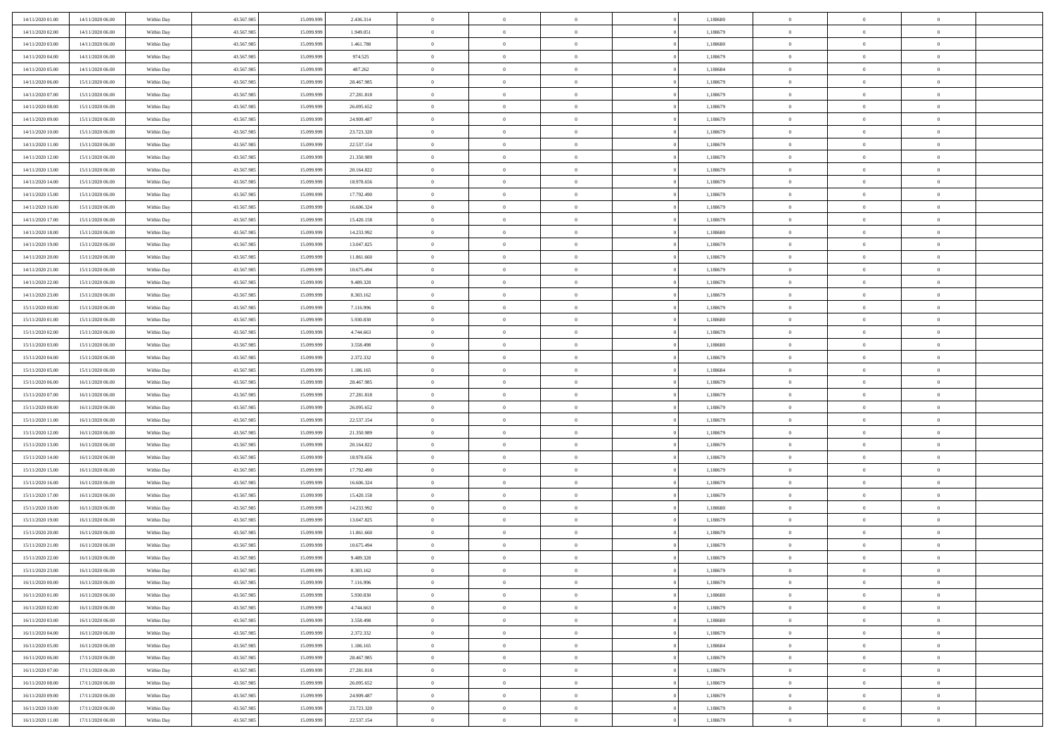| | | | | | | | | | | | | | | |
|---|---|---|---|---|---|---|---|---|---|---|---|---|---|---|
| 14/11/2020 01:00 | 14/11/2020 06:00 | Within Day | 43.567.985 | 15.099.999 | 2.436.314 | 0 | 0 | 0 | 0 | 1,188680 | 0 | 0 | 0 | |
| 14/11/2020 02:00 | 14/11/2020 06:00 | Within Day | 43.567.985 | 15.099.999 | 1.949.051 | 0 | 0 | 0 | 0 | 1,188679 | 0 | 0 | 0 | |
| 14/11/2020 03:00 | 14/11/2020 06:00 | Within Day | 43.567.985 | 15.099.999 | 1.461.788 | 0 | 0 | 0 | 0 | 1,188680 | 0 | 0 | 0 | |
| 14/11/2020 04:00 | 14/11/2020 06:00 | Within Day | 43.567.985 | 15.099.999 | 974.525 | 0 | 0 | 0 | 0 | 1,188679 | 0 | 0 | 0 | |
| 14/11/2020 05:00 | 14/11/2020 06:00 | Within Day | 43.567.985 | 15.099.999 | 487.262 | 0 | 0 | 0 | 0 | 1,188684 | 0 | 0 | 0 | |
| 14/11/2020 06:00 | 15/11/2020 06:00 | Within Day | 43.567.985 | 15.099.999 | 28.467.985 | 0 | 0 | 0 | 0 | 1,188679 | 0 | 0 | 0 | |
| 14/11/2020 07:00 | 15/11/2020 06:00 | Within Day | 43.567.985 | 15.099.999 | 27.281.818 | 0 | 0 | 0 | 0 | 1,188679 | 0 | 0 | 0 | |
| 14/11/2020 08:00 | 15/11/2020 06:00 | Within Day | 43.567.985 | 15.099.999 | 26.095.652 | 0 | 0 | 0 | 0 | 1,188679 | 0 | 0 | 0 | |
| 14/11/2020 09:00 | 15/11/2020 06:00 | Within Day | 43.567.985 | 15.099.999 | 24.909.487 | 0 | 0 | 0 | 0 | 1,188679 | 0 | 0 | 0 | |
| 14/11/2020 10:00 | 15/11/2020 06:00 | Within Day | 43.567.985 | 15.099.999 | 23.723.320 | 0 | 0 | 0 | 0 | 1,188679 | 0 | 0 | 0 | |
| 14/11/2020 11:00 | 15/11/2020 06:00 | Within Day | 43.567.985 | 15.099.999 | 22.537.154 | 0 | 0 | 0 | 0 | 1,188679 | 0 | 0 | 0 | |
| 14/11/2020 12:00 | 15/11/2020 06:00 | Within Day | 43.567.985 | 15.099.999 | 21.350.989 | 0 | 0 | 0 | 0 | 1,188679 | 0 | 0 | 0 | |
| 14/11/2020 13:00 | 15/11/2020 06:00 | Within Day | 43.567.985 | 15.099.999 | 20.164.822 | 0 | 0 | 0 | 0 | 1,188679 | 0 | 0 | 0 | |
| 14/11/2020 14:00 | 15/11/2020 06:00 | Within Day | 43.567.985 | 15.099.999 | 18.978.656 | 0 | 0 | 0 | 0 | 1,188679 | 0 | 0 | 0 | |
| 14/11/2020 15:00 | 15/11/2020 06:00 | Within Day | 43.567.985 | 15.099.999 | 17.792.490 | 0 | 0 | 0 | 0 | 1,188679 | 0 | 0 | 0 | |
| 14/11/2020 16:00 | 15/11/2020 06:00 | Within Day | 43.567.985 | 15.099.999 | 16.606.324 | 0 | 0 | 0 | 0 | 1,188679 | 0 | 0 | 0 | |
| 14/11/2020 17:00 | 15/11/2020 06:00 | Within Day | 43.567.985 | 15.099.999 | 15.420.158 | 0 | 0 | 0 | 0 | 1,188679 | 0 | 0 | 0 | |
| 14/11/2020 18:00 | 15/11/2020 06:00 | Within Day | 43.567.985 | 15.099.999 | 14.233.992 | 0 | 0 | 0 | 0 | 1,188680 | 0 | 0 | 0 | |
| 14/11/2020 19:00 | 15/11/2020 06:00 | Within Day | 43.567.985 | 15.099.999 | 13.047.825 | 0 | 0 | 0 | 0 | 1,188679 | 0 | 0 | 0 | |
| 14/11/2020 20:00 | 15/11/2020 06:00 | Within Day | 43.567.985 | 15.099.999 | 11.861.660 | 0 | 0 | 0 | 0 | 1,188679 | 0 | 0 | 0 | |
| 14/11/2020 21:00 | 15/11/2020 06:00 | Within Day | 43.567.985 | 15.099.999 | 10.675.494 | 0 | 0 | 0 | 0 | 1,188679 | 0 | 0 | 0 | |
| 14/11/2020 22:00 | 15/11/2020 06:00 | Within Day | 43.567.985 | 15.099.999 | 9.489.328 | 0 | 0 | 0 | 0 | 1,188679 | 0 | 0 | 0 | |
| 14/11/2020 23:00 | 15/11/2020 06:00 | Within Day | 43.567.985 | 15.099.999 | 8.303.162 | 0 | 0 | 0 | 0 | 1,188679 | 0 | 0 | 0 | |
| 15/11/2020 00:00 | 15/11/2020 06:00 | Within Day | 43.567.985 | 15.099.999 | 7.116.996 | 0 | 0 | 0 | 0 | 1,188679 | 0 | 0 | 0 | |
| 15/11/2020 01:00 | 15/11/2020 06:00 | Within Day | 43.567.985 | 15.099.999 | 5.930.830 | 0 | 0 | 0 | 0 | 1,188680 | 0 | 0 | 0 | |
| 15/11/2020 02:00 | 15/11/2020 06:00 | Within Day | 43.567.985 | 15.099.999 | 4.744.663 | 0 | 0 | 0 | 0 | 1,188679 | 0 | 0 | 0 | |
| 15/11/2020 03:00 | 15/11/2020 06:00 | Within Day | 43.567.985 | 15.099.999 | 3.558.498 | 0 | 0 | 0 | 0 | 1,188680 | 0 | 0 | 0 | |
| 15/11/2020 04:00 | 15/11/2020 06:00 | Within Day | 43.567.985 | 15.099.999 | 2.372.332 | 0 | 0 | 0 | 0 | 1,188679 | 0 | 0 | 0 | |
| 15/11/2020 05:00 | 15/11/2020 06:00 | Within Day | 43.567.985 | 15.099.999 | 1.186.165 | 0 | 0 | 0 | 0 | 1,188684 | 0 | 0 | 0 | |
| 15/11/2020 06:00 | 16/11/2020 06:00 | Within Day | 43.567.985 | 15.099.999 | 28.467.985 | 0 | 0 | 0 | 0 | 1,188679 | 0 | 0 | 0 | |
| 15/11/2020 07:00 | 16/11/2020 06:00 | Within Day | 43.567.985 | 15.099.999 | 27.281.818 | 0 | 0 | 0 | 0 | 1,188679 | 0 | 0 | 0 | |
| 15/11/2020 08:00 | 16/11/2020 06:00 | Within Day | 43.567.985 | 15.099.999 | 26.095.652 | 0 | 0 | 0 | 0 | 1,188679 | 0 | 0 | 0 | |
| 15/11/2020 11:00 | 16/11/2020 06:00 | Within Day | 43.567.985 | 15.099.999 | 22.537.154 | 0 | 0 | 0 | 0 | 1,188679 | 0 | 0 | 0 | |
| 15/11/2020 12:00 | 16/11/2020 06:00 | Within Day | 43.567.985 | 15.099.999 | 21.350.989 | 0 | 0 | 0 | 0 | 1,188679 | 0 | 0 | 0 | |
| 15/11/2020 13:00 | 16/11/2020 06:00 | Within Day | 43.567.985 | 15.099.999 | 20.164.822 | 0 | 0 | 0 | 0 | 1,188679 | 0 | 0 | 0 | |
| 15/11/2020 14:00 | 16/11/2020 06:00 | Within Day | 43.567.985 | 15.099.999 | 18.978.656 | 0 | 0 | 0 | 0 | 1,188679 | 0 | 0 | 0 | |
| 15/11/2020 15:00 | 16/11/2020 06:00 | Within Day | 43.567.985 | 15.099.999 | 17.792.490 | 0 | 0 | 0 | 0 | 1,188679 | 0 | 0 | 0 | |
| 15/11/2020 16:00 | 16/11/2020 06:00 | Within Day | 43.567.985 | 15.099.999 | 16.606.324 | 0 | 0 | 0 | 0 | 1,188679 | 0 | 0 | 0 | |
| 15/11/2020 17:00 | 16/11/2020 06:00 | Within Day | 43.567.985 | 15.099.999 | 15.420.158 | 0 | 0 | 0 | 0 | 1,188679 | 0 | 0 | 0 | |
| 15/11/2020 18:00 | 16/11/2020 06:00 | Within Day | 43.567.985 | 15.099.999 | 14.233.992 | 0 | 0 | 0 | 0 | 1,188680 | 0 | 0 | 0 | |
| 15/11/2020 19:00 | 16/11/2020 06:00 | Within Day | 43.567.985 | 15.099.999 | 13.047.825 | 0 | 0 | 0 | 0 | 1,188679 | 0 | 0 | 0 | |
| 15/11/2020 20:00 | 16/11/2020 06:00 | Within Day | 43.567.985 | 15.099.999 | 11.861.660 | 0 | 0 | 0 | 0 | 1,188679 | 0 | 0 | 0 | |
| 15/11/2020 21:00 | 16/11/2020 06:00 | Within Day | 43.567.985 | 15.099.999 | 10.675.494 | 0 | 0 | 0 | 0 | 1,188679 | 0 | 0 | 0 | |
| 15/11/2020 22:00 | 16/11/2020 06:00 | Within Day | 43.567.985 | 15.099.999 | 9.489.328 | 0 | 0 | 0 | 0 | 1,188679 | 0 | 0 | 0 | |
| 15/11/2020 23:00 | 16/11/2020 06:00 | Within Day | 43.567.985 | 15.099.999 | 8.303.162 | 0 | 0 | 0 | 0 | 1,188679 | 0 | 0 | 0 | |
| 16/11/2020 00:00 | 16/11/2020 06:00 | Within Day | 43.567.985 | 15.099.999 | 7.116.996 | 0 | 0 | 0 | 0 | 1,188679 | 0 | 0 | 0 | |
| 16/11/2020 01:00 | 16/11/2020 06:00 | Within Day | 43.567.985 | 15.099.999 | 5.930.830 | 0 | 0 | 0 | 0 | 1,188680 | 0 | 0 | 0 | |
| 16/11/2020 02:00 | 16/11/2020 06:00 | Within Day | 43.567.985 | 15.099.999 | 4.744.663 | 0 | 0 | 0 | 0 | 1,188679 | 0 | 0 | 0 | |
| 16/11/2020 03:00 | 16/11/2020 06:00 | Within Day | 43.567.985 | 15.099.999 | 3.558.498 | 0 | 0 | 0 | 0 | 1,188680 | 0 | 0 | 0 | |
| 16/11/2020 04:00 | 16/11/2020 06:00 | Within Day | 43.567.985 | 15.099.999 | 2.372.332 | 0 | 0 | 0 | 0 | 1,188679 | 0 | 0 | 0 | |
| 16/11/2020 05:00 | 16/11/2020 06:00 | Within Day | 43.567.985 | 15.099.999 | 1.186.165 | 0 | 0 | 0 | 0 | 1,188684 | 0 | 0 | 0 | |
| 16/11/2020 06:00 | 17/11/2020 06:00 | Within Day | 43.567.985 | 15.099.999 | 28.467.985 | 0 | 0 | 0 | 0 | 1,188679 | 0 | 0 | 0 | |
| 16/11/2020 07:00 | 17/11/2020 06:00 | Within Day | 43.567.985 | 15.099.999 | 27.281.818 | 0 | 0 | 0 | 0 | 1,188679 | 0 | 0 | 0 | |
| 16/11/2020 08:00 | 17/11/2020 06:00 | Within Day | 43.567.985 | 15.099.999 | 26.095.652 | 0 | 0 | 0 | 0 | 1,188679 | 0 | 0 | 0 | |
| 16/11/2020 09:00 | 17/11/2020 06:00 | Within Day | 43.567.985 | 15.099.999 | 24.909.487 | 0 | 0 | 0 | 0 | 1,188679 | 0 | 0 | 0 | |
| 16/11/2020 10:00 | 17/11/2020 06:00 | Within Day | 43.567.985 | 15.099.999 | 23.723.320 | 0 | 0 | 0 | 0 | 1,188679 | 0 | 0 | 0 | |
| 16/11/2020 11:00 | 17/11/2020 06:00 | Within Day | 43.567.985 | 15.099.999 | 22.537.154 | 0 | 0 | 0 | 0 | 1,188679 | 0 | 0 | 0 | |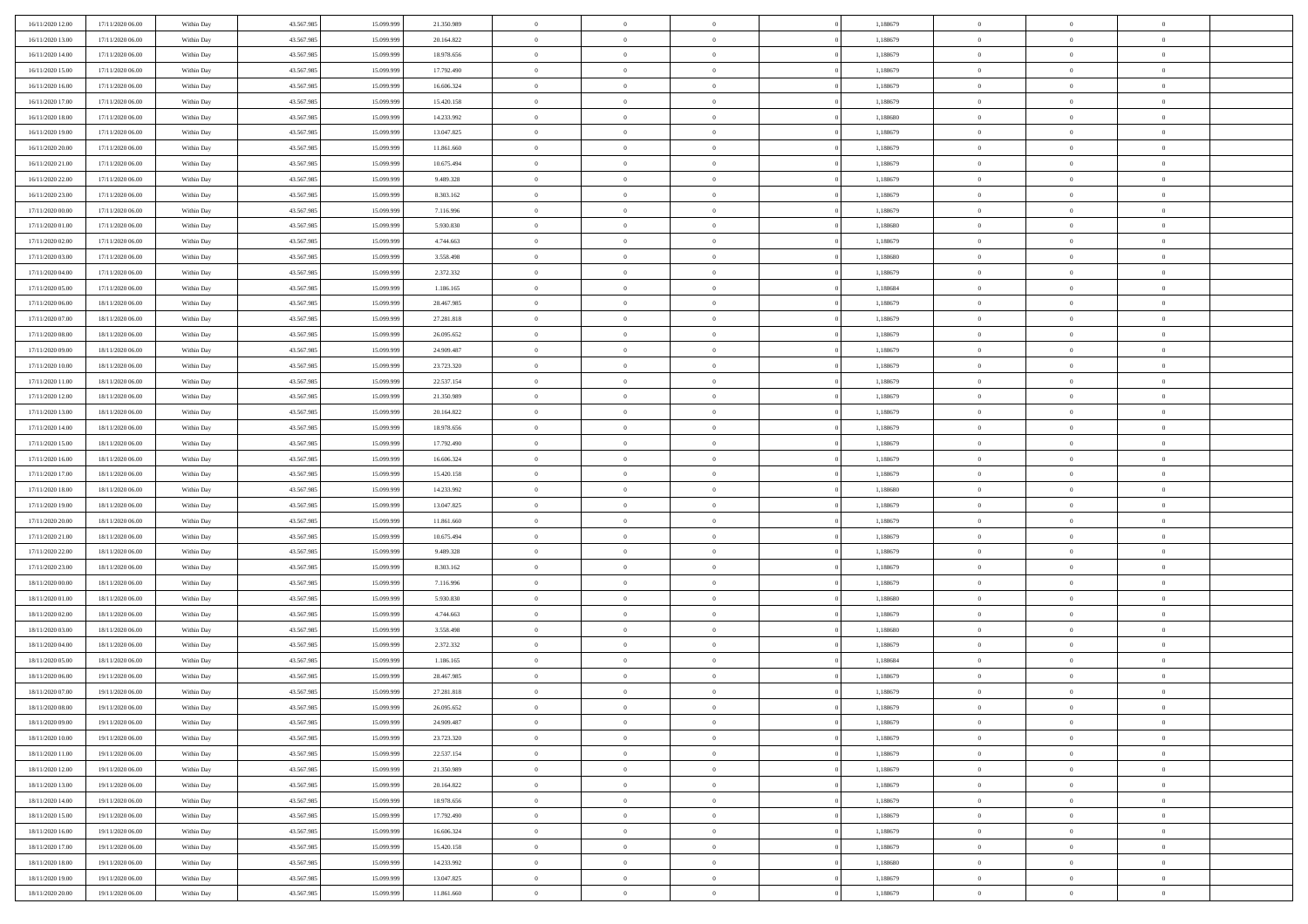| | | | | | | | | | | | | | | |
|---|---|---|---|---|---|---|---|---|---|---|---|---|---|---|
| 16/11/2020 12:00 | 17/11/2020 06:00 | Within Day | 43.567.985 | 15.099.999 | 21.350.989 | 0 | 0 | 0 | | 1,188679 | 0 | 0 | 0 | |
| 16/11/2020 13:00 | 17/11/2020 06:00 | Within Day | 43.567.985 | 15.099.999 | 20.164.822 | 0 | 0 | 0 | | 1,188679 | 0 | 0 | 0 | |
| 16/11/2020 14:00 | 17/11/2020 06:00 | Within Day | 43.567.985 | 15.099.999 | 18.978.656 | 0 | 0 | 0 | | 1,188679 | 0 | 0 | 0 | |
| 16/11/2020 15:00 | 17/11/2020 06:00 | Within Day | 43.567.985 | 15.099.999 | 17.792.490 | 0 | 0 | 0 | | 1,188679 | 0 | 0 | 0 | |
| 16/11/2020 16:00 | 17/11/2020 06:00 | Within Day | 43.567.985 | 15.099.999 | 16.606.324 | 0 | 0 | 0 | | 1,188679 | 0 | 0 | 0 | |
| 16/11/2020 17:00 | 17/11/2020 06:00 | Within Day | 43.567.985 | 15.099.999 | 15.420.158 | 0 | 0 | 0 | | 1,188679 | 0 | 0 | 0 | |
| 16/11/2020 18:00 | 17/11/2020 06:00 | Within Day | 43.567.985 | 15.099.999 | 14.233.992 | 0 | 0 | 0 | | 1,188680 | 0 | 0 | 0 | |
| 16/11/2020 19:00 | 17/11/2020 06:00 | Within Day | 43.567.985 | 15.099.999 | 13.047.825 | 0 | 0 | 0 | | 1,188679 | 0 | 0 | 0 | |
| 16/11/2020 20:00 | 17/11/2020 06:00 | Within Day | 43.567.985 | 15.099.999 | 11.861.660 | 0 | 0 | 0 | | 1,188679 | 0 | 0 | 0 | |
| 16/11/2020 21:00 | 17/11/2020 06:00 | Within Day | 43.567.985 | 15.099.999 | 10.675.494 | 0 | 0 | 0 | | 1,188679 | 0 | 0 | 0 | |
| 16/11/2020 22:00 | 17/11/2020 06:00 | Within Day | 43.567.985 | 15.099.999 | 9.489.328 | 0 | 0 | 0 | | 1,188679 | 0 | 0 | 0 | |
| 16/11/2020 23:00 | 17/11/2020 06:00 | Within Day | 43.567.985 | 15.099.999 | 8.303.162 | 0 | 0 | 0 | | 1,188679 | 0 | 0 | 0 | |
| 17/11/2020 00:00 | 17/11/2020 06:00 | Within Day | 43.567.985 | 15.099.999 | 7.116.996 | 0 | 0 | 0 | | 1,188679 | 0 | 0 | 0 | |
| 17/11/2020 01:00 | 17/11/2020 06:00 | Within Day | 43.567.985 | 15.099.999 | 5.930.830 | 0 | 0 | 0 | | 1,188680 | 0 | 0 | 0 | |
| 17/11/2020 02:00 | 17/11/2020 06:00 | Within Day | 43.567.985 | 15.099.999 | 4.744.663 | 0 | 0 | 0 | | 1,188679 | 0 | 0 | 0 | |
| 17/11/2020 03:00 | 17/11/2020 06:00 | Within Day | 43.567.985 | 15.099.999 | 3.558.498 | 0 | 0 | 0 | | 1,188680 | 0 | 0 | 0 | |
| 17/11/2020 04:00 | 17/11/2020 06:00 | Within Day | 43.567.985 | 15.099.999 | 2.372.332 | 0 | 0 | 0 | | 1,188679 | 0 | 0 | 0 | |
| 17/11/2020 05:00 | 17/11/2020 06:00 | Within Day | 43.567.985 | 15.099.999 | 1.186.165 | 0 | 0 | 0 | | 1,188684 | 0 | 0 | 0 | |
| 17/11/2020 06:00 | 18/11/2020 06:00 | Within Day | 43.567.985 | 15.099.999 | 28.467.985 | 0 | 0 | 0 | | 1,188679 | 0 | 0 | 0 | |
| 17/11/2020 07:00 | 18/11/2020 06:00 | Within Day | 43.567.985 | 15.099.999 | 27.281.818 | 0 | 0 | 0 | | 1,188679 | 0 | 0 | 0 | |
| 17/11/2020 08:00 | 18/11/2020 06:00 | Within Day | 43.567.985 | 15.099.999 | 26.095.652 | 0 | 0 | 0 | | 1,188679 | 0 | 0 | 0 | |
| 17/11/2020 09:00 | 18/11/2020 06:00 | Within Day | 43.567.985 | 15.099.999 | 24.909.487 | 0 | 0 | 0 | | 1,188679 | 0 | 0 | 0 | |
| 17/11/2020 10:00 | 18/11/2020 06:00 | Within Day | 43.567.985 | 15.099.999 | 23.723.320 | 0 | 0 | 0 | | 1,188679 | 0 | 0 | 0 | |
| 17/11/2020 11:00 | 18/11/2020 06:00 | Within Day | 43.567.985 | 15.099.999 | 22.537.154 | 0 | 0 | 0 | | 1,188679 | 0 | 0 | 0 | |
| 17/11/2020 12:00 | 18/11/2020 06:00 | Within Day | 43.567.985 | 15.099.999 | 21.350.989 | 0 | 0 | 0 | | 1,188679 | 0 | 0 | 0 | |
| 17/11/2020 13:00 | 18/11/2020 06:00 | Within Day | 43.567.985 | 15.099.999 | 20.164.822 | 0 | 0 | 0 | | 1,188679 | 0 | 0 | 0 | |
| 17/11/2020 14:00 | 18/11/2020 06:00 | Within Day | 43.567.985 | 15.099.999 | 18.978.656 | 0 | 0 | 0 | | 1,188679 | 0 | 0 | 0 | |
| 17/11/2020 15:00 | 18/11/2020 06:00 | Within Day | 43.567.985 | 15.099.999 | 17.792.490 | 0 | 0 | 0 | | 1,188679 | 0 | 0 | 0 | |
| 17/11/2020 16:00 | 18/11/2020 06:00 | Within Day | 43.567.985 | 15.099.999 | 16.606.324 | 0 | 0 | 0 | | 1,188679 | 0 | 0 | 0 | |
| 17/11/2020 17:00 | 18/11/2020 06:00 | Within Day | 43.567.985 | 15.099.999 | 15.420.158 | 0 | 0 | 0 | | 1,188679 | 0 | 0 | 0 | |
| 17/11/2020 18:00 | 18/11/2020 06:00 | Within Day | 43.567.985 | 15.099.999 | 14.233.992 | 0 | 0 | 0 | | 1,188680 | 0 | 0 | 0 | |
| 17/11/2020 19:00 | 18/11/2020 06:00 | Within Day | 43.567.985 | 15.099.999 | 13.047.825 | 0 | 0 | 0 | | 1,188679 | 0 | 0 | 0 | |
| 17/11/2020 20:00 | 18/11/2020 06:00 | Within Day | 43.567.985 | 15.099.999 | 11.861.660 | 0 | 0 | 0 | | 1,188679 | 0 | 0 | 0 | |
| 17/11/2020 21:00 | 18/11/2020 06:00 | Within Day | 43.567.985 | 15.099.999 | 10.675.494 | 0 | 0 | 0 | | 1,188679 | 0 | 0 | 0 | |
| 17/11/2020 22:00 | 18/11/2020 06:00 | Within Day | 43.567.985 | 15.099.999 | 9.489.328 | 0 | 0 | 0 | | 1,188679 | 0 | 0 | 0 | |
| 17/11/2020 23:00 | 18/11/2020 06:00 | Within Day | 43.567.985 | 15.099.999 | 8.303.162 | 0 | 0 | 0 | | 1,188679 | 0 | 0 | 0 | |
| 18/11/2020 00:00 | 18/11/2020 06:00 | Within Day | 43.567.985 | 15.099.999 | 7.116.996 | 0 | 0 | 0 | | 1,188679 | 0 | 0 | 0 | |
| 18/11/2020 01:00 | 18/11/2020 06:00 | Within Day | 43.567.985 | 15.099.999 | 5.930.830 | 0 | 0 | 0 | | 1,188680 | 0 | 0 | 0 | |
| 18/11/2020 02:00 | 18/11/2020 06:00 | Within Day | 43.567.985 | 15.099.999 | 4.744.663 | 0 | 0 | 0 | | 1,188679 | 0 | 0 | 0 | |
| 18/11/2020 03:00 | 18/11/2020 06:00 | Within Day | 43.567.985 | 15.099.999 | 3.558.498 | 0 | 0 | 0 | | 1,188680 | 0 | 0 | 0 | |
| 18/11/2020 04:00 | 18/11/2020 06:00 | Within Day | 43.567.985 | 15.099.999 | 2.372.332 | 0 | 0 | 0 | | 1,188679 | 0 | 0 | 0 | |
| 18/11/2020 05:00 | 18/11/2020 06:00 | Within Day | 43.567.985 | 15.099.999 | 1.186.165 | 0 | 0 | 0 | | 1,188684 | 0 | 0 | 0 | |
| 18/11/2020 06:00 | 19/11/2020 06:00 | Within Day | 43.567.985 | 15.099.999 | 28.467.985 | 0 | 0 | 0 | | 1,188679 | 0 | 0 | 0 | |
| 18/11/2020 07:00 | 19/11/2020 06:00 | Within Day | 43.567.985 | 15.099.999 | 27.281.818 | 0 | 0 | 0 | | 1,188679 | 0 | 0 | 0 | |
| 18/11/2020 08:00 | 19/11/2020 06:00 | Within Day | 43.567.985 | 15.099.999 | 26.095.652 | 0 | 0 | 0 | | 1,188679 | 0 | 0 | 0 | |
| 18/11/2020 09:00 | 19/11/2020 06:00 | Within Day | 43.567.985 | 15.099.999 | 24.909.487 | 0 | 0 | 0 | | 1,188679 | 0 | 0 | 0 | |
| 18/11/2020 10:00 | 19/11/2020 06:00 | Within Day | 43.567.985 | 15.099.999 | 23.723.320 | 0 | 0 | 0 | | 1,188679 | 0 | 0 | 0 | |
| 18/11/2020 11:00 | 19/11/2020 06:00 | Within Day | 43.567.985 | 15.099.999 | 22.537.154 | 0 | 0 | 0 | | 1,188679 | 0 | 0 | 0 | |
| 18/11/2020 12:00 | 19/11/2020 06:00 | Within Day | 43.567.985 | 15.099.999 | 21.350.989 | 0 | 0 | 0 | | 1,188679 | 0 | 0 | 0 | |
| 18/11/2020 13:00 | 19/11/2020 06:00 | Within Day | 43.567.985 | 15.099.999 | 20.164.822 | 0 | 0 | 0 | | 1,188679 | 0 | 0 | 0 | |
| 18/11/2020 14:00 | 19/11/2020 06:00 | Within Day | 43.567.985 | 15.099.999 | 18.978.656 | 0 | 0 | 0 | | 1,188679 | 0 | 0 | 0 | |
| 18/11/2020 15:00 | 19/11/2020 06:00 | Within Day | 43.567.985 | 15.099.999 | 17.792.490 | 0 | 0 | 0 | | 1,188679 | 0 | 0 | 0 | |
| 18/11/2020 16:00 | 19/11/2020 06:00 | Within Day | 43.567.985 | 15.099.999 | 16.606.324 | 0 | 0 | 0 | | 1,188679 | 0 | 0 | 0 | |
| 18/11/2020 17:00 | 19/11/2020 06:00 | Within Day | 43.567.985 | 15.099.999 | 15.420.158 | 0 | 0 | 0 | | 1,188679 | 0 | 0 | 0 | |
| 18/11/2020 18:00 | 19/11/2020 06:00 | Within Day | 43.567.985 | 15.099.999 | 14.233.992 | 0 | 0 | 0 | | 1,188680 | 0 | 0 | 0 | |
| 18/11/2020 19:00 | 19/11/2020 06:00 | Within Day | 43.567.985 | 15.099.999 | 13.047.825 | 0 | 0 | 0 | | 1,188679 | 0 | 0 | 0 | |
| 18/11/2020 20:00 | 19/11/2020 06:00 | Within Day | 43.567.985 | 15.099.999 | 11.861.660 | 0 | 0 | 0 | | 1,188679 | 0 | 0 | 0 | |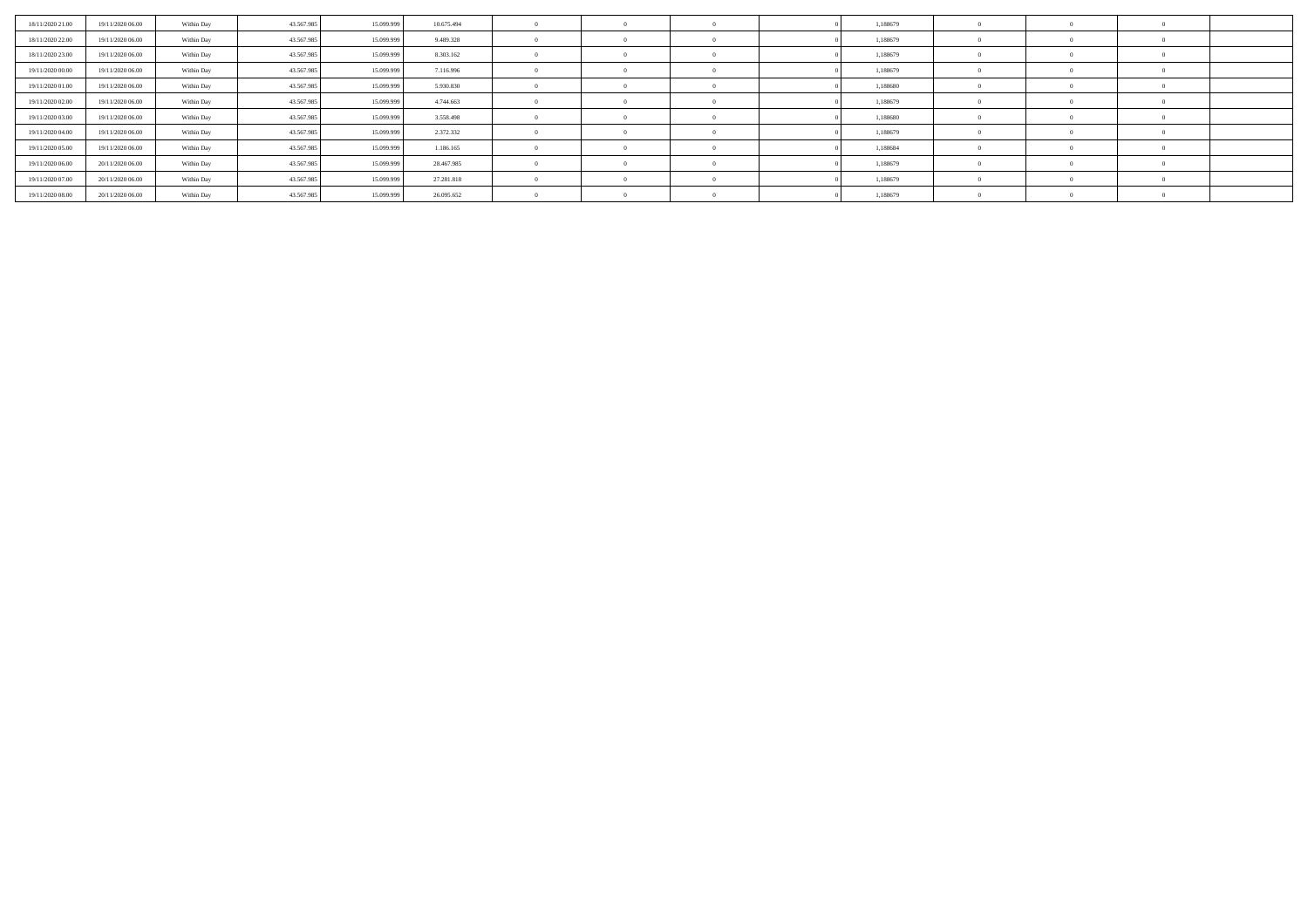| | | | | | | | | | | | | | | | |
|---|---|---|---|---|---|---|---|---|---|---|---|---|---|---|---|
| 18/11/2020 21.00 | 19/11/2020 06.00 | Within Day | 43.567.985 | 15.099.999 | 10.675.494 | 0 | 0 | 0 | | 0 | 1,188679 | 0 | 0 | 0 | |
| 18/11/2020 22.00 | 19/11/2020 06.00 | Within Day | 43.567.985 | 15.099.999 | 9.489.328 | 0 | 0 | 0 | | 0 | 1,188679 | 0 | 0 | 0 | |
| 18/11/2020 23.00 | 19/11/2020 06.00 | Within Day | 43.567.985 | 15.099.999 | 8.303.162 | 0 | 0 | 0 | | 0 | 1,188679 | 0 | 0 | 0 | |
| 19/11/2020 00.00 | 19/11/2020 06.00 | Within Day | 43.567.985 | 15.099.999 | 7.116.996 | 0 | 0 | 0 | | 0 | 1,188679 | 0 | 0 | 0 | |
| 19/11/2020 01.00 | 19/11/2020 06.00 | Within Day | 43.567.985 | 15.099.999 | 5.930.830 | 0 | 0 | 0 | | 0 | 1,188680 | 0 | 0 | 0 | |
| 19/11/2020 02.00 | 19/11/2020 06.00 | Within Day | 43.567.985 | 15.099.999 | 4.744.663 | 0 | 0 | 0 | | 0 | 1,188679 | 0 | 0 | 0 | |
| 19/11/2020 03.00 | 19/11/2020 06.00 | Within Day | 43.567.985 | 15.099.999 | 3.558.498 | 0 | 0 | 0 | | 0 | 1,188680 | 0 | 0 | 0 | |
| 19/11/2020 04.00 | 19/11/2020 06.00 | Within Day | 43.567.985 | 15.099.999 | 2.372.332 | 0 | 0 | 0 | | 0 | 1,188679 | 0 | 0 | 0 | |
| 19/11/2020 05.00 | 19/11/2020 06.00 | Within Day | 43.567.985 | 15.099.999 | 1.186.165 | 0 | 0 | 0 | | 0 | 1,188684 | 0 | 0 | 0 | |
| 19/11/2020 06.00 | 20/11/2020 06.00 | Within Day | 43.567.985 | 15.099.999 | 28.467.985 | 0 | 0 | 0 | | 0 | 1,188679 | 0 | 0 | 0 | |
| 19/11/2020 07.00 | 20/11/2020 06.00 | Within Day | 43.567.985 | 15.099.999 | 27.281.818 | 0 | 0 | 0 | | 0 | 1,188679 | 0 | 0 | 0 | |
| 19/11/2020 08.00 | 20/11/2020 06.00 | Within Day | 43.567.985 | 15.099.999 | 26.095.652 | 0 | 0 | 0 | | 0 | 1,188679 | 0 | 0 | 0 | |